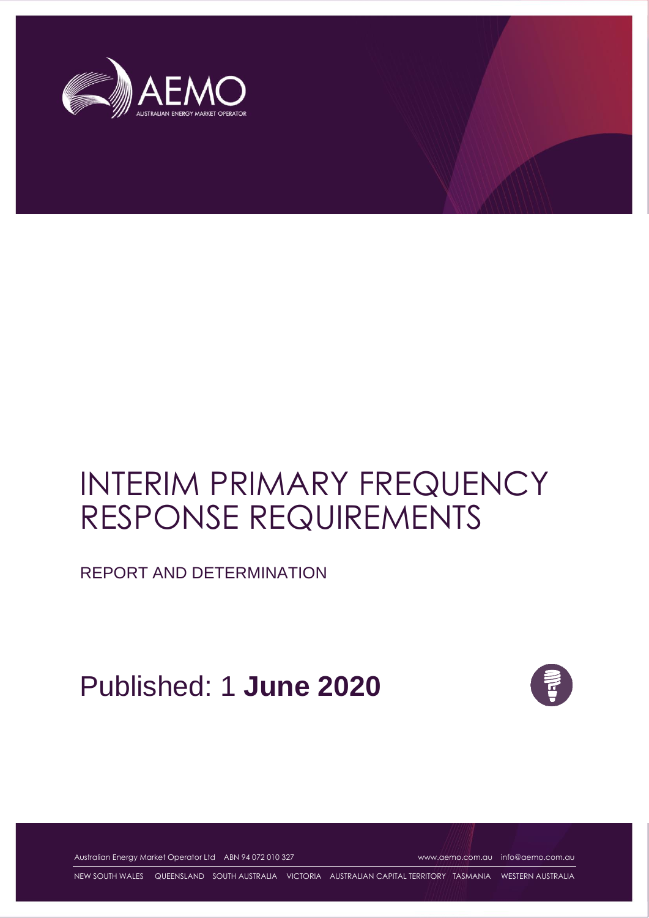# INTERIM PRIMARY FREQUENCY RESPONSE REQUIREMENTS

REPORT AND DETERMINATION

Published: 1 **June 2020**

Australian Energy Market Operator Ltd ABN 94 072 010 327 www.aemo.com.au info@aemo.com.au

NEW SOUTH WALES QUEENSLAND SOUTH AUSTRALIA VICTORIA AUSTRALIAN CAPITAL TERRITORY TASMANIA WESTERN AUSTRALIA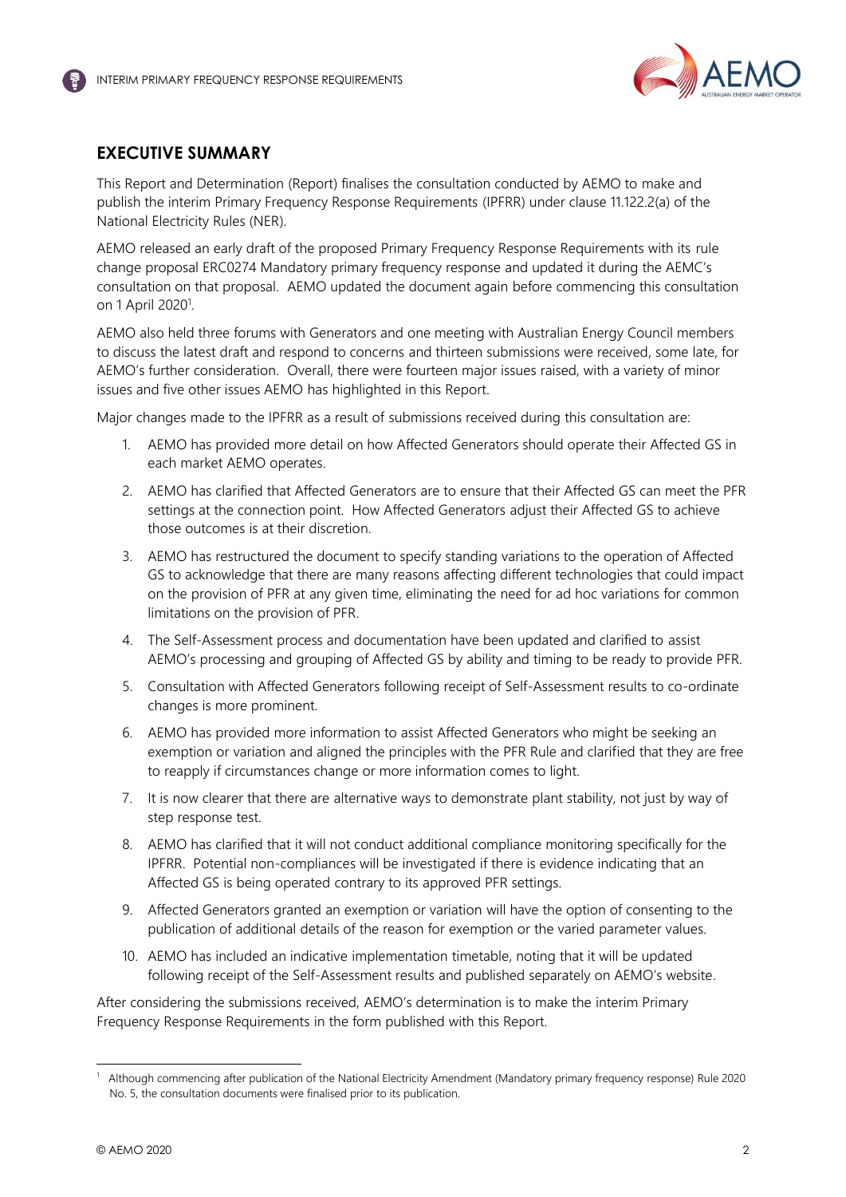## EXECUTIVE SUMMARY

This Report and Determination (Report) finalises the consultation conducted by AEMO to make and publish the interim Primary Frequency Response Requirements (IPFRR) under clause 11.122.2(a) of the National Electricity Rules (NER).

AEMO released an early draft of the proposed Primary Frequency Response Requirements with its rule change proposal ERC0274 Mandatory primary frequency response and updated it during the AEMC's consultation on that proposal. AEMO updated the document again before commencing this consultation on 1 April 2020[1].

AEMO also held three forums with Generators and one meeting with Australian Energy Council members to discuss the latest draft and respond to concerns and thirteen submissions were received, some late, for AEMO's further consideration. Overall, there were fourteen major issues raised, with a variety of minor issues and five other issues AEMO has highlighted in this Report.

Major changes made to the IPFRR as a result of submissions received during this consultation are:

1. AEMO has provided more detail on how Affected Generators should operate their Affected GS in each market AEMO operates.
2. AEMO has clarified that Affected Generators are to ensure that their Affected GS can meet the PFR settings at the connection point. How Affected Generators adjust their Affected GS to achieve those outcomes is at their discretion.
3. AEMO has restructured the document to specify standing variations to the operation of Affected GS to acknowledge that there are many reasons affecting different technologies that could impact on the provision of PFR at any given time, eliminating the need for ad hoc variations for common limitations on the provision of PFR.
4. The Self-Assessment process and documentation have been updated and clarified to assist AEMO's processing and grouping of Affected GS by ability and timing to be ready to provide PFR.
5. Consultation with Affected Generators following receipt of Self-Assessment results to co-ordinate changes is more prominent.
6. AEMO has provided more information to assist Affected Generators who might be seeking an exemption or variation and aligned the principles with the PFR Rule and clarified that they are free to reapply if circumstances change or more information comes to light.
7. It is now clearer that there are alternative ways to demonstrate plant stability, not just by way of step response test.
8. AEMO has clarified that it will not conduct additional compliance monitoring specifically for the IPFRR. Potential non-compliances will be investigated if there is evidence indicating that an Affected GS is being operated contrary to its approved PFR settings.
9. Affected Generators granted an exemption or variation will have the option of consenting to the publication of additional details of the reason for exemption or the varied parameter values.
10. AEMO has included an indicative implementation timetable, noting that it will be updated following receipt of the Self-Assessment results and published separately on AEMO's website.

After considering the submissions received, AEMO's determination is to make the interim Primary Frequency Response Requirements in the form published with this Report.

[1] Although commencing after publication of the National Electricity Amendment (Mandatory primary frequency response) Rule 2020 No. 5, the consultation documents were finalised prior to its publication.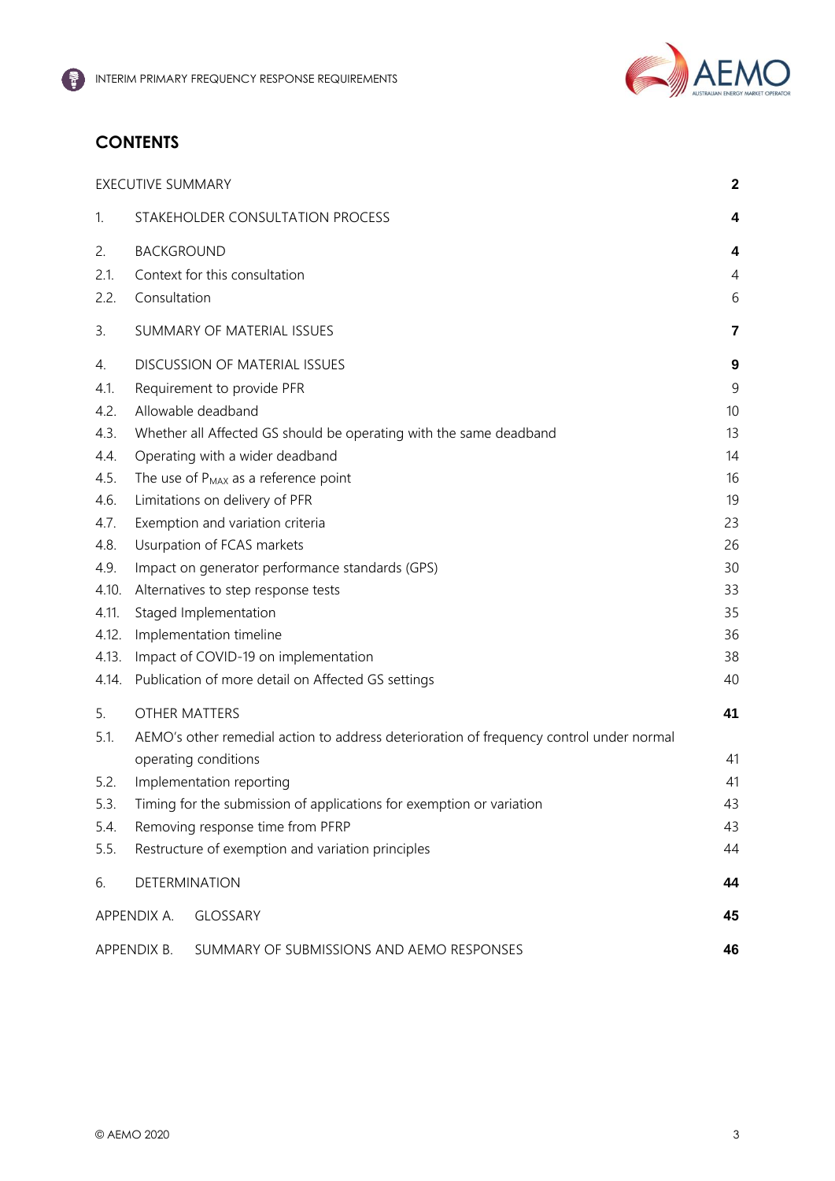## CONTENTS

| | | |
|---|---|---|
| EXECUTIVE SUMMARY | | **2** |
| 1. | STAKEHOLDER CONSULTATION PROCESS | **4** |
| 2. | BACKGROUND | **4** |
| 2.1. | Context for this consultation | 4 |
| 2.2. | Consultation | 6 |
| 3. | SUMMARY OF MATERIAL ISSUES | **7** |
| 4. | DISCUSSION OF MATERIAL ISSUES | **9** |
| 4.1. | Requirement to provide PFR | 9 |
| 4.2. | Allowable deadband | 10 |
| 4.3. | Whether all Affected GS should be operating with the same deadband | 13 |
| 4.4. | Operating with a wider deadband | 14 |
| 4.5. | The use of $P_{MAX}$ as a reference point | 16 |
| 4.6. | Limitations on delivery of PFR | 19 |
| 4.7. | Exemption and variation criteria | 23 |
| 4.8. | Usurpation of FCAS markets | 26 |
| 4.9. | Impact on generator performance standards (GPS) | 30 |
| 4.10. | Alternatives to step response tests | 33 |
| 4.11. | Staged Implementation | 35 |
| 4.12. | Implementation timeline | 36 |
| 4.13. | Impact of COVID-19 on implementation | 38 |
| 4.14. | Publication of more detail on Affected GS settings | 40 |
| 5. | OTHER MATTERS | **41** |
| 5.1. | AEMO's other remedial action to address deterioration of frequency control under normal operating conditions | 41 |
| 5.2. | Implementation reporting | 41 |
| 5.3. | Timing for the submission of applications for exemption or variation | 43 |
| 5.4. | Removing response time from PFRP | 43 |
| 5.5. | Restructure of exemption and variation principles | 44 |
| 6. | DETERMINATION | **44** |
| APPENDIX A. | GLOSSARY | **45** |
| APPENDIX B. | SUMMARY OF SUBMISSIONS AND AEMO RESPONSES | **46** |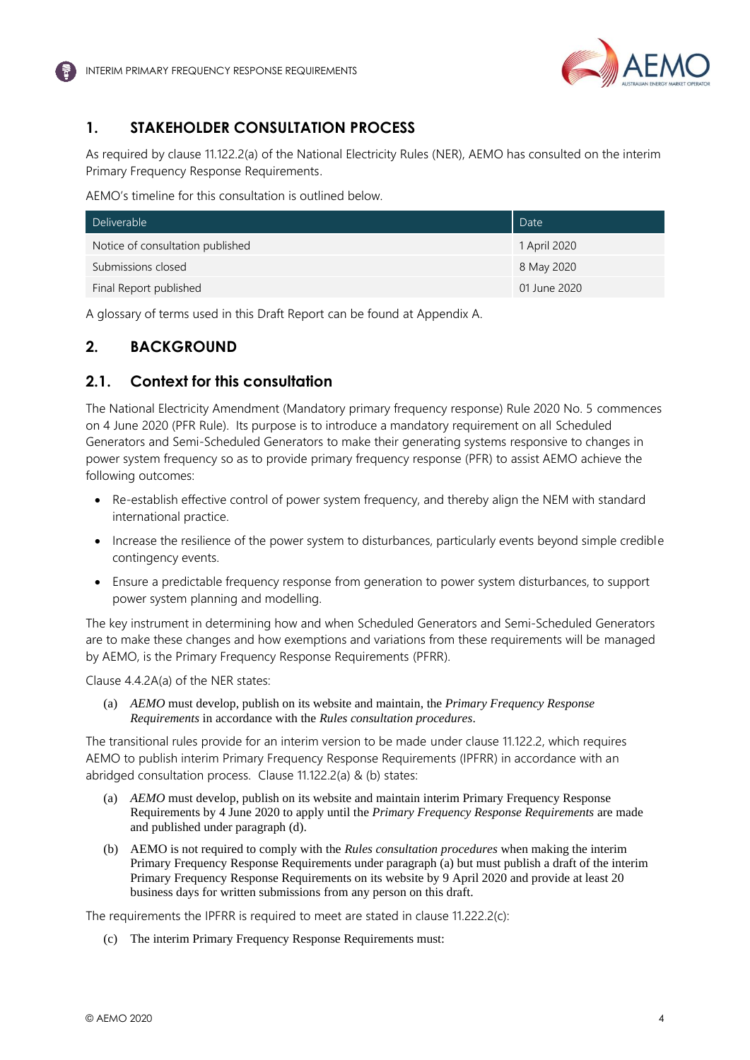# 1. STAKEHOLDER CONSULTATION PROCESS

As required by clause 11.122.2(a) of the National Electricity Rules (NER), AEMO has consulted on the interim Primary Frequency Response Requirements.

AEMO's timeline for this consultation is outlined below.

| Deliverable | Date |
|---|---|
| Notice of consultation published | 1 April 2020 |
| Submissions closed | 8 May 2020 |
| Final Report published | 01 June 2020 |

A glossary of terms used in this Draft Report can be found at Appendix A.

# 2. BACKGROUND

## 2.1. Context for this consultation

The National Electricity Amendment (Mandatory primary frequency response) Rule 2020 No. 5 commences on 4 June 2020 (PFR Rule). Its purpose is to introduce a mandatory requirement on all Scheduled Generators and Semi-Scheduled Generators to make their generating systems responsive to changes in power system frequency so as to provide primary frequency response (PFR) to assist AEMO achieve the following outcomes:

- Re-establish effective control of power system frequency, and thereby align the NEM with standard international practice.
- Increase the resilience of the power system to disturbances, particularly events beyond simple credible contingency events.
- Ensure a predictable frequency response from generation to power system disturbances, to support power system planning and modelling.

The key instrument in determining how and when Scheduled Generators and Semi-Scheduled Generators are to make these changes and how exemptions and variations from these requirements will be managed by AEMO, is the Primary Frequency Response Requirements (PFRR).

Clause 4.4.2A(a) of the NER states:

> (a) *AEMO* must develop, publish on its website and maintain, the *Primary Frequency Response Requirements* in accordance with the *Rules consultation procedures*.

The transitional rules provide for an interim version to be made under clause 11.122.2, which requires AEMO to publish interim Primary Frequency Response Requirements (IPFRR) in accordance with an abridged consultation process. Clause 11.122.2(a) & (b) states:

> (a) *AEMO* must develop, publish on its website and maintain interim Primary Frequency Response Requirements by 4 June 2020 to apply until the *Primary Frequency Response Requirements* are made and published under paragraph (d).
>
> (b) AEMO is not required to comply with the *Rules consultation procedures* when making the interim Primary Frequency Response Requirements under paragraph (a) but must publish a draft of the interim Primary Frequency Response Requirements on its website by 9 April 2020 and provide at least 20 business days for written submissions from any person on this draft.

The requirements the IPFRR is required to meet are stated in clause 11.222.2(c):

> (c) The interim Primary Frequency Response Requirements must: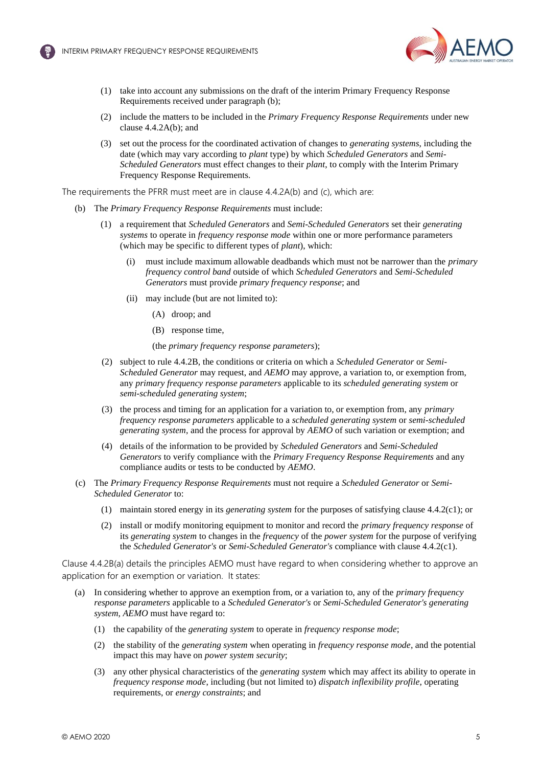(1) take into account any submissions on the draft of the interim Primary Frequency Response Requirements received under paragraph (b);

(2) include the matters to be included in the *Primary Frequency Response Requirements* under new clause 4.4.2A(b); and

(3) set out the process for the coordinated activation of changes to *generating systems*, including the date (which may vary according to *plant* type) by which *Scheduled Generators* and *Semi-Scheduled Generators* must effect changes to their *plant*, to comply with the Interim Primary Frequency Response Requirements.

The requirements the PFRR must meet are in clause 4.4.2A(b) and (c), which are:

(b) The *Primary Frequency Response Requirements* must include:

(1) a requirement that *Scheduled Generators* and *Semi-Scheduled Generators* set their *generating systems* to operate in *frequency response mode* within one or more performance parameters (which may be specific to different types of *plant*), which:

(i) must include maximum allowable deadbands which must not be narrower than the *primary frequency control band* outside of which *Scheduled Generators* and *Semi-Scheduled Generators* must provide *primary frequency response*; and

(ii) may include (but are not limited to):

(A) droop; and

(B) response time,

(the *primary frequency response parameters*);

(2) subject to rule 4.4.2B, the conditions or criteria on which a *Scheduled Generator* or *Semi-Scheduled Generator* may request, and *AEMO* may approve, a variation to, or exemption from, any *primary frequency response parameters* applicable to its *scheduled generating system* or *semi-scheduled generating system*;

(3) the process and timing for an application for a variation to, or exemption from, any *primary frequency response parameters* applicable to a *scheduled generating system* or *semi-scheduled generating system*, and the process for approval by *AEMO* of such variation or exemption; and

(4) details of the information to be provided by *Scheduled Generators* and *Semi-Scheduled Generators* to verify compliance with the *Primary Frequency Response Requirements* and any compliance audits or tests to be conducted by *AEMO*.

(c) The *Primary Frequency Response Requirements* must not require a *Scheduled Generator* or *Semi-Scheduled Generator* to:

(1) maintain stored energy in its *generating system* for the purposes of satisfying clause 4.4.2(c1); or

(2) install or modify monitoring equipment to monitor and record the *primary frequency response* of its *generating system* to changes in the *frequency* of the *power system* for the purpose of verifying the *Scheduled Generator's* or *Semi-Scheduled Generator's* compliance with clause 4.4.2(c1).

Clause 4.4.2B(a) details the principles AEMO must have regard to when considering whether to approve an application for an exemption or variation. It states:

(a) In considering whether to approve an exemption from, or a variation to, any of the *primary frequency response parameters* applicable to a *Scheduled Generator's* or *Semi-Scheduled Generator's generating system*, *AEMO* must have regard to:

(1) the capability of the *generating system* to operate in *frequency response mode*;

(2) the stability of the *generating system* when operating in *frequency response mode*, and the potential impact this may have on *power system security*;

(3) any other physical characteristics of the *generating system* which may affect its ability to operate in *frequency response mode*, including (but not limited to) *dispatch inflexibility profile*, operating requirements, or *energy constraints*; and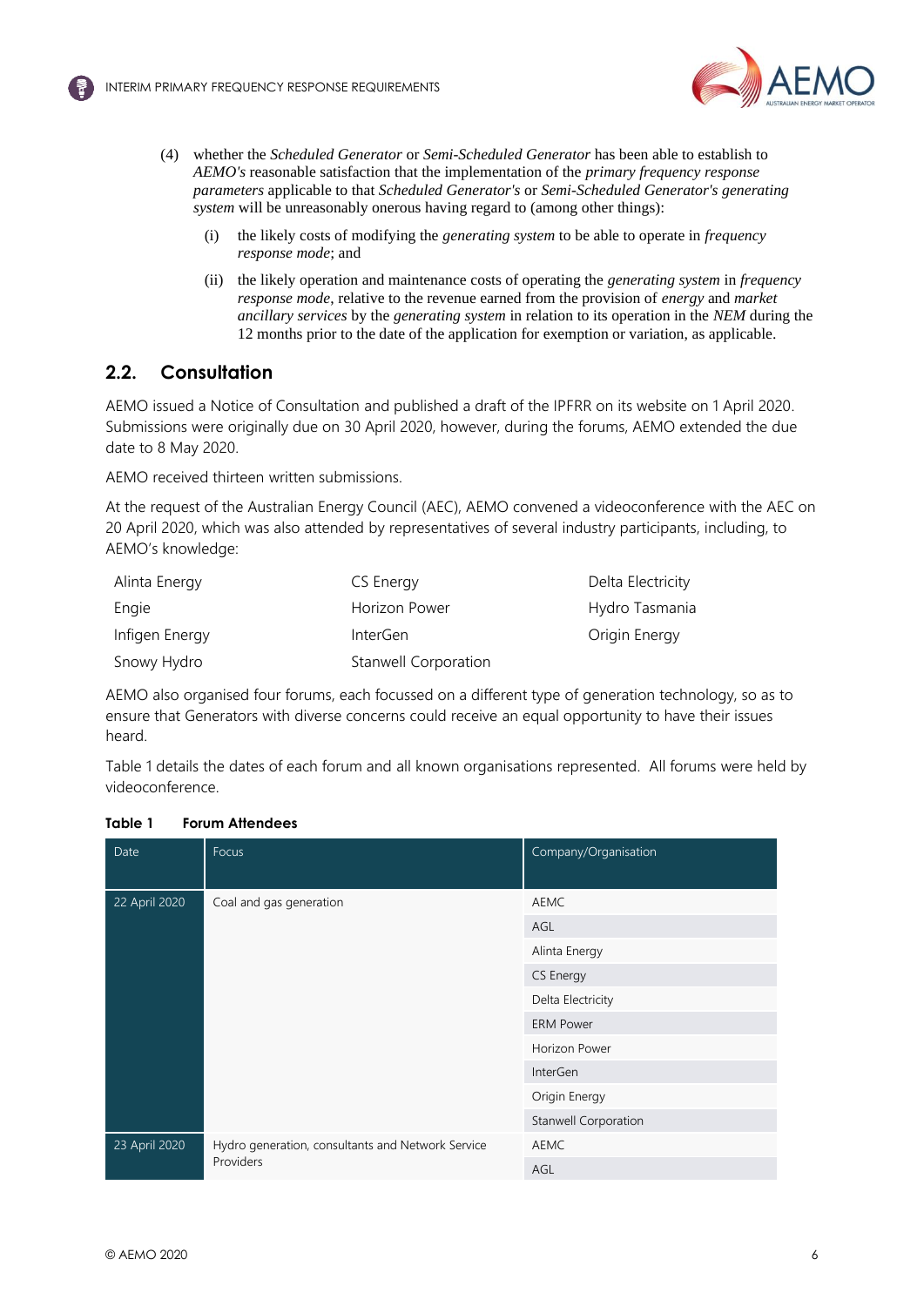(4) whether the *Scheduled Generator* or *Semi-Scheduled Generator* has been able to establish to *AEMO's* reasonable satisfaction that the implementation of the *primary frequency response parameters* applicable to that *Scheduled Generator's* or *Semi-Scheduled Generator's generating system* will be unreasonably onerous having regard to (among other things):

(i) the likely costs of modifying the *generating system* to be able to operate in *frequency response mode*; and

(ii) the likely operation and maintenance costs of operating the *generating system* in *frequency response mode*, relative to the revenue earned from the provision of *energy* and *market ancillary services* by the *generating system* in relation to its operation in the *NEM* during the 12 months prior to the date of the application for exemption or variation, as applicable.

## 2.2. Consultation

AEMO issued a Notice of Consultation and published a draft of the IPFRR on its website on 1 April 2020. Submissions were originally due on 30 April 2020, however, during the forums, AEMO extended the due date to 8 May 2020.

AEMO received thirteen written submissions.

At the request of the Australian Energy Council (AEC), AEMO convened a videoconference with the AEC on 20 April 2020, which was also attended by representatives of several industry participants, including, to AEMO's knowledge:

| | | |
|---|---|---|
| Alinta Energy | CS Energy | Delta Electricity |
| Engie | Horizon Power | Hydro Tasmania |
| Infigen Energy | InterGen | Origin Energy |
| Snowy Hydro | Stanwell Corporation | |

AEMO also organised four forums, each focussed on a different type of generation technology, so as to ensure that Generators with diverse concerns could receive an equal opportunity to have their issues heard.

Table 1 details the dates of each forum and all known organisations represented. All forums were held by videoconference.

**Table 1 Forum Attendees**

| Date | Focus | Company/Organisation |
|---|---|---|
| 22 April 2020 | Coal and gas generation | AEMC |
| | | AGL |
| | | Alinta Energy |
| | | CS Energy |
| | | Delta Electricity |
| | | ERM Power |
| | | Horizon Power |
| | | InterGen |
| | | Origin Energy |
| | | Stanwell Corporation |
| 23 April 2020 | Hydro generation, consultants and Network Service Providers | AEMC |
| | | AGL |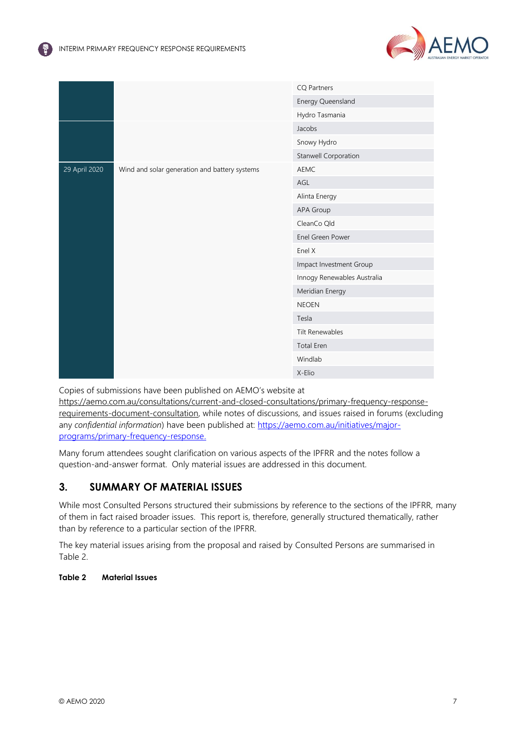| | | |
|---|---|---|
| | | CQ Partners |
| | | Energy Queensland |
| | | Hydro Tasmania |
| | | Jacobs |
| | | Snowy Hydro |
| | | Stanwell Corporation |
| 29 April 2020 | Wind and solar generation and battery systems | AEMC |
| | | AGL |
| | | Alinta Energy |
| | | APA Group |
| | | CleanCo Qld |
| | | Enel Green Power |
| | | Enel X |
| | | Impact Investment Group |
| | | Innogy Renewables Australia |
| | | Meridian Energy |
| | | NEOEN |
| | | Tesla |
| | | Tilt Renewables |
| | | Total Eren |
| | | Windlab |
| | | X-Elio |

Copies of submissions have been published on AEMO's website at https://aemo.com.au/consultations/current-and-closed-consultations/primary-frequency-response-requirements-document-consultation, while notes of discussions, and issues raised in forums (excluding any *confidential information*) have been published at: https://aemo.com.au/initiatives/major-programs/primary-frequency-response.

Many forum attendees sought clarification on various aspects of the IPFRR and the notes follow a question-and-answer format. Only material issues are addressed in this document.

## 3. SUMMARY OF MATERIAL ISSUES

While most Consulted Persons structured their submissions by reference to the sections of the IPFRR, many of them in fact raised broader issues. This report is, therefore, generally structured thematically, rather than by reference to a particular section of the IPFRR.

The key material issues arising from the proposal and raised by Consulted Persons are summarised in Table 2.

**Table 2 Material Issues**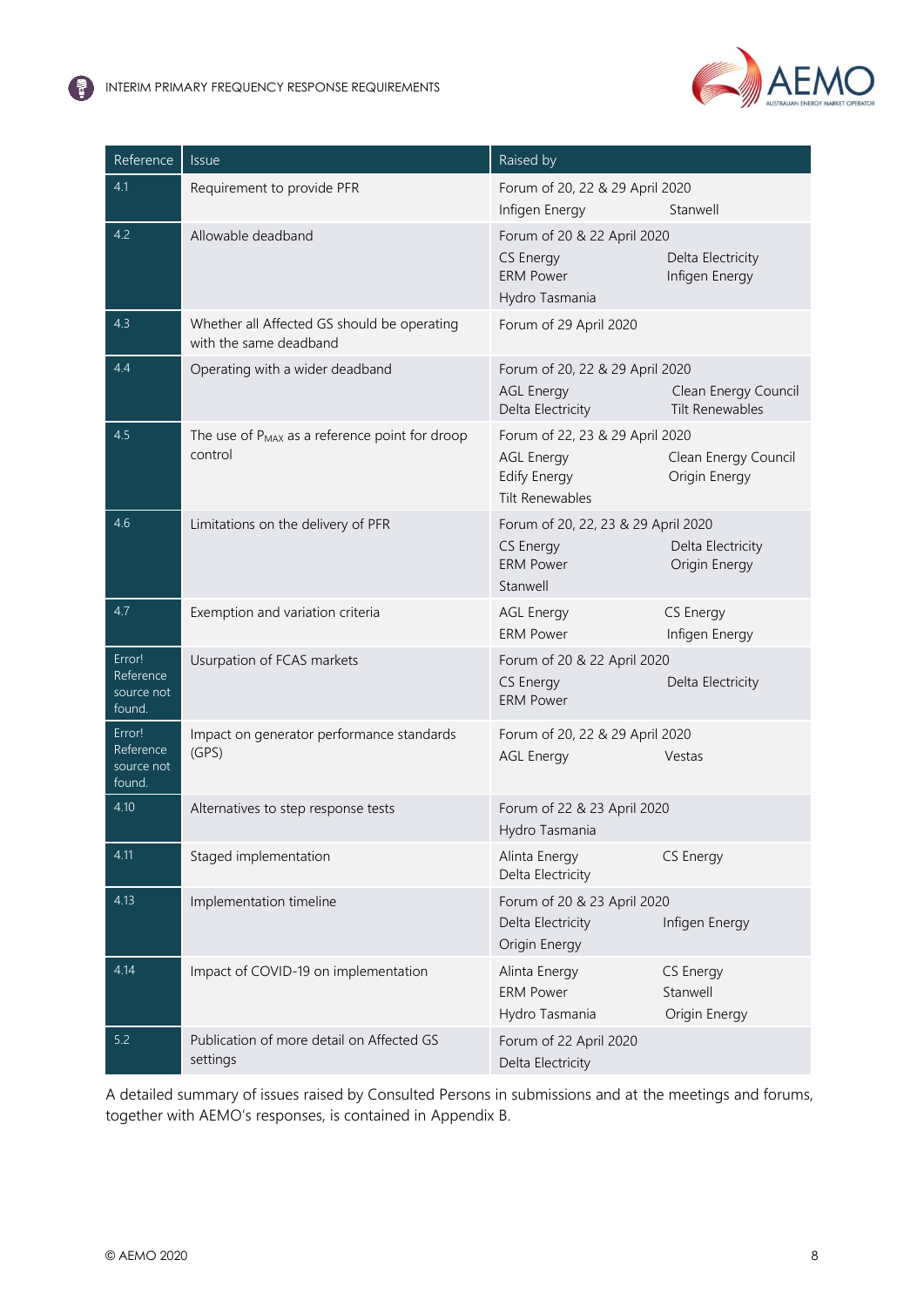| Reference | Issue | Raised by |
|---|---|---|
| 4.1 | Requirement to provide PFR | Forum of 20, 22 & 29 April 2020<br>Infigen Energy Stanwell |
| 4.2 | Allowable deadband | Forum of 20 & 22 April 2020<br>CS Energy Delta Electricity<br>ERM Power Infigen Energy<br>Hydro Tasmania |
| 4.3 | Whether all Affected GS should be operating with the same deadband | Forum of 29 April 2020 |
| 4.4 | Operating with a wider deadband | Forum of 20, 22 & 29 April 2020<br>AGL Energy Clean Energy Council<br>Delta Electricity Tilt Renewables |
| 4.5 | The use of $P_{MAX}$ as a reference point for droop control | Forum of 22, 23 & 29 April 2020<br>AGL Energy Clean Energy Council<br>Edify Energy Origin Energy<br>Tilt Renewables |
| 4.6 | Limitations on the delivery of PFR | Forum of 20, 22, 23 & 29 April 2020<br>CS Energy Delta Electricity<br>ERM Power Origin Energy<br>Stanwell |
| 4.7 | Exemption and variation criteria | AGL Energy CS Energy<br>ERM Power Infigen Energy |
| Error! Reference source not found. | Usurpation of FCAS markets | Forum of 20 & 22 April 2020<br>CS Energy Delta Electricity<br>ERM Power |
| Error! Reference source not found. | Impact on generator performance standards (GPS) | Forum of 20, 22 & 29 April 2020<br>AGL Energy Vestas |
| 4.10 | Alternatives to step response tests | Forum of 22 & 23 April 2020<br>Hydro Tasmania |
| 4.11 | Staged implementation | Alinta Energy CS Energy<br>Delta Electricity |
| 4.13 | Implementation timeline | Forum of 20 & 23 April 2020<br>Delta Electricity Infigen Energy<br>Origin Energy |
| 4.14 | Impact of COVID-19 on implementation | Alinta Energy CS Energy<br>ERM Power Stanwell<br>Hydro Tasmania Origin Energy |
| 5.2 | Publication of more detail on Affected GS settings | Forum of 22 April 2020<br>Delta Electricity |

A detailed summary of issues raised by Consulted Persons in submissions and at the meetings and forums, together with AEMO's responses, is contained in Appendix B.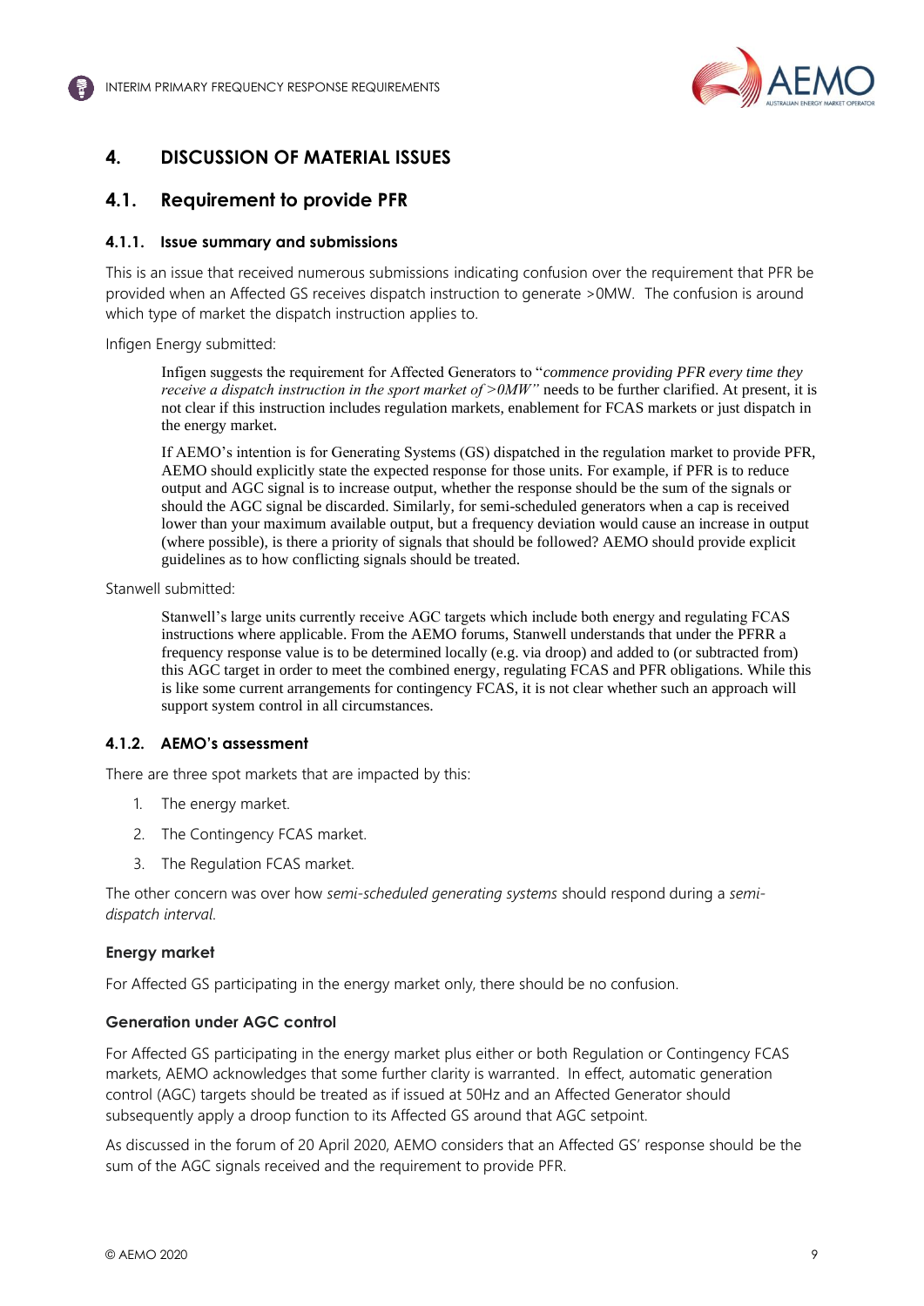# 4. DISCUSSION OF MATERIAL ISSUES

## 4.1. Requirement to provide PFR

### 4.1.1. Issue summary and submissions

This is an issue that received numerous submissions indicating confusion over the requirement that PFR be provided when an Affected GS receives dispatch instruction to generate >0MW. The confusion is around which type of market the dispatch instruction applies to.

Infigen Energy submitted:

> Infigen suggests the requirement for Affected Generators to "*commence providing PFR every time they receive a dispatch instruction in the sport market of >0MW*" needs to be further clarified. At present, it is not clear if this instruction includes regulation markets, enablement for FCAS markets or just dispatch in the energy market.
>
> If AEMO's intention is for Generating Systems (GS) dispatched in the regulation market to provide PFR, AEMO should explicitly state the expected response for those units. For example, if PFR is to reduce output and AGC signal is to increase output, whether the response should be the sum of the signals or should the AGC signal be discarded. Similarly, for semi-scheduled generators when a cap is received lower than your maximum available output, but a frequency deviation would cause an increase in output (where possible), is there a priority of signals that should be followed? AEMO should provide explicit guidelines as to how conflicting signals should be treated.

Stanwell submitted:

> Stanwell's large units currently receive AGC targets which include both energy and regulating FCAS instructions where applicable. From the AEMO forums, Stanwell understands that under the PFRR a frequency response value is to be determined locally (e.g. via droop) and added to (or subtracted from) this AGC target in order to meet the combined energy, regulating FCAS and PFR obligations. While this is like some current arrangements for contingency FCAS, it is not clear whether such an approach will support system control in all circumstances.

### 4.1.2. AEMO's assessment

There are three spot markets that are impacted by this:

1. The energy market.
2. The Contingency FCAS market.
3. The Regulation FCAS market.

The other concern was over how *semi-scheduled generating systems* should respond during a *semi-dispatch interval*.

#### Energy market

For Affected GS participating in the energy market only, there should be no confusion.

#### Generation under AGC control

For Affected GS participating in the energy market plus either or both Regulation or Contingency FCAS markets, AEMO acknowledges that some further clarity is warranted. In effect, automatic generation control (AGC) targets should be treated as if issued at 50Hz and an Affected Generator should subsequently apply a droop function to its Affected GS around that AGC setpoint.

As discussed in the forum of 20 April 2020, AEMO considers that an Affected GS' response should be the sum of the AGC signals received and the requirement to provide PFR.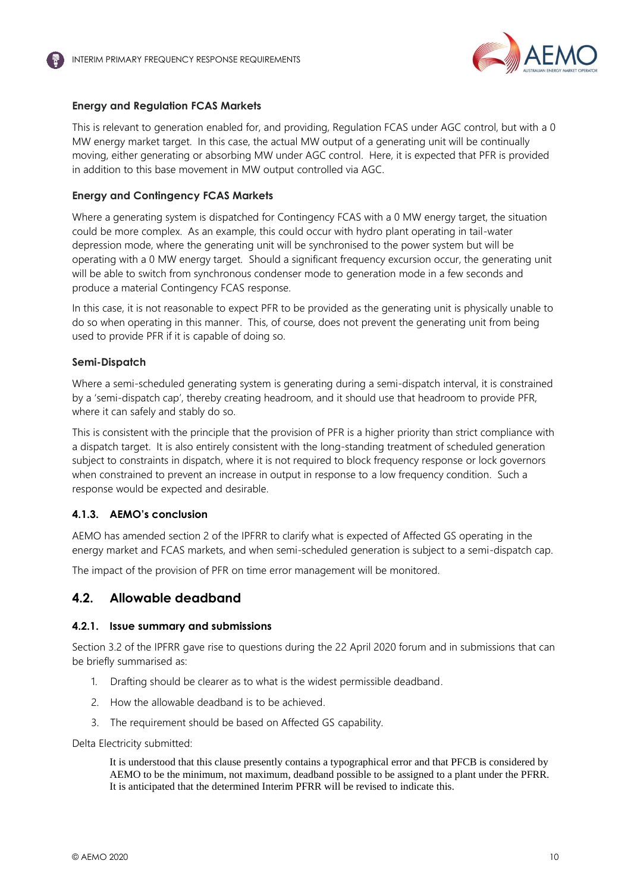**Energy and Regulation FCAS Markets**

This is relevant to generation enabled for, and providing, Regulation FCAS under AGC control, but with a 0 MW energy market target. In this case, the actual MW output of a generating unit will be continually moving, either generating or absorbing MW under AGC control. Here, it is expected that PFR is provided in addition to this base movement in MW output controlled via AGC.

**Energy and Contingency FCAS Markets**

Where a generating system is dispatched for Contingency FCAS with a 0 MW energy target, the situation could be more complex. As an example, this could occur with hydro plant operating in tail-water depression mode, where the generating unit will be synchronised to the power system but will be operating with a 0 MW energy target. Should a significant frequency excursion occur, the generating unit will be able to switch from synchronous condenser mode to generation mode in a few seconds and produce a material Contingency FCAS response.

In this case, it is not reasonable to expect PFR to be provided as the generating unit is physically unable to do so when operating in this manner. This, of course, does not prevent the generating unit from being used to provide PFR if it is capable of doing so.

**Semi-Dispatch**

Where a semi-scheduled generating system is generating during a semi-dispatch interval, it is constrained by a 'semi-dispatch cap', thereby creating headroom, and it should use that headroom to provide PFR, where it can safely and stably do so.

This is consistent with the principle that the provision of PFR is a higher priority than strict compliance with a dispatch target. It is also entirely consistent with the long-standing treatment of scheduled generation subject to constraints in dispatch, where it is not required to block frequency response or lock governors when constrained to prevent an increase in output in response to a low frequency condition. Such a response would be expected and desirable.

### 4.1.3. AEMO's conclusion

AEMO has amended section 2 of the IPFRR to clarify what is expected of Affected GS operating in the energy market and FCAS markets, and when semi-scheduled generation is subject to a semi-dispatch cap.

The impact of the provision of PFR on time error management will be monitored.

## 4.2. Allowable deadband

### 4.2.1. Issue summary and submissions

Section 3.2 of the IPFRR gave rise to questions during the 22 April 2020 forum and in submissions that can be briefly summarised as:

1. Drafting should be clearer as to what is the widest permissible deadband.
2. How the allowable deadband is to be achieved.
3. The requirement should be based on Affected GS capability.

Delta Electricity submitted:

> It is understood that this clause presently contains a typographical error and that PFCB is considered by AEMO to be the minimum, not maximum, deadband possible to be assigned to a plant under the PFRR. It is anticipated that the determined Interim PFRR will be revised to indicate this.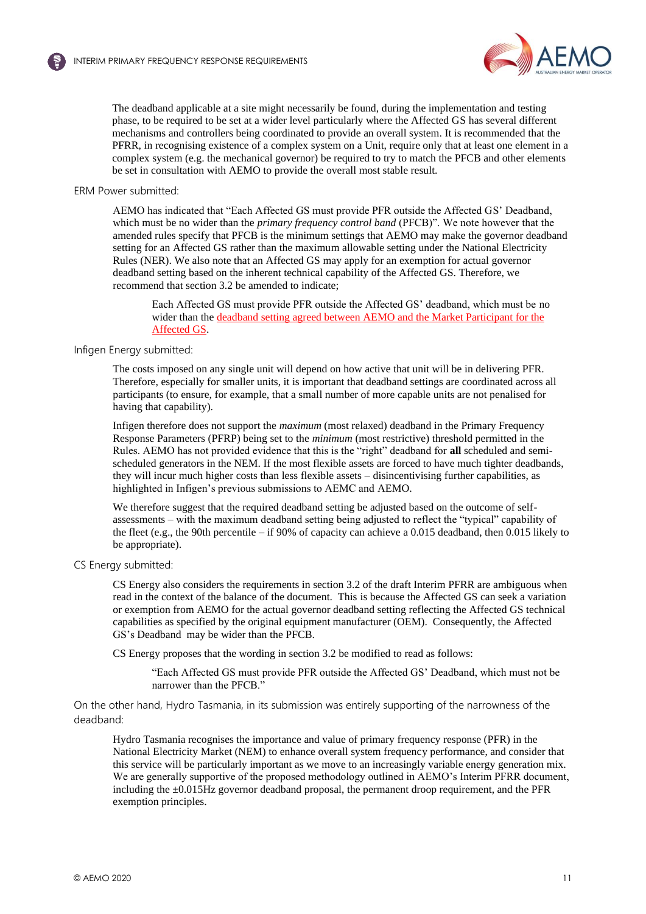> The deadband applicable at a site might necessarily be found, during the implementation and testing phase, to be required to be set at a wider level particularly where the Affected GS has several different mechanisms and controllers being coordinated to provide an overall system. It is recommended that the PFRR, in recognising existence of a complex system on a Unit, require only that at least one element in a complex system (e.g. the mechanical governor) be required to try to match the PFCB and other elements be set in consultation with AEMO to provide the overall most stable result.

ERM Power submitted:

> AEMO has indicated that "Each Affected GS must provide PFR outside the Affected GS' Deadband, which must be no wider than the *primary frequency control band* (PFCB)". We note however that the amended rules specify that PFCB is the minimum settings that AEMO may make the governor deadband setting for an Affected GS rather than the maximum allowable setting under the National Electricity Rules (NER). We also note that an Affected GS may apply for an exemption for actual governor deadband setting based on the inherent technical capability of the Affected GS. Therefore, we recommend that section 3.2 be amended to indicate;
>
> > Each Affected GS must provide PFR outside the Affected GS' deadband, which must be no wider than the deadband setting agreed between AEMO and the Market Participant for the Affected GS.

Infigen Energy submitted:

> The costs imposed on any single unit will depend on how active that unit will be in delivering PFR. Therefore, especially for smaller units, it is important that deadband settings are coordinated across all participants (to ensure, for example, that a small number of more capable units are not penalised for having that capability).
>
> Infigen therefore does not support the *maximum* (most relaxed) deadband in the Primary Frequency Response Parameters (PFRP) being set to the *minimum* (most restrictive) threshold permitted in the Rules. AEMO has not provided evidence that this is the "right" deadband for **all** scheduled and semi-scheduled generators in the NEM. If the most flexible assets are forced to have much tighter deadbands, they will incur much higher costs than less flexible assets – disincentivising further capabilities, as highlighted in Infigen's previous submissions to AEMC and AEMO.
>
> We therefore suggest that the required deadband setting be adjusted based on the outcome of self-assessments – with the maximum deadband setting being adjusted to reflect the "typical" capability of the fleet (e.g., the 90th percentile – if 90% of capacity can achieve a 0.015 deadband, then 0.015 likely to be appropriate).

CS Energy submitted:

> CS Energy also considers the requirements in section 3.2 of the draft Interim PFRR are ambiguous when read in the context of the balance of the document. This is because the Affected GS can seek a variation or exemption from AEMO for the actual governor deadband setting reflecting the Affected GS technical capabilities as specified by the original equipment manufacturer (OEM). Consequently, the Affected GS's Deadband may be wider than the PFCB.
>
> CS Energy proposes that the wording in section 3.2 be modified to read as follows:
>
> > "Each Affected GS must provide PFR outside the Affected GS' Deadband, which must not be narrower than the PFCB."

On the other hand, Hydro Tasmania, in its submission was entirely supporting of the narrowness of the deadband:

> Hydro Tasmania recognises the importance and value of primary frequency response (PFR) in the National Electricity Market (NEM) to enhance overall system frequency performance, and consider that this service will be particularly important as we move to an increasingly variable energy generation mix. We are generally supportive of the proposed methodology outlined in AEMO's Interim PFRR document, including the ±0.015Hz governor deadband proposal, the permanent droop requirement, and the PFR exemption principles.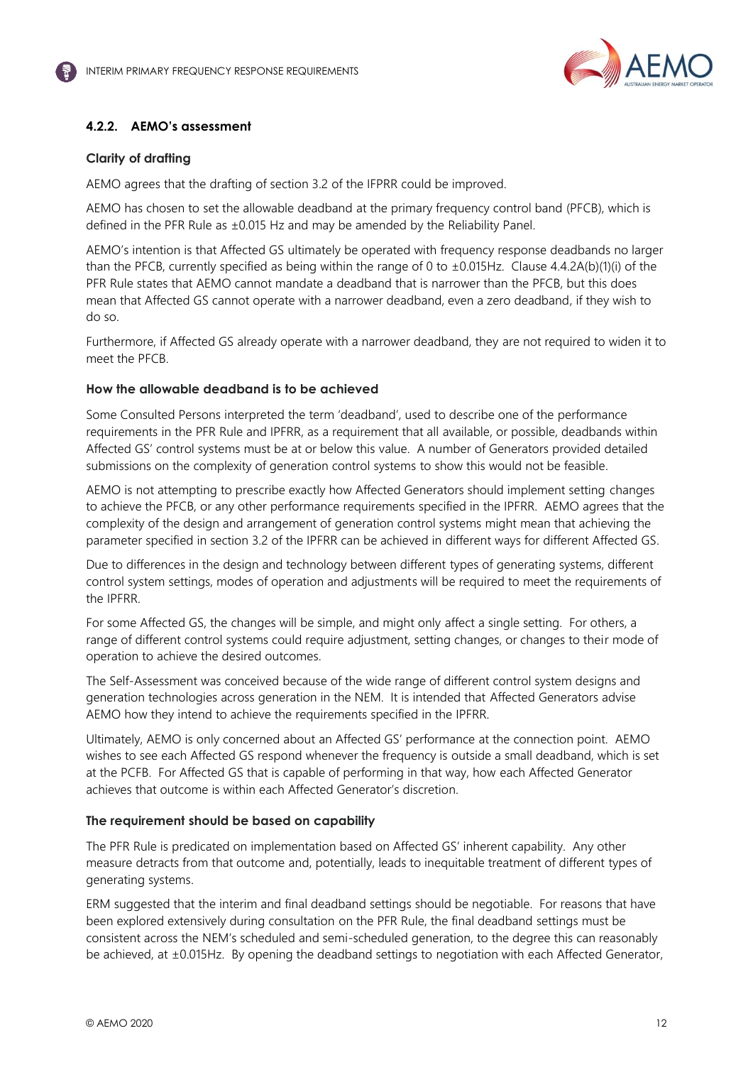### 4.2.2. AEMO's assessment

#### Clarity of drafting

AEMO agrees that the drafting of section 3.2 of the IFPRR could be improved.

AEMO has chosen to set the allowable deadband at the primary frequency control band (PFCB), which is defined in the PFR Rule as ±0.015 Hz and may be amended by the Reliability Panel.

AEMO's intention is that Affected GS ultimately be operated with frequency response deadbands no larger than the PFCB, currently specified as being within the range of 0 to ±0.015Hz. Clause 4.4.2A(b)(1)(i) of the PFR Rule states that AEMO cannot mandate a deadband that is narrower than the PFCB, but this does mean that Affected GS cannot operate with a narrower deadband, even a zero deadband, if they wish to do so.

Furthermore, if Affected GS already operate with a narrower deadband, they are not required to widen it to meet the PFCB.

#### How the allowable deadband is to be achieved

Some Consulted Persons interpreted the term 'deadband', used to describe one of the performance requirements in the PFR Rule and IPFRR, as a requirement that all available, or possible, deadbands within Affected GS' control systems must be at or below this value. A number of Generators provided detailed submissions on the complexity of generation control systems to show this would not be feasible.

AEMO is not attempting to prescribe exactly how Affected Generators should implement setting changes to achieve the PFCB, or any other performance requirements specified in the IPFRR. AEMO agrees that the complexity of the design and arrangement of generation control systems might mean that achieving the parameter specified in section 3.2 of the IPFRR can be achieved in different ways for different Affected GS.

Due to differences in the design and technology between different types of generating systems, different control system settings, modes of operation and adjustments will be required to meet the requirements of the IPFRR.

For some Affected GS, the changes will be simple, and might only affect a single setting. For others, a range of different control systems could require adjustment, setting changes, or changes to their mode of operation to achieve the desired outcomes.

The Self-Assessment was conceived because of the wide range of different control system designs and generation technologies across generation in the NEM. It is intended that Affected Generators advise AEMO how they intend to achieve the requirements specified in the IPFRR.

Ultimately, AEMO is only concerned about an Affected GS' performance at the connection point. AEMO wishes to see each Affected GS respond whenever the frequency is outside a small deadband, which is set at the PCFB. For Affected GS that is capable of performing in that way, how each Affected Generator achieves that outcome is within each Affected Generator's discretion.

#### The requirement should be based on capability

The PFR Rule is predicated on implementation based on Affected GS' inherent capability. Any other measure detracts from that outcome and, potentially, leads to inequitable treatment of different types of generating systems.

ERM suggested that the interim and final deadband settings should be negotiable. For reasons that have been explored extensively during consultation on the PFR Rule, the final deadband settings must be consistent across the NEM's scheduled and semi-scheduled generation, to the degree this can reasonably be achieved, at ±0.015Hz. By opening the deadband settings to negotiation with each Affected Generator,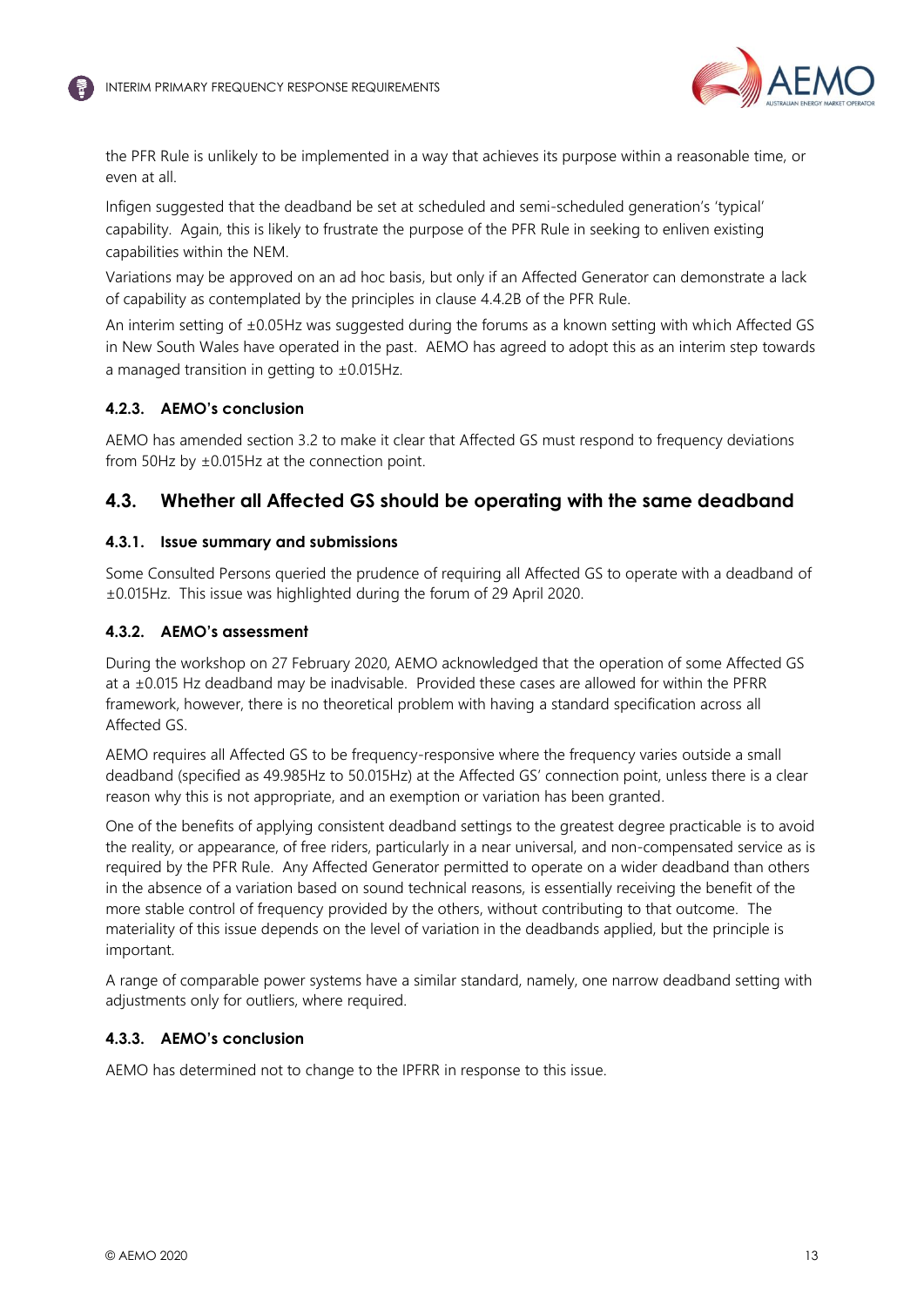the PFR Rule is unlikely to be implemented in a way that achieves its purpose within a reasonable time, or even at all.

Infigen suggested that the deadband be set at scheduled and semi-scheduled generation's 'typical' capability. Again, this is likely to frustrate the purpose of the PFR Rule in seeking to enliven existing capabilities within the NEM.

Variations may be approved on an ad hoc basis, but only if an Affected Generator can demonstrate a lack of capability as contemplated by the principles in clause 4.4.2B of the PFR Rule.

An interim setting of ±0.05Hz was suggested during the forums as a known setting with which Affected GS in New South Wales have operated in the past. AEMO has agreed to adopt this as an interim step towards a managed transition in getting to ±0.015Hz.

#### 4.2.3. AEMO's conclusion

AEMO has amended section 3.2 to make it clear that Affected GS must respond to frequency deviations from 50Hz by ±0.015Hz at the connection point.

## 4.3. Whether all Affected GS should be operating with the same deadband

#### 4.3.1. Issue summary and submissions

Some Consulted Persons queried the prudence of requiring all Affected GS to operate with a deadband of ±0.015Hz. This issue was highlighted during the forum of 29 April 2020.

#### 4.3.2. AEMO's assessment

During the workshop on 27 February 2020, AEMO acknowledged that the operation of some Affected GS at a ±0.015 Hz deadband may be inadvisable. Provided these cases are allowed for within the PFRR framework, however, there is no theoretical problem with having a standard specification across all Affected GS.

AEMO requires all Affected GS to be frequency-responsive where the frequency varies outside a small deadband (specified as 49.985Hz to 50.015Hz) at the Affected GS' connection point, unless there is a clear reason why this is not appropriate, and an exemption or variation has been granted.

One of the benefits of applying consistent deadband settings to the greatest degree practicable is to avoid the reality, or appearance, of free riders, particularly in a near universal, and non-compensated service as is required by the PFR Rule. Any Affected Generator permitted to operate on a wider deadband than others in the absence of a variation based on sound technical reasons, is essentially receiving the benefit of the more stable control of frequency provided by the others, without contributing to that outcome. The materiality of this issue depends on the level of variation in the deadbands applied, but the principle is important.

A range of comparable power systems have a similar standard, namely, one narrow deadband setting with adjustments only for outliers, where required.

#### 4.3.3. AEMO's conclusion

AEMO has determined not to change to the IPFRR in response to this issue.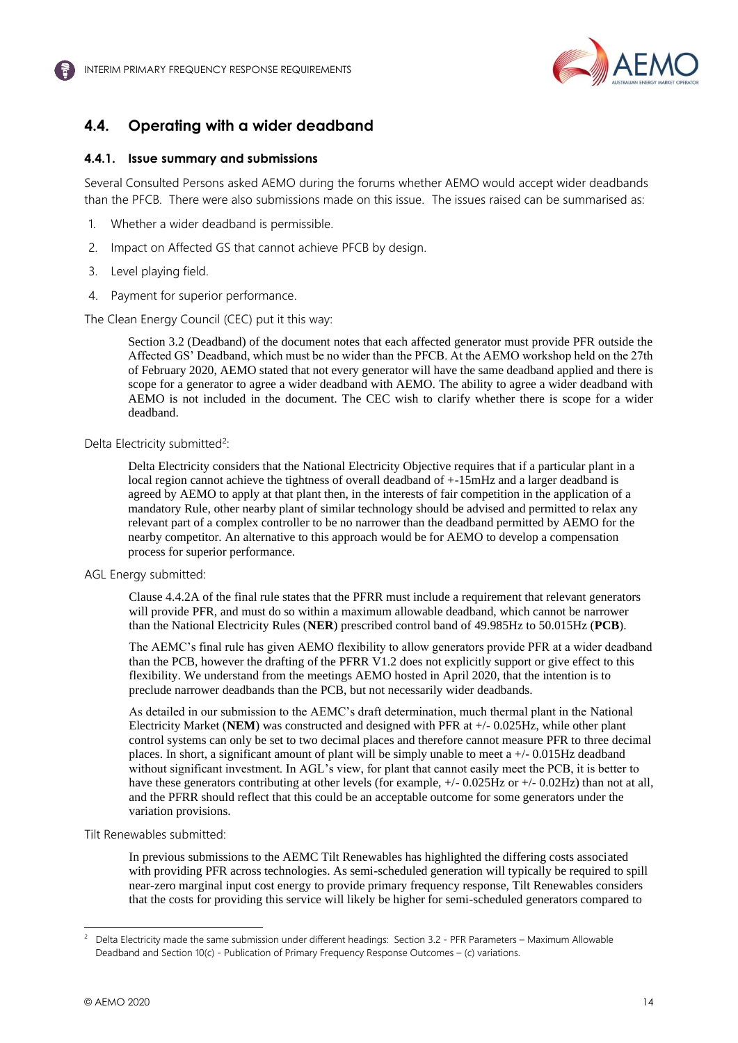## 4.4. Operating with a wider deadband

### 4.4.1. Issue summary and submissions

Several Consulted Persons asked AEMO during the forums whether AEMO would accept wider deadbands than the PFCB. There were also submissions made on this issue. The issues raised can be summarised as:

1. Whether a wider deadband is permissible.
2. Impact on Affected GS that cannot achieve PFCB by design.
3. Level playing field.
4. Payment for superior performance.

The Clean Energy Council (CEC) put it this way:

> Section 3.2 (Deadband) of the document notes that each affected generator must provide PFR outside the Affected GS' Deadband, which must be no wider than the PFCB. At the AEMO workshop held on the 27th of February 2020, AEMO stated that not every generator will have the same deadband applied and there is scope for a generator to agree a wider deadband with AEMO. The ability to agree a wider deadband with AEMO is not included in the document. The CEC wish to clarify whether there is scope for a wider deadband.

Delta Electricity submitted[2]:

> Delta Electricity considers that the National Electricity Objective requires that if a particular plant in a local region cannot achieve the tightness of overall deadband of +-15mHz and a larger deadband is agreed by AEMO to apply at that plant then, in the interests of fair competition in the application of a mandatory Rule, other nearby plant of similar technology should be advised and permitted to relax any relevant part of a complex controller to be no narrower than the deadband permitted by AEMO for the nearby competitor. An alternative to this approach would be for AEMO to develop a compensation process for superior performance.

AGL Energy submitted:

> Clause 4.4.2A of the final rule states that the PFRR must include a requirement that relevant generators will provide PFR, and must do so within a maximum allowable deadband, which cannot be narrower than the National Electricity Rules (**NER**) prescribed control band of 49.985Hz to 50.015Hz (**PCB**).
>
> The AEMC's final rule has given AEMO flexibility to allow generators provide PFR at a wider deadband than the PCB, however the drafting of the PFRR V1.2 does not explicitly support or give effect to this flexibility. We understand from the meetings AEMO hosted in April 2020, that the intention is to preclude narrower deadbands than the PCB, but not necessarily wider deadbands.
>
> As detailed in our submission to the AEMC's draft determination, much thermal plant in the National Electricity Market (**NEM**) was constructed and designed with PFR at +/- 0.025Hz, while other plant control systems can only be set to two decimal places and therefore cannot measure PFR to three decimal places. In short, a significant amount of plant will be simply unable to meet a +/- 0.015Hz deadband without significant investment. In AGL's view, for plant that cannot easily meet the PCB, it is better to have these generators contributing at other levels (for example, +/- 0.025Hz or +/- 0.02Hz) than not at all, and the PFRR should reflect that this could be an acceptable outcome for some generators under the variation provisions.

Tilt Renewables submitted:

> In previous submissions to the AEMC Tilt Renewables has highlighted the differing costs associated with providing PFR across technologies. As semi-scheduled generation will typically be required to spill near-zero marginal input cost energy to provide primary frequency response, Tilt Renewables considers that the costs for providing this service will likely be higher for semi-scheduled generators compared to

[2] Delta Electricity made the same submission under different headings: Section 3.2 - PFR Parameters – Maximum Allowable Deadband and Section 10(c) - Publication of Primary Frequency Response Outcomes – (c) variations.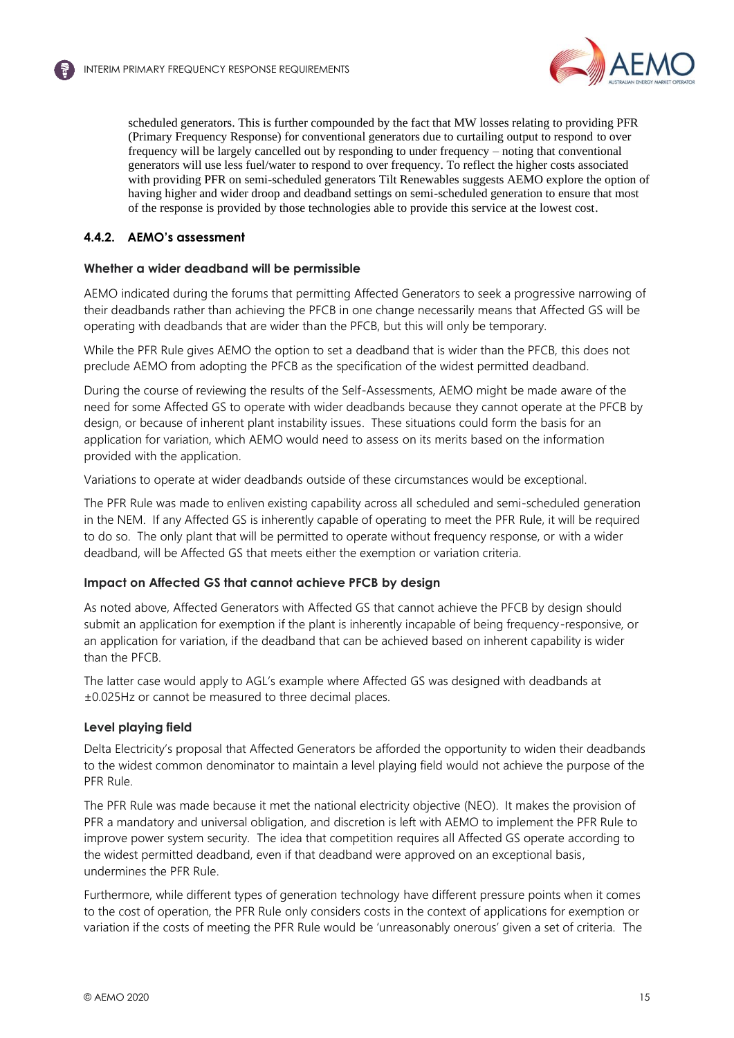> scheduled generators. This is further compounded by the fact that MW losses relating to providing PFR (Primary Frequency Response) for conventional generators due to curtailing output to respond to over frequency will be largely cancelled out by responding to under frequency – noting that conventional generators will use less fuel/water to respond to over frequency. To reflect the higher costs associated with providing PFR on semi-scheduled generators Tilt Renewables suggests AEMO explore the option of having higher and wider droop and deadband settings on semi-scheduled generation to ensure that most of the response is provided by those technologies able to provide this service at the lowest cost.

### 4.4.2. AEMO's assessment

#### Whether a wider deadband will be permissible

AEMO indicated during the forums that permitting Affected Generators to seek a progressive narrowing of their deadbands rather than achieving the PFCB in one change necessarily means that Affected GS will be operating with deadbands that are wider than the PFCB, but this will only be temporary.

While the PFR Rule gives AEMO the option to set a deadband that is wider than the PFCB, this does not preclude AEMO from adopting the PFCB as the specification of the widest permitted deadband.

During the course of reviewing the results of the Self-Assessments, AEMO might be made aware of the need for some Affected GS to operate with wider deadbands because they cannot operate at the PFCB by design, or because of inherent plant instability issues. These situations could form the basis for an application for variation, which AEMO would need to assess on its merits based on the information provided with the application.

Variations to operate at wider deadbands outside of these circumstances would be exceptional.

The PFR Rule was made to enliven existing capability across all scheduled and semi-scheduled generation in the NEM. If any Affected GS is inherently capable of operating to meet the PFR Rule, it will be required to do so. The only plant that will be permitted to operate without frequency response, or with a wider deadband, will be Affected GS that meets either the exemption or variation criteria.

#### Impact on Affected GS that cannot achieve PFCB by design

As noted above, Affected Generators with Affected GS that cannot achieve the PFCB by design should submit an application for exemption if the plant is inherently incapable of being frequency-responsive, or an application for variation, if the deadband that can be achieved based on inherent capability is wider than the PFCB.

The latter case would apply to AGL's example where Affected GS was designed with deadbands at ±0.025Hz or cannot be measured to three decimal places.

#### Level playing field

Delta Electricity's proposal that Affected Generators be afforded the opportunity to widen their deadbands to the widest common denominator to maintain a level playing field would not achieve the purpose of the PFR Rule.

The PFR Rule was made because it met the national electricity objective (NEO). It makes the provision of PFR a mandatory and universal obligation, and discretion is left with AEMO to implement the PFR Rule to improve power system security. The idea that competition requires all Affected GS operate according to the widest permitted deadband, even if that deadband were approved on an exceptional basis, undermines the PFR Rule.

Furthermore, while different types of generation technology have different pressure points when it comes to the cost of operation, the PFR Rule only considers costs in the context of applications for exemption or variation if the costs of meeting the PFR Rule would be 'unreasonably onerous' given a set of criteria. The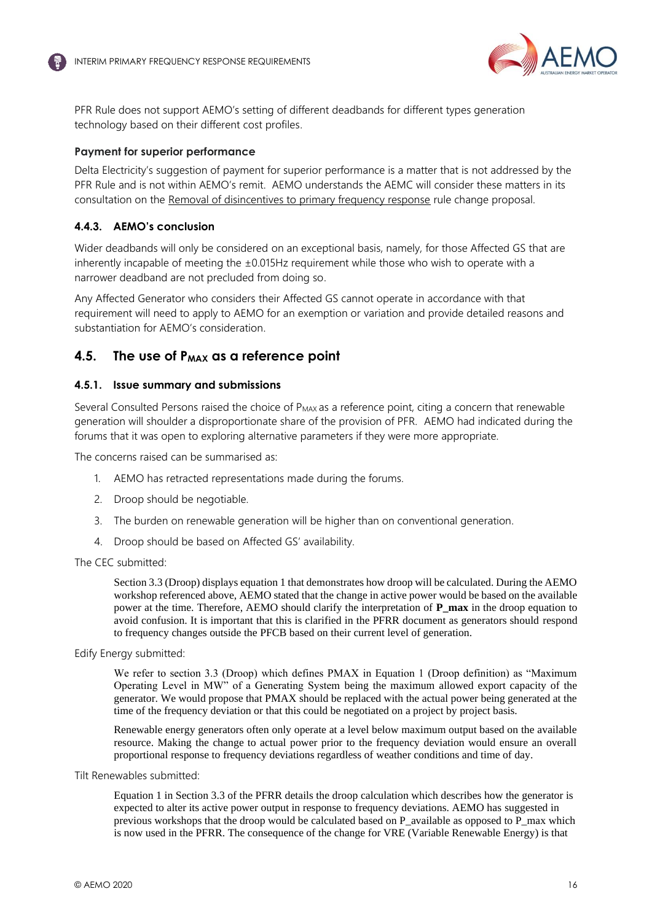PFR Rule does not support AEMO's setting of different deadbands for different types generation technology based on their different cost profiles.

#### Payment for superior performance

Delta Electricity's suggestion of payment for superior performance is a matter that is not addressed by the PFR Rule and is not within AEMO's remit. AEMO understands the AEMC will consider these matters in its consultation on the Removal of disincentives to primary frequency response rule change proposal.

### 4.4.3. AEMO's conclusion

Wider deadbands will only be considered on an exceptional basis, namely, for those Affected GS that are inherently incapable of meeting the ±0.015Hz requirement while those who wish to operate with a narrower deadband are not precluded from doing so.

Any Affected Generator who considers their Affected GS cannot operate in accordance with that requirement will need to apply to AEMO for an exemption or variation and provide detailed reasons and substantiation for AEMO's consideration.

## 4.5. The use of $P_{MAX}$ as a reference point

### 4.5.1. Issue summary and submissions

Several Consulted Persons raised the choice of $P_{MAX}$ as a reference point, citing a concern that renewable generation will shoulder a disproportionate share of the provision of PFR. AEMO had indicated during the forums that it was open to exploring alternative parameters if they were more appropriate.

The concerns raised can be summarised as:

1. AEMO has retracted representations made during the forums.
2. Droop should be negotiable.
3. The burden on renewable generation will be higher than on conventional generation.
4. Droop should be based on Affected GS' availability.

The CEC submitted:

> Section 3.3 (Droop) displays equation 1 that demonstrates how droop will be calculated. During the AEMO workshop referenced above, AEMO stated that the change in active power would be based on the available power at the time. Therefore, AEMO should clarify the interpretation of **P_max** in the droop equation to avoid confusion. It is important that this is clarified in the PFRR document as generators should respond to frequency changes outside the PFCB based on their current level of generation.

Edify Energy submitted:

> We refer to section 3.3 (Droop) which defines PMAX in Equation 1 (Droop definition) as "Maximum Operating Level in MW" of a Generating System being the maximum allowed export capacity of the generator. We would propose that PMAX should be replaced with the actual power being generated at the time of the frequency deviation or that this could be negotiated on a project by project basis.
>
> Renewable energy generators often only operate at a level below maximum output based on the available resource. Making the change to actual power prior to the frequency deviation would ensure an overall proportional response to frequency deviations regardless of weather conditions and time of day.

Tilt Renewables submitted:

> Equation 1 in Section 3.3 of the PFRR details the droop calculation which describes how the generator is expected to alter its active power output in response to frequency deviations. AEMO has suggested in previous workshops that the droop would be calculated based on P_available as opposed to P_max which is now used in the PFRR. The consequence of the change for VRE (Variable Renewable Energy) is that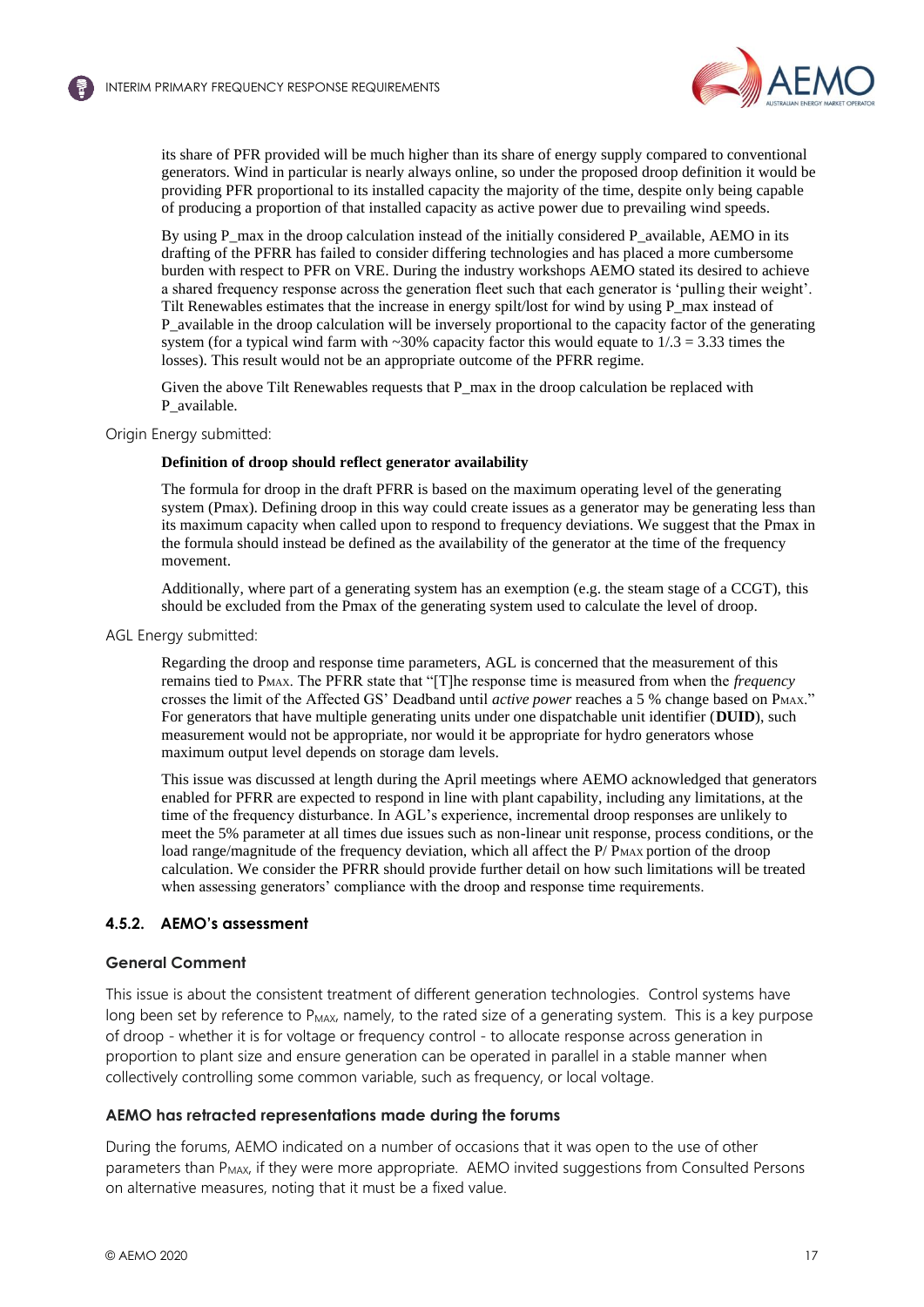its share of PFR provided will be much higher than its share of energy supply compared to conventional generators. Wind in particular is nearly always online, so under the proposed droop definition it would be providing PFR proportional to its installed capacity the majority of the time, despite only being capable of producing a proportion of that installed capacity as active power due to prevailing wind speeds.

> By using P_max in the droop calculation instead of the initially considered P_available, AEMO in its drafting of the PFRR has failed to consider differing technologies and has placed a more cumbersome burden with respect to PFR on VRE. During the industry workshops AEMO stated its desired to achieve a shared frequency response across the generation fleet such that each generator is 'pulling their weight'. Tilt Renewables estimates that the increase in energy spilt/lost for wind by using P_max instead of P_available in the droop calculation will be inversely proportional to the capacity factor of the generating system (for a typical wind farm with ~30% capacity factor this would equate to 1/.3 = 3.33 times the losses). This result would not be an appropriate outcome of the PFRR regime.
>
> Given the above Tilt Renewables requests that P_max in the droop calculation be replaced with P_available.

Origin Energy submitted:

> **Definition of droop should reflect generator availability**
>
> The formula for droop in the draft PFRR is based on the maximum operating level of the generating system (Pmax). Defining droop in this way could create issues as a generator may be generating less than its maximum capacity when called upon to respond to frequency deviations. We suggest that the Pmax in the formula should instead be defined as the availability of the generator at the time of the frequency movement.
>
> Additionally, where part of a generating system has an exemption (e.g. the steam stage of a CCGT), this should be excluded from the Pmax of the generating system used to calculate the level of droop.

AGL Energy submitted:

> Regarding the droop and response time parameters, AGL is concerned that the measurement of this remains tied to $P_{MAX}$. The PFRR state that "[T]he response time is measured from when the *frequency* crosses the limit of the Affected GS' Deadband until *active power* reaches a 5 % change based on $P_{MAX}$." For generators that have multiple generating units under one dispatchable unit identifier (**DUID**), such measurement would not be appropriate, nor would it be appropriate for hydro generators whose maximum output level depends on storage dam levels.
>
> This issue was discussed at length during the April meetings where AEMO acknowledged that generators enabled for PFRR are expected to respond in line with plant capability, including any limitations, at the time of the frequency disturbance. In AGL's experience, incremental droop responses are unlikely to meet the 5% parameter at all times due issues such as non-linear unit response, process conditions, or the load range/magnitude of the frequency deviation, which all affect the $P/P_{MAX}$ portion of the droop calculation. We consider the PFRR should provide further detail on how such limitations will be treated when assessing generators' compliance with the droop and response time requirements.

### 4.5.2. AEMO's assessment

#### General Comment

This issue is about the consistent treatment of different generation technologies. Control systems have long been set by reference to $P_{MAX}$, namely, to the rated size of a generating system. This is a key purpose of droop - whether it is for voltage or frequency control - to allocate response across generation in proportion to plant size and ensure generation can be operated in parallel in a stable manner when collectively controlling some common variable, such as frequency, or local voltage.

#### AEMO has retracted representations made during the forums

During the forums, AEMO indicated on a number of occasions that it was open to the use of other parameters than $P_{MAX}$, if they were more appropriate. AEMO invited suggestions from Consulted Persons on alternative measures, noting that it must be a fixed value.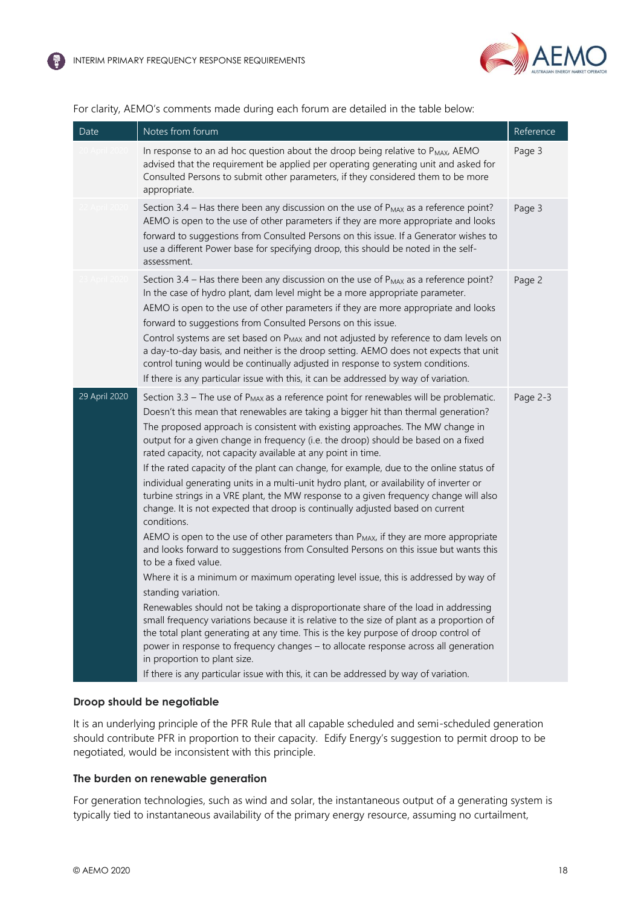For clarity, AEMO's comments made during each forum are detailed in the table below:

| Date | Notes from forum | Reference |
|---|---|---|
| 20 April 2020 | In response to an ad hoc question about the droop being relative to $P_{MAX}$, AEMO advised that the requirement be applied per operating generating unit and asked for Consulted Persons to submit other parameters, if they considered them to be more appropriate. | Page 3 |
| 22 April 2020 | Section 3.4 – Has there been any discussion on the use of $P_{MAX}$ as a reference point? AEMO is open to the use of other parameters if they are more appropriate and looks forward to suggestions from Consulted Persons on this issue. If a Generator wishes to use a different Power base for specifying droop, this should be noted in the self-assessment. | Page 3 |
| 23 April 2020 | Section 3.4 – Has there been any discussion on the use of $P_{MAX}$ as a reference point? In the case of hydro plant, dam level might be a more appropriate parameter.<br>AEMO is open to the use of other parameters if they are more appropriate and looks forward to suggestions from Consulted Persons on this issue.<br>Control systems are set based on $P_{MAX}$ and not adjusted by reference to dam levels on a day-to-day basis, and neither is the droop setting. AEMO does not expects that unit control tuning would be continually adjusted in response to system conditions.<br>If there is any particular issue with this, it can be addressed by way of variation. | Page 2 |
| 29 April 2020 | Section 3.3 – The use of $P_{MAX}$ as a reference point for renewables will be problematic. Doesn't this mean that renewables are taking a bigger hit than thermal generation?<br>The proposed approach is consistent with existing approaches. The MW change in output for a given change in frequency (i.e. the droop) should be based on a fixed rated capacity, not capacity available at any point in time.<br>If the rated capacity of the plant can change, for example, due to the online status of individual generating units in a multi-unit hydro plant, or availability of inverter or turbine strings in a VRE plant, the MW response to a given frequency change will also change. It is not expected that droop is continually adjusted based on current conditions.<br>AEMO is open to the use of other parameters than $P_{MAX}$, if they are more appropriate and looks forward to suggestions from Consulted Persons on this issue but wants this to be a fixed value.<br>Where it is a minimum or maximum operating level issue, this is addressed by way of standing variation.<br>Renewables should not be taking a disproportionate share of the load in addressing small frequency variations because it is relative to the size of plant as a proportion of the total plant generating at any time. This is the key purpose of droop control of power in response to frequency changes – to allocate response across all generation in proportion to plant size.<br>If there is any particular issue with this, it can be addressed by way of variation. | Page 2-3 |

#### Droop should be negotiable

It is an underlying principle of the PFR Rule that all capable scheduled and semi-scheduled generation should contribute PFR in proportion to their capacity. Edify Energy's suggestion to permit droop to be negotiated, would be inconsistent with this principle.

#### The burden on renewable generation

For generation technologies, such as wind and solar, the instantaneous output of a generating system is typically tied to instantaneous availability of the primary energy resource, assuming no curtailment,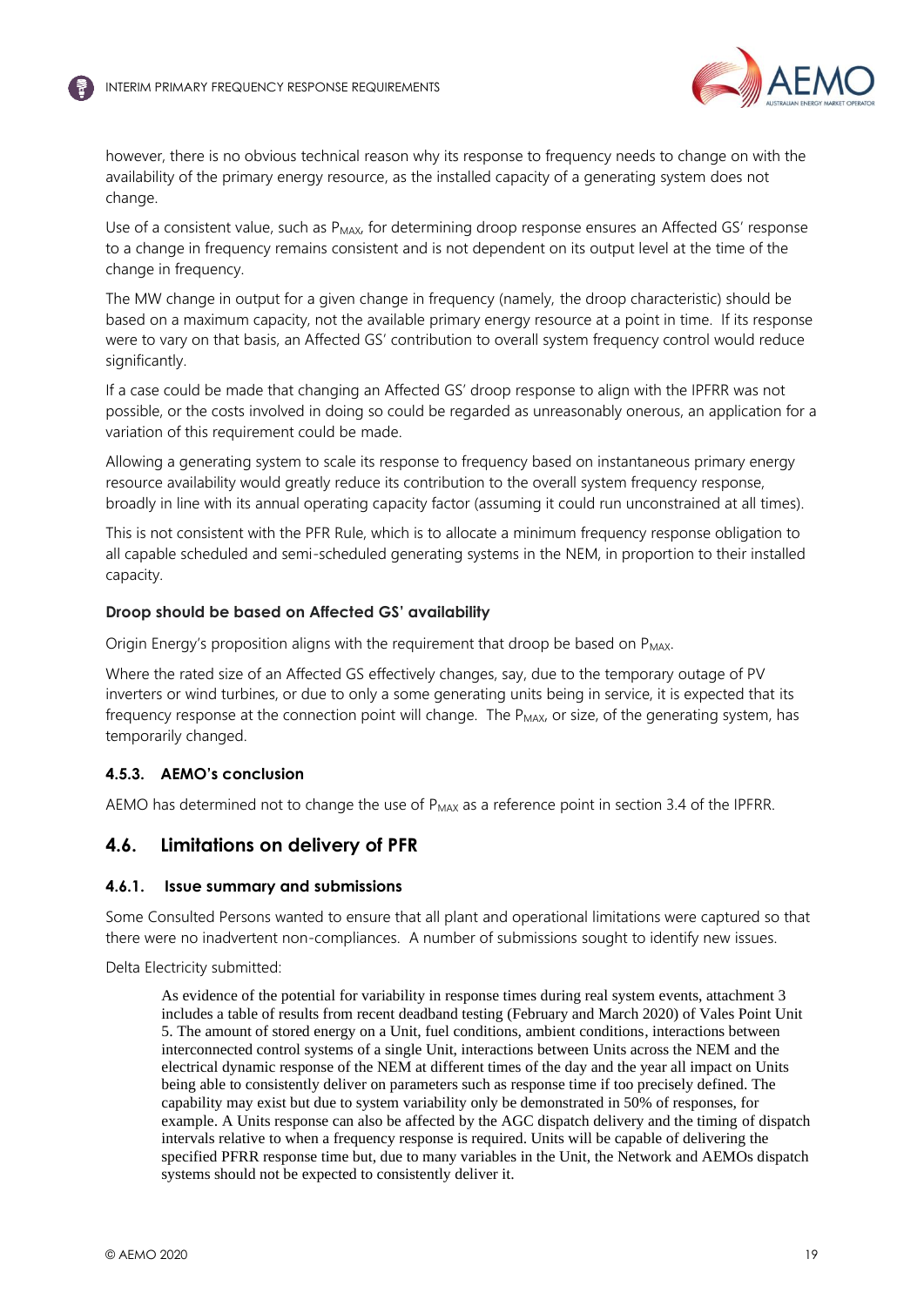however, there is no obvious technical reason why its response to frequency needs to change on with the availability of the primary energy resource, as the installed capacity of a generating system does not change.

Use of a consistent value, such as $P_{MAX}$, for determining droop response ensures an Affected GS' response to a change in frequency remains consistent and is not dependent on its output level at the time of the change in frequency.

The MW change in output for a given change in frequency (namely, the droop characteristic) should be based on a maximum capacity, not the available primary energy resource at a point in time. If its response were to vary on that basis, an Affected GS' contribution to overall system frequency control would reduce significantly.

If a case could be made that changing an Affected GS' droop response to align with the IPFRR was not possible, or the costs involved in doing so could be regarded as unreasonably onerous, an application for a variation of this requirement could be made.

Allowing a generating system to scale its response to frequency based on instantaneous primary energy resource availability would greatly reduce its contribution to the overall system frequency response, broadly in line with its annual operating capacity factor (assuming it could run unconstrained at all times).

This is not consistent with the PFR Rule, which is to allocate a minimum frequency response obligation to all capable scheduled and semi-scheduled generating systems in the NEM, in proportion to their installed capacity.

**Droop should be based on Affected GS' availability**

Origin Energy's proposition aligns with the requirement that droop be based on $P_{MAX}$.

Where the rated size of an Affected GS effectively changes, say, due to the temporary outage of PV inverters or wind turbines, or due to only a some generating units being in service, it is expected that its frequency response at the connection point will change. The $P_{MAX}$, or size, of the generating system, has temporarily changed.

### 4.5.3. AEMO's conclusion

AEMO has determined not to change the use of $P_{MAX}$ as a reference point in section 3.4 of the IPFRR.

## 4.6. Limitations on delivery of PFR

### 4.6.1. Issue summary and submissions

Some Consulted Persons wanted to ensure that all plant and operational limitations were captured so that there were no inadvertent non-compliances. A number of submissions sought to identify new issues.

Delta Electricity submitted:

> As evidence of the potential for variability in response times during real system events, attachment 3 includes a table of results from recent deadband testing (February and March 2020) of Vales Point Unit 5. The amount of stored energy on a Unit, fuel conditions, ambient conditions, interactions between interconnected control systems of a single Unit, interactions between Units across the NEM and the electrical dynamic response of the NEM at different times of the day and the year all impact on Units being able to consistently deliver on parameters such as response time if too precisely defined. The capability may exist but due to system variability only be demonstrated in 50% of responses, for example. A Units response can also be affected by the AGC dispatch delivery and the timing of dispatch intervals relative to when a frequency response is required. Units will be capable of delivering the specified PFRR response time but, due to many variables in the Unit, the Network and AEMOs dispatch systems should not be expected to consistently deliver it.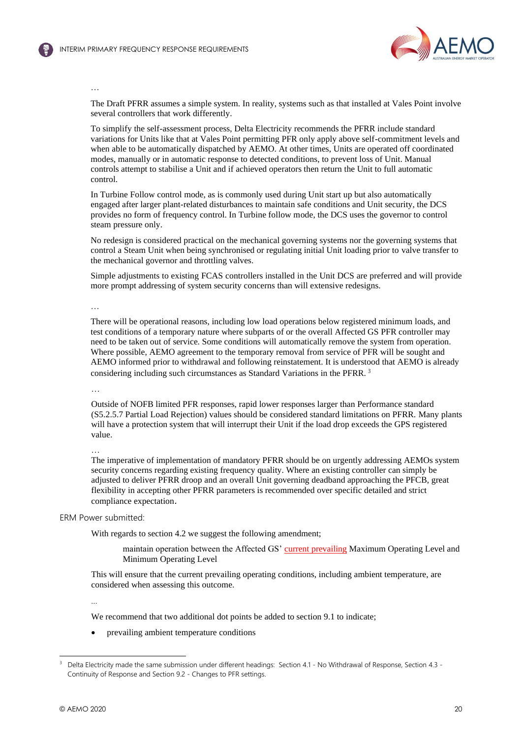…

The Draft PFRR assumes a simple system. In reality, systems such as that installed at Vales Point involve several controllers that work differently.

To simplify the self-assessment process, Delta Electricity recommends the PFRR include standard variations for Units like that at Vales Point permitting PFR only apply above self-commitment levels and when able to be automatically dispatched by AEMO. At other times, Units are operated off coordinated modes, manually or in automatic response to detected conditions, to prevent loss of Unit. Manual controls attempt to stabilise a Unit and if achieved operators then return the Unit to full automatic control.

In Turbine Follow control mode, as is commonly used during Unit start up but also automatically engaged after larger plant-related disturbances to maintain safe conditions and Unit security, the DCS provides no form of frequency control. In Turbine follow mode, the DCS uses the governor to control steam pressure only.

No redesign is considered practical on the mechanical governing systems nor the governing systems that control a Steam Unit when being synchronised or regulating initial Unit loading prior to valve transfer to the mechanical governor and throttling valves.

Simple adjustments to existing FCAS controllers installed in the Unit DCS are preferred and will provide more prompt addressing of system security concerns than will extensive redesigns.

…

There will be operational reasons, including low load operations below registered minimum loads, and test conditions of a temporary nature where subparts of or the overall Affected GS PFR controller may need to be taken out of service. Some conditions will automatically remove the system from operation. Where possible, AEMO agreement to the temporary removal from service of PFR will be sought and AEMO informed prior to withdrawal and following reinstatement. It is understood that AEMO is already considering including such circumstances as Standard Variations in the PFRR. [3]

…

Outside of NOFB limited PFR responses, rapid lower responses larger than Performance standard (S5.2.5.7 Partial Load Rejection) values should be considered standard limitations on PFRR. Many plants will have a protection system that will interrupt their Unit if the load drop exceeds the GPS registered value.

…

The imperative of implementation of mandatory PFRR should be on urgently addressing AEMOs system security concerns regarding existing frequency quality. Where an existing controller can simply be adjusted to deliver PFRR droop and an overall Unit governing deadband approaching the PFCB, great flexibility in accepting other PFRR parameters is recommended over specific detailed and strict compliance expectation.

ERM Power submitted:

With regards to section 4.2 we suggest the following amendment;

> maintain operation between the Affected GS' current prevailing Maximum Operating Level and Minimum Operating Level

This will ensure that the current prevailing operating conditions, including ambient temperature, are considered when assessing this outcome.

…

We recommend that two additional dot points be added to section 9.1 to indicate;

- prevailing ambient temperature conditions

[3] Delta Electricity made the same submission under different headings: Section 4.1 - No Withdrawal of Response, Section 4.3 - Continuity of Response and Section 9.2 - Changes to PFR settings.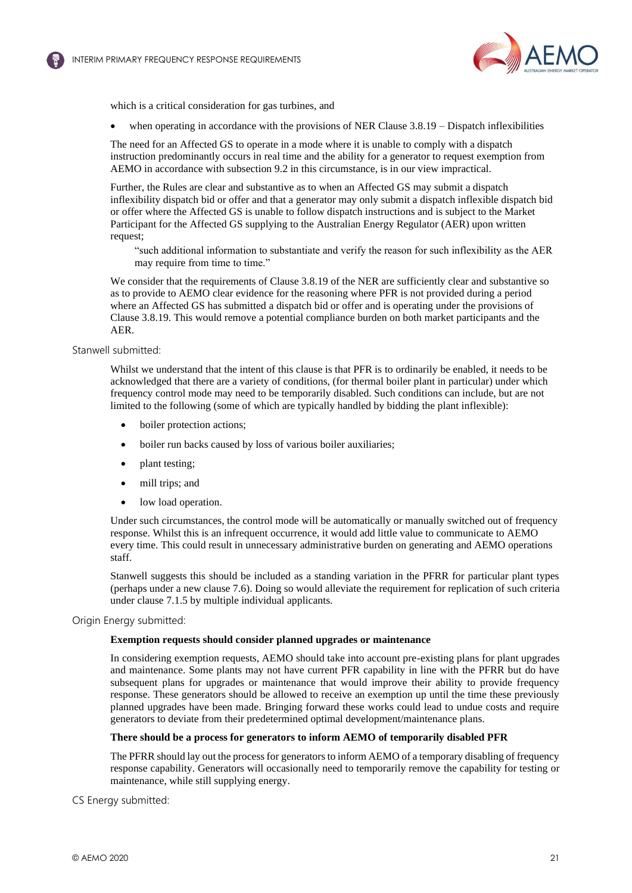which is a critical consideration for gas turbines, and

- when operating in accordance with the provisions of NER Clause 3.8.19 – Dispatch inflexibilities

The need for an Affected GS to operate in a mode where it is unable to comply with a dispatch instruction predominantly occurs in real time and the ability for a generator to request exemption from AEMO in accordance with subsection 9.2 in this circumstance, is in our view impractical.

Further, the Rules are clear and substantive as to when an Affected GS may submit a dispatch inflexibility dispatch bid or offer and that a generator may only submit a dispatch inflexible dispatch bid or offer where the Affected GS is unable to follow dispatch instructions and is subject to the Market Participant for the Affected GS supplying to the Australian Energy Regulator (AER) upon written request;

> "such additional information to substantiate and verify the reason for such inflexibility as the AER may require from time to time."

We consider that the requirements of Clause 3.8.19 of the NER are sufficiently clear and substantive so as to provide to AEMO clear evidence for the reasoning where PFR is not provided during a period where an Affected GS has submitted a dispatch bid or offer and is operating under the provisions of Clause 3.8.19. This would remove a potential compliance burden on both market participants and the AER.

Stanwell submitted:

Whilst we understand that the intent of this clause is that PFR is to ordinarily be enabled, it needs to be acknowledged that there are a variety of conditions, (for thermal boiler plant in particular) under which frequency control mode may need to be temporarily disabled. Such conditions can include, but are not limited to the following (some of which are typically handled by bidding the plant inflexible):

- boiler protection actions;
- boiler run backs caused by loss of various boiler auxiliaries;
- plant testing;
- mill trips; and
- low load operation.

Under such circumstances, the control mode will be automatically or manually switched out of frequency response. Whilst this is an infrequent occurrence, it would add little value to communicate to AEMO every time. This could result in unnecessary administrative burden on generating and AEMO operations staff.

Stanwell suggests this should be included as a standing variation in the PFRR for particular plant types (perhaps under a new clause 7.6). Doing so would alleviate the requirement for replication of such criteria under clause 7.1.5 by multiple individual applicants.

Origin Energy submitted:

**Exemption requests should consider planned upgrades or maintenance**

In considering exemption requests, AEMO should take into account pre-existing plans for plant upgrades and maintenance. Some plants may not have current PFR capability in line with the PFRR but do have subsequent plans for upgrades or maintenance that would improve their ability to provide frequency response. These generators should be allowed to receive an exemption up until the time these previously planned upgrades have been made. Bringing forward these works could lead to undue costs and require generators to deviate from their predetermined optimal development/maintenance plans.

**There should be a process for generators to inform AEMO of temporarily disabled PFR**

The PFRR should lay out the process for generators to inform AEMO of a temporary disabling of frequency response capability. Generators will occasionally need to temporarily remove the capability for testing or maintenance, while still supplying energy.

CS Energy submitted: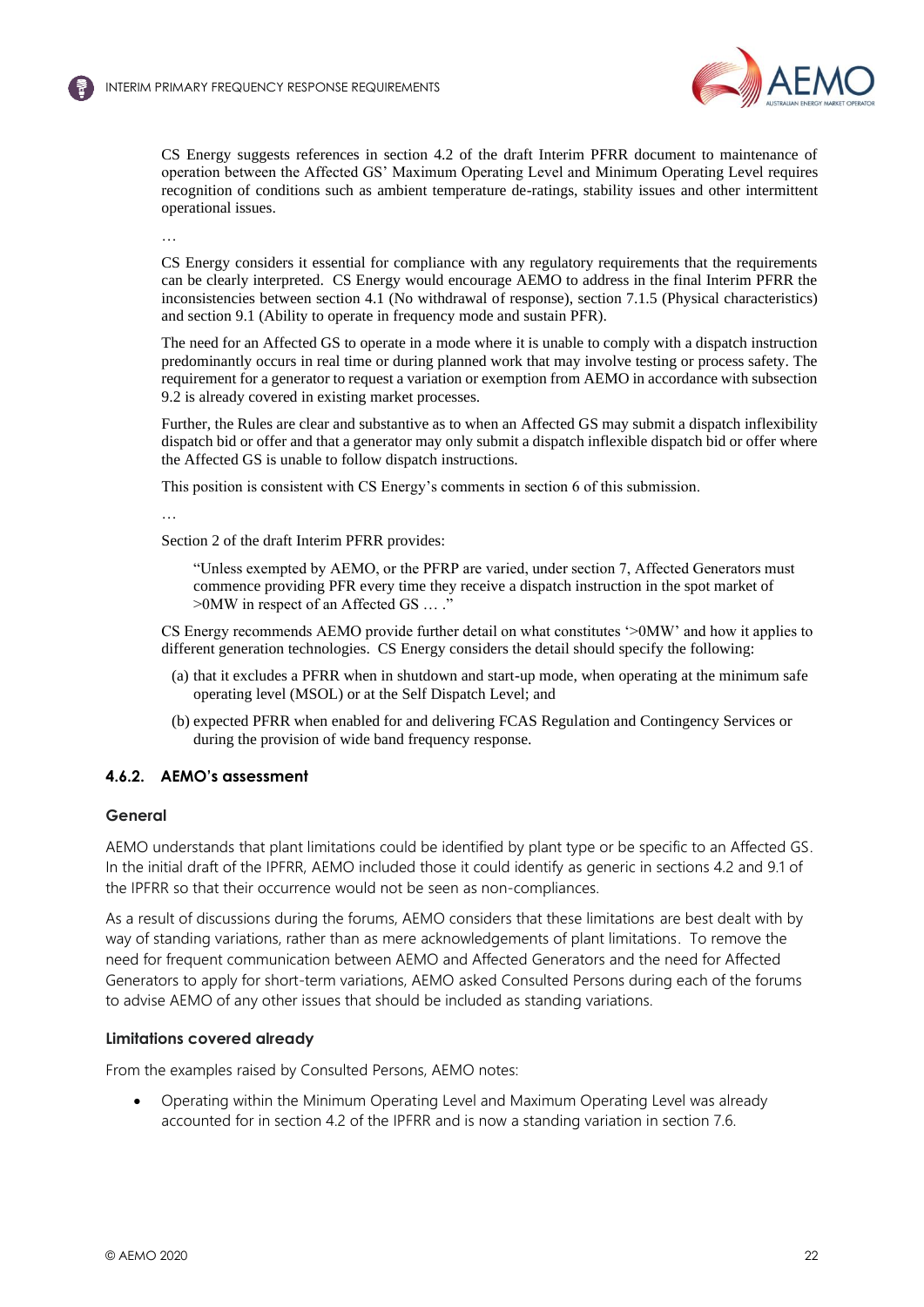CS Energy suggests references in section 4.2 of the draft Interim PFRR document to maintenance of operation between the Affected GS' Maximum Operating Level and Minimum Operating Level requires recognition of conditions such as ambient temperature de-ratings, stability issues and other intermittent operational issues.

…

CS Energy considers it essential for compliance with any regulatory requirements that the requirements can be clearly interpreted. CS Energy would encourage AEMO to address in the final Interim PFRR the inconsistencies between section 4.1 (No withdrawal of response), section 7.1.5 (Physical characteristics) and section 9.1 (Ability to operate in frequency mode and sustain PFR).

The need for an Affected GS to operate in a mode where it is unable to comply with a dispatch instruction predominantly occurs in real time or during planned work that may involve testing or process safety. The requirement for a generator to request a variation or exemption from AEMO in accordance with subsection 9.2 is already covered in existing market processes.

Further, the Rules are clear and substantive as to when an Affected GS may submit a dispatch inflexibility dispatch bid or offer and that a generator may only submit a dispatch inflexible dispatch bid or offer where the Affected GS is unable to follow dispatch instructions.

This position is consistent with CS Energy's comments in section 6 of this submission.

…

Section 2 of the draft Interim PFRR provides:

> "Unless exempted by AEMO, or the PFRP are varied, under section 7, Affected Generators must commence providing PFR every time they receive a dispatch instruction in the spot market of >0MW in respect of an Affected GS … ."

CS Energy recommends AEMO provide further detail on what constitutes '>0MW' and how it applies to different generation technologies. CS Energy considers the detail should specify the following:

(a) that it excludes a PFRR when in shutdown and start-up mode, when operating at the minimum safe operating level (MSOL) or at the Self Dispatch Level; and

(b) expected PFRR when enabled for and delivering FCAS Regulation and Contingency Services or during the provision of wide band frequency response.

### 4.6.2. AEMO's assessment

#### General

AEMO understands that plant limitations could be identified by plant type or be specific to an Affected GS. In the initial draft of the IPFRR, AEMO included those it could identify as generic in sections 4.2 and 9.1 of the IPFRR so that their occurrence would not be seen as non-compliances.

As a result of discussions during the forums, AEMO considers that these limitations are best dealt with by way of standing variations, rather than as mere acknowledgements of plant limitations. To remove the need for frequent communication between AEMO and Affected Generators and the need for Affected Generators to apply for short-term variations, AEMO asked Consulted Persons during each of the forums to advise AEMO of any other issues that should be included as standing variations.

#### Limitations covered already

From the examples raised by Consulted Persons, AEMO notes:

- Operating within the Minimum Operating Level and Maximum Operating Level was already accounted for in section 4.2 of the IPFRR and is now a standing variation in section 7.6.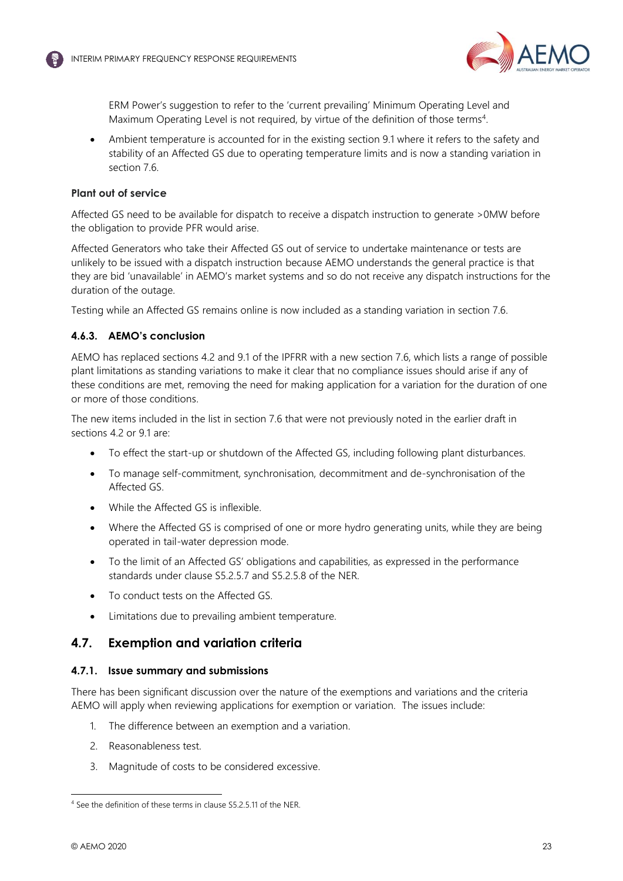ERM Power's suggestion to refer to the 'current prevailing' Minimum Operating Level and Maximum Operating Level is not required, by virtue of the definition of those terms[4].

- Ambient temperature is accounted for in the existing section 9.1 where it refers to the safety and stability of an Affected GS due to operating temperature limits and is now a standing variation in section 7.6.

**Plant out of service**

Affected GS need to be available for dispatch to receive a dispatch instruction to generate >0MW before the obligation to provide PFR would arise.

Affected Generators who take their Affected GS out of service to undertake maintenance or tests are unlikely to be issued with a dispatch instruction because AEMO understands the general practice is that they are bid 'unavailable' in AEMO's market systems and so do not receive any dispatch instructions for the duration of the outage.

Testing while an Affected GS remains online is now included as a standing variation in section 7.6.

### 4.6.3. AEMO's conclusion

AEMO has replaced sections 4.2 and 9.1 of the IPFRR with a new section 7.6, which lists a range of possible plant limitations as standing variations to make it clear that no compliance issues should arise if any of these conditions are met, removing the need for making application for a variation for the duration of one or more of those conditions.

The new items included in the list in section 7.6 that were not previously noted in the earlier draft in sections 4.2 or 9.1 are:

- To effect the start-up or shutdown of the Affected GS, including following plant disturbances.
- To manage self-commitment, synchronisation, decommitment and de-synchronisation of the Affected GS.
- While the Affected GS is inflexible.
- Where the Affected GS is comprised of one or more hydro generating units, while they are being operated in tail-water depression mode.
- To the limit of an Affected GS' obligations and capabilities, as expressed in the performance standards under clause S5.2.5.7 and S5.2.5.8 of the NER.
- To conduct tests on the Affected GS.
- Limitations due to prevailing ambient temperature.

## 4.7. Exemption and variation criteria

### 4.7.1. Issue summary and submissions

There has been significant discussion over the nature of the exemptions and variations and the criteria AEMO will apply when reviewing applications for exemption or variation. The issues include:

1. The difference between an exemption and a variation.
2. Reasonableness test.
3. Magnitude of costs to be considered excessive.

[4] See the definition of these terms in clause S5.2.5.11 of the NER.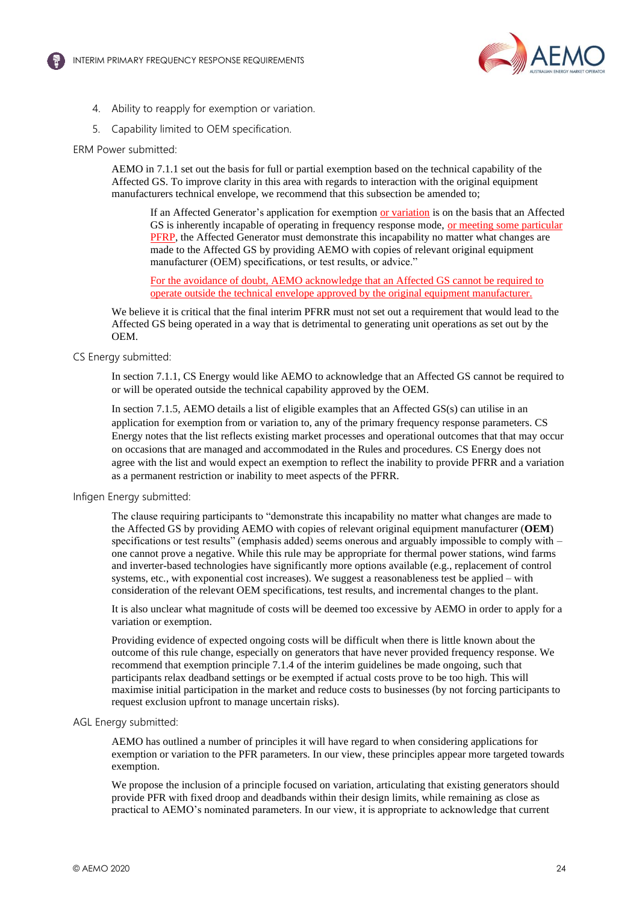4. Ability to reapply for exemption or variation.
5. Capability limited to OEM specification.

ERM Power submitted:

> AEMO in 7.1.1 set out the basis for full or partial exemption based on the technical capability of the Affected GS. To improve clarity in this area with regards to interaction with the original equipment manufacturers technical envelope, we recommend that this subsection be amended to;
>
> > If an Affected Generator's application for exemption or variation is on the basis that an Affected GS is inherently incapable of operating in frequency response mode, or meeting some particular PFRP, the Affected Generator must demonstrate this incapability no matter what changes are made to the Affected GS by providing AEMO with copies of relevant original equipment manufacturer (OEM) specifications, or test results, or advice."
> >
> > For the avoidance of doubt, AEMO acknowledge that an Affected GS cannot be required to operate outside the technical envelope approved by the original equipment manufacturer.
>
> We believe it is critical that the final interim PFRR must not set out a requirement that would lead to the Affected GS being operated in a way that is detrimental to generating unit operations as set out by the OEM.

CS Energy submitted:

> In section 7.1.1, CS Energy would like AEMO to acknowledge that an Affected GS cannot be required to or will be operated outside the technical capability approved by the OEM.
>
> In section 7.1.5, AEMO details a list of eligible examples that an Affected GS(s) can utilise in an application for exemption from or variation to, any of the primary frequency response parameters. CS Energy notes that the list reflects existing market processes and operational outcomes that that may occur on occasions that are managed and accommodated in the Rules and procedures. CS Energy does not agree with the list and would expect an exemption to reflect the inability to provide PFRR and a variation as a permanent restriction or inability to meet aspects of the PFRR.

Infigen Energy submitted:

> The clause requiring participants to "demonstrate this incapability no matter what changes are made to the Affected GS by providing AEMO with copies of relevant original equipment manufacturer (**OEM**) specifications or test results" (emphasis added) seems onerous and arguably impossible to comply with – one cannot prove a negative. While this rule may be appropriate for thermal power stations, wind farms and inverter-based technologies have significantly more options available (e.g., replacement of control systems, etc., with exponential cost increases). We suggest a reasonableness test be applied – with consideration of the relevant OEM specifications, test results, and incremental changes to the plant.
>
> It is also unclear what magnitude of costs will be deemed too excessive by AEMO in order to apply for a variation or exemption.
>
> Providing evidence of expected ongoing costs will be difficult when there is little known about the outcome of this rule change, especially on generators that have never provided frequency response. We recommend that exemption principle 7.1.4 of the interim guidelines be made ongoing, such that participants relax deadband settings or be exempted if actual costs prove to be too high. This will maximise initial participation in the market and reduce costs to businesses (by not forcing participants to request exclusion upfront to manage uncertain risks).

AGL Energy submitted:

> AEMO has outlined a number of principles it will have regard to when considering applications for exemption or variation to the PFR parameters. In our view, these principles appear more targeted towards exemption.
>
> We propose the inclusion of a principle focused on variation, articulating that existing generators should provide PFR with fixed droop and deadbands within their design limits, while remaining as close as practical to AEMO's nominated parameters. In our view, it is appropriate to acknowledge that current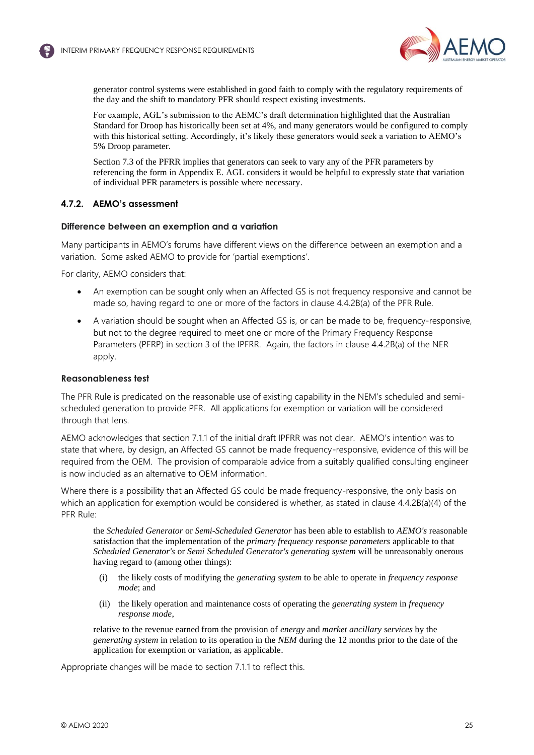> generator control systems were established in good faith to comply with the regulatory requirements of the day and the shift to mandatory PFR should respect existing investments.
>
> For example, AGL's submission to the AEMC's draft determination highlighted that the Australian Standard for Droop has historically been set at 4%, and many generators would be configured to comply with this historical setting. Accordingly, it's likely these generators would seek a variation to AEMO's 5% Droop parameter.
>
> Section 7.3 of the PFRR implies that generators can seek to vary any of the PFR parameters by referencing the form in Appendix E. AGL considers it would be helpful to expressly state that variation of individual PFR parameters is possible where necessary.

### 4.7.2. AEMO's assessment

#### Difference between an exemption and a variation

Many participants in AEMO's forums have different views on the difference between an exemption and a variation. Some asked AEMO to provide for 'partial exemptions'.

For clarity, AEMO considers that:

- An exemption can be sought only when an Affected GS is not frequency responsive and cannot be made so, having regard to one or more of the factors in clause 4.4.2B(a) of the PFR Rule.
- A variation should be sought when an Affected GS is, or can be made to be, frequency-responsive, but not to the degree required to meet one or more of the Primary Frequency Response Parameters (PFRP) in section 3 of the IPFRR. Again, the factors in clause 4.4.2B(a) of the NER apply.

#### Reasonableness test

The PFR Rule is predicated on the reasonable use of existing capability in the NEM's scheduled and semi-scheduled generation to provide PFR. All applications for exemption or variation will be considered through that lens.

AEMO acknowledges that section 7.1.1 of the initial draft IPFRR was not clear. AEMO's intention was to state that where, by design, an Affected GS cannot be made frequency-responsive, evidence of this will be required from the OEM. The provision of comparable advice from a suitably qualified consulting engineer is now included as an alternative to OEM information.

Where there is a possibility that an Affected GS could be made frequency-responsive, the only basis on which an application for exemption would be considered is whether, as stated in clause 4.4.2B(a)(4) of the PFR Rule:

> the *Scheduled Generator* or *Semi-Scheduled Generator* has been able to establish to *AEMO's* reasonable satisfaction that the implementation of the *primary frequency response parameters* applicable to that *Scheduled Generator's* or *Semi Scheduled Generator's generating system* will be unreasonably onerous having regard to (among other things):
>
> (i) the likely costs of modifying the *generating system* to be able to operate in *frequency response mode*; and
>
> (ii) the likely operation and maintenance costs of operating the *generating system* in *frequency response mode*,
>
> relative to the revenue earned from the provision of *energy* and *market ancillary services* by the *generating system* in relation to its operation in the *NEM* during the 12 months prior to the date of the application for exemption or variation, as applicable.

Appropriate changes will be made to section 7.1.1 to reflect this.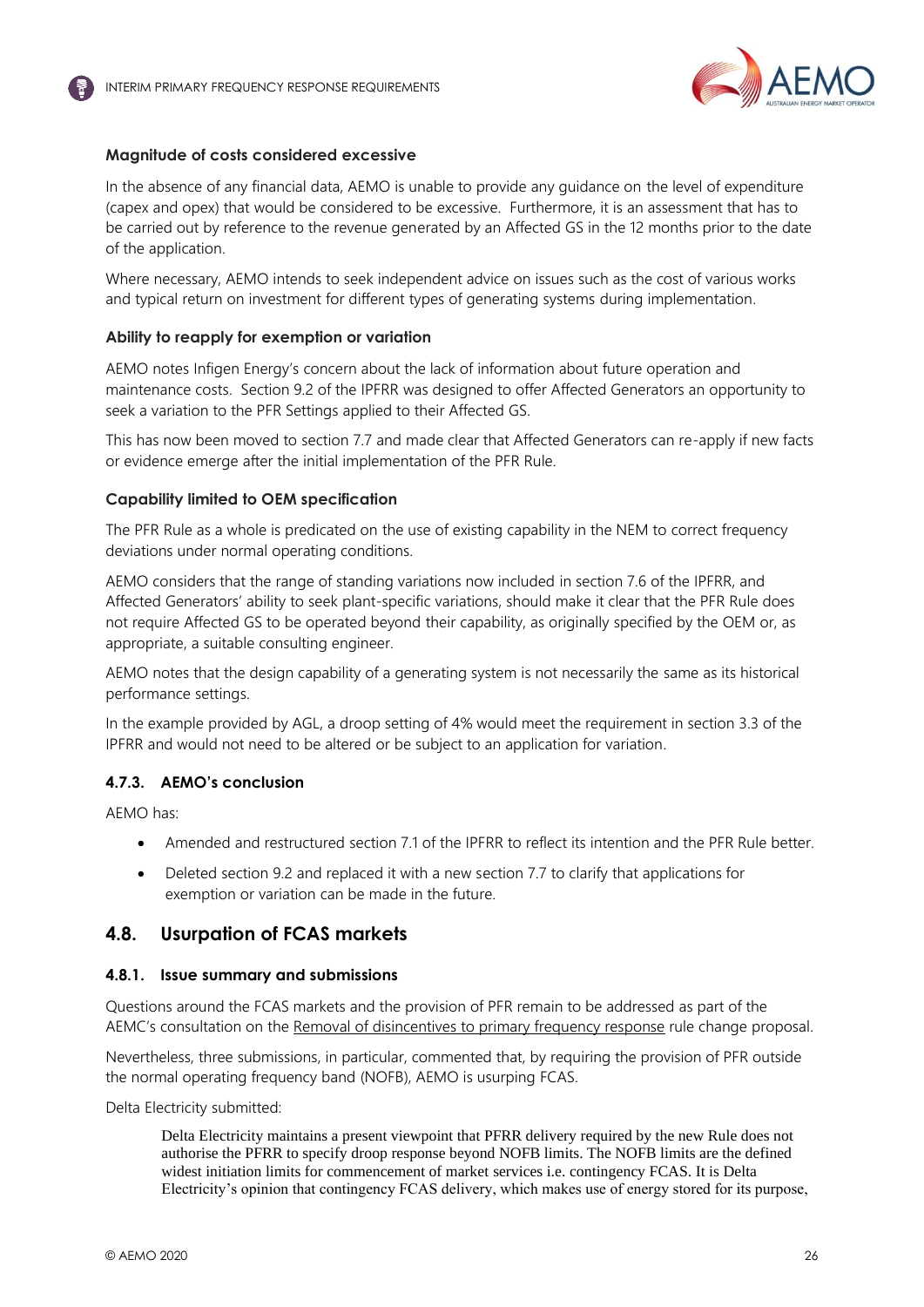#### Magnitude of costs considered excessive

In the absence of any financial data, AEMO is unable to provide any guidance on the level of expenditure (capex and opex) that would be considered to be excessive. Furthermore, it is an assessment that has to be carried out by reference to the revenue generated by an Affected GS in the 12 months prior to the date of the application.

Where necessary, AEMO intends to seek independent advice on issues such as the cost of various works and typical return on investment for different types of generating systems during implementation.

#### Ability to reapply for exemption or variation

AEMO notes Infigen Energy's concern about the lack of information about future operation and maintenance costs. Section 9.2 of the IPFRR was designed to offer Affected Generators an opportunity to seek a variation to the PFR Settings applied to their Affected GS.

This has now been moved to section 7.7 and made clear that Affected Generators can re-apply if new facts or evidence emerge after the initial implementation of the PFR Rule.

#### Capability limited to OEM specification

The PFR Rule as a whole is predicated on the use of existing capability in the NEM to correct frequency deviations under normal operating conditions.

AEMO considers that the range of standing variations now included in section 7.6 of the IPFRR, and Affected Generators' ability to seek plant-specific variations, should make it clear that the PFR Rule does not require Affected GS to be operated beyond their capability, as originally specified by the OEM or, as appropriate, a suitable consulting engineer.

AEMO notes that the design capability of a generating system is not necessarily the same as its historical performance settings.

In the example provided by AGL, a droop setting of 4% would meet the requirement in section 3.3 of the IPFRR and would not need to be altered or be subject to an application for variation.

### 4.7.3. AEMO's conclusion

AEMO has:

- Amended and restructured section 7.1 of the IPFRR to reflect its intention and the PFR Rule better.
- Deleted section 9.2 and replaced it with a new section 7.7 to clarify that applications for exemption or variation can be made in the future.

## 4.8. Usurpation of FCAS markets

### 4.8.1. Issue summary and submissions

Questions around the FCAS markets and the provision of PFR remain to be addressed as part of the AEMC's consultation on the Removal of disincentives to primary frequency response rule change proposal.

Nevertheless, three submissions, in particular, commented that, by requiring the provision of PFR outside the normal operating frequency band (NOFB), AEMO is usurping FCAS.

Delta Electricity submitted:

> Delta Electricity maintains a present viewpoint that PFRR delivery required by the new Rule does not authorise the PFRR to specify droop response beyond NOFB limits. The NOFB limits are the defined widest initiation limits for commencement of market services i.e. contingency FCAS. It is Delta Electricity's opinion that contingency FCAS delivery, which makes use of energy stored for its purpose,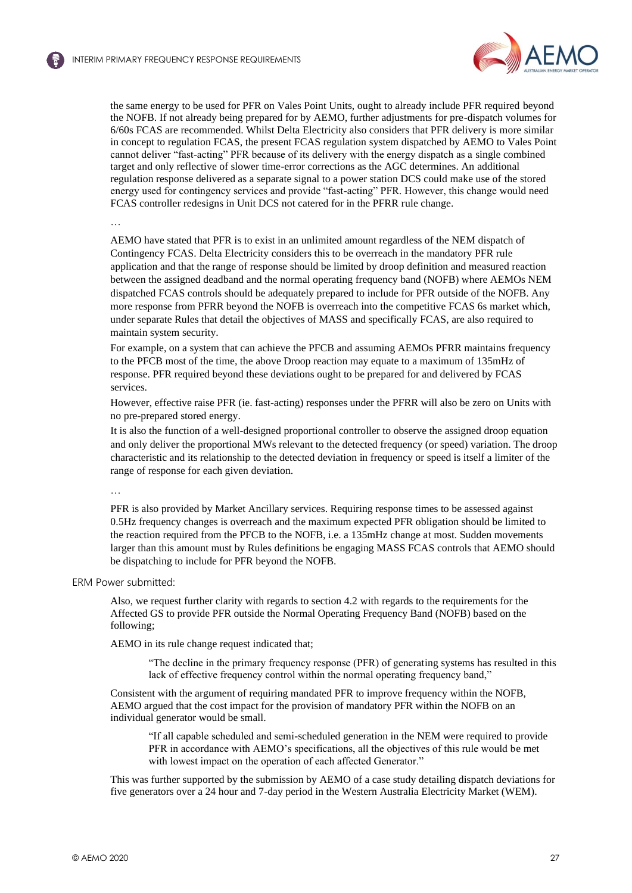> the same energy to be used for PFR on Vales Point Units, ought to already include PFR required beyond the NOFB. If not already being prepared for by AEMO, further adjustments for pre-dispatch volumes for 6/60s FCAS are recommended. Whilst Delta Electricity also considers that PFR delivery is more similar in concept to regulation FCAS, the present FCAS regulation system dispatched by AEMO to Vales Point cannot deliver "fast-acting" PFR because of its delivery with the energy dispatch as a single combined target and only reflective of slower time-error corrections as the AGC determines. An additional regulation response delivered as a separate signal to a power station DCS could make use of the stored energy used for contingency services and provide "fast-acting" PFR. However, this change would need FCAS controller redesigns in Unit DCS not catered for in the PFRR rule change.
>
> …
>
> AEMO have stated that PFR is to exist in an unlimited amount regardless of the NEM dispatch of Contingency FCAS. Delta Electricity considers this to be overreach in the mandatory PFR rule application and that the range of response should be limited by droop definition and measured reaction between the assigned deadband and the normal operating frequency band (NOFB) where AEMOs NEM dispatched FCAS controls should be adequately prepared to include for PFR outside of the NOFB. Any more response from PFRR beyond the NOFB is overreach into the competitive FCAS 6s market which, under separate Rules that detail the objectives of MASS and specifically FCAS, are also required to maintain system security.
>
> For example, on a system that can achieve the PFCB and assuming AEMOs PFRR maintains frequency to the PFCB most of the time, the above Droop reaction may equate to a maximum of 135mHz of response. PFR required beyond these deviations ought to be prepared for and delivered by FCAS services.
>
> However, effective raise PFR (ie. fast-acting) responses under the PFRR will also be zero on Units with no pre-prepared stored energy.
>
> It is also the function of a well-designed proportional controller to observe the assigned droop equation and only deliver the proportional MWs relevant to the detected frequency (or speed) variation. The droop characteristic and its relationship to the detected deviation in frequency or speed is itself a limiter of the range of response for each given deviation.
>
> …
>
> PFR is also provided by Market Ancillary services. Requiring response times to be assessed against 0.5Hz frequency changes is overreach and the maximum expected PFR obligation should be limited to the reaction required from the PFCB to the NOFB, i.e. a 135mHz change at most. Sudden movements larger than this amount must by Rules definitions be engaging MASS FCAS controls that AEMO should be dispatching to include for PFR beyond the NOFB.

ERM Power submitted:

> Also, we request further clarity with regards to section 4.2 with regards to the requirements for the Affected GS to provide PFR outside the Normal Operating Frequency Band (NOFB) based on the following;
>
> AEMO in its rule change request indicated that;
>
> > "The decline in the primary frequency response (PFR) of generating systems has resulted in this lack of effective frequency control within the normal operating frequency band,"
>
> Consistent with the argument of requiring mandated PFR to improve frequency within the NOFB, AEMO argued that the cost impact for the provision of mandatory PFR within the NOFB on an individual generator would be small.
>
> > "If all capable scheduled and semi-scheduled generation in the NEM were required to provide PFR in accordance with AEMO's specifications, all the objectives of this rule would be met with lowest impact on the operation of each affected Generator."
>
> This was further supported by the submission by AEMO of a case study detailing dispatch deviations for five generators over a 24 hour and 7-day period in the Western Australia Electricity Market (WEM).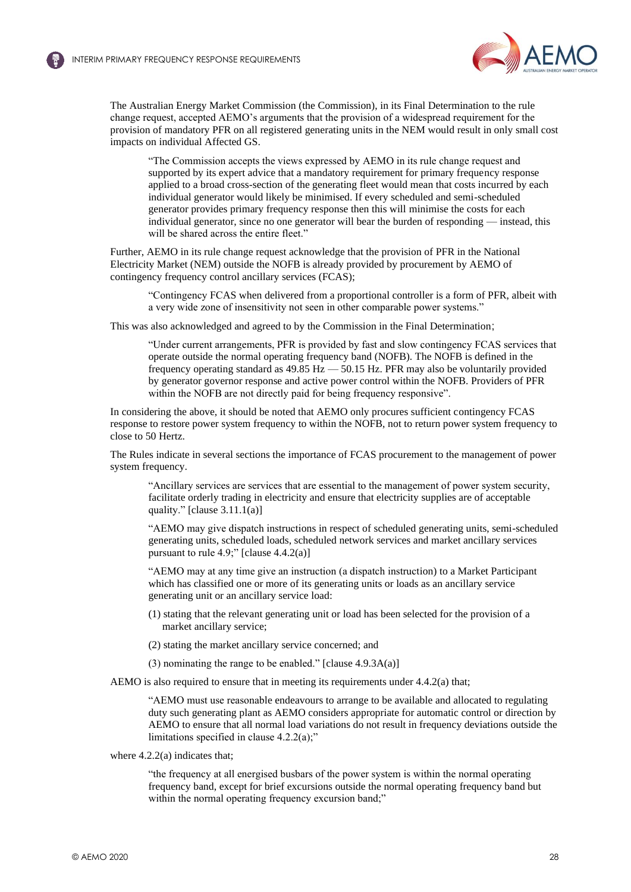The Australian Energy Market Commission (the Commission), in its Final Determination to the rule change request, accepted AEMO's arguments that the provision of a widespread requirement for the provision of mandatory PFR on all registered generating units in the NEM would result in only small cost impacts on individual Affected GS.

> "The Commission accepts the views expressed by AEMO in its rule change request and supported by its expert advice that a mandatory requirement for primary frequency response applied to a broad cross-section of the generating fleet would mean that costs incurred by each individual generator would likely be minimised. If every scheduled and semi-scheduled generator provides primary frequency response then this will minimise the costs for each individual generator, since no one generator will bear the burden of responding — instead, this will be shared across the entire fleet."

Further, AEMO in its rule change request acknowledge that the provision of PFR in the National Electricity Market (NEM) outside the NOFB is already provided by procurement by AEMO of contingency frequency control ancillary services (FCAS);

> "Contingency FCAS when delivered from a proportional controller is a form of PFR, albeit with a very wide zone of insensitivity not seen in other comparable power systems."

This was also acknowledged and agreed to by the Commission in the Final Determination;

> "Under current arrangements, PFR is provided by fast and slow contingency FCAS services that operate outside the normal operating frequency band (NOFB). The NOFB is defined in the frequency operating standard as 49.85 Hz — 50.15 Hz. PFR may also be voluntarily provided by generator governor response and active power control within the NOFB. Providers of PFR within the NOFB are not directly paid for being frequency responsive".

In considering the above, it should be noted that AEMO only procures sufficient contingency FCAS response to restore power system frequency to within the NOFB, not to return power system frequency to close to 50 Hertz.

The Rules indicate in several sections the importance of FCAS procurement to the management of power system frequency.

> "Ancillary services are services that are essential to the management of power system security, facilitate orderly trading in electricity and ensure that electricity supplies are of acceptable quality." [clause 3.11.1(a)]

> "AEMO may give dispatch instructions in respect of scheduled generating units, semi-scheduled generating units, scheduled loads, scheduled network services and market ancillary services pursuant to rule 4.9;" [clause 4.4.2(a)]

> "AEMO may at any time give an instruction (a dispatch instruction) to a Market Participant which has classified one or more of its generating units or loads as an ancillary service generating unit or an ancillary service load:
>
> (1) stating that the relevant generating unit or load has been selected for the provision of a market ancillary service;
>
> (2) stating the market ancillary service concerned; and
>
> (3) nominating the range to be enabled." [clause 4.9.3A(a)]

AEMO is also required to ensure that in meeting its requirements under 4.4.2(a) that;

> "AEMO must use reasonable endeavours to arrange to be available and allocated to regulating duty such generating plant as AEMO considers appropriate for automatic control or direction by AEMO to ensure that all normal load variations do not result in frequency deviations outside the limitations specified in clause 4.2.2(a);"

where 4.2.2(a) indicates that;

> "the frequency at all energised busbars of the power system is within the normal operating frequency band, except for brief excursions outside the normal operating frequency band but within the normal operating frequency excursion band;"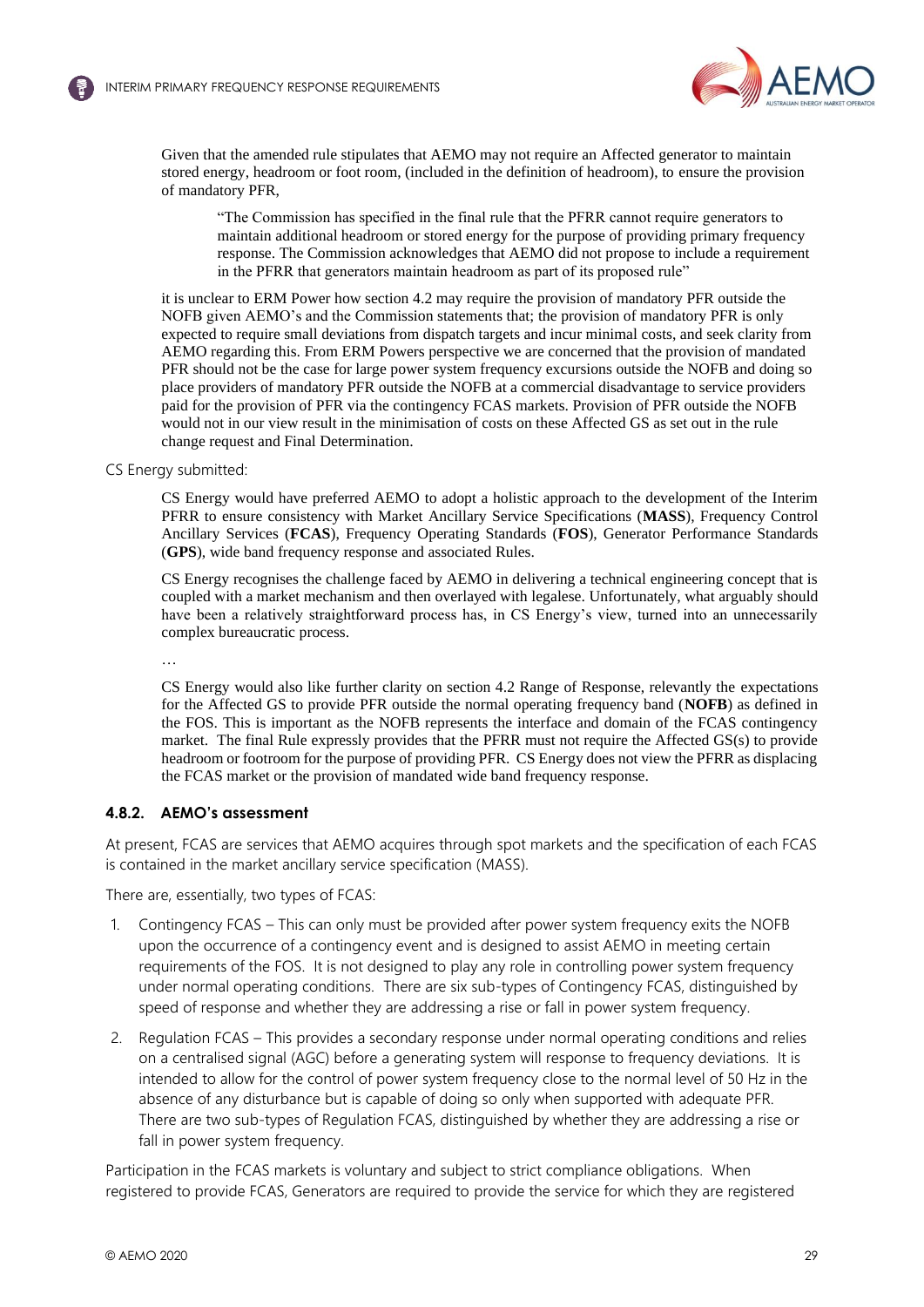> Given that the amended rule stipulates that AEMO may not require an Affected generator to maintain stored energy, headroom or foot room, (included in the definition of headroom), to ensure the provision of mandatory PFR,
>
> > "The Commission has specified in the final rule that the PFRR cannot require generators to maintain additional headroom or stored energy for the purpose of providing primary frequency response. The Commission acknowledges that AEMO did not propose to include a requirement in the PFRR that generators maintain headroom as part of its proposed rule"
>
> it is unclear to ERM Power how section 4.2 may require the provision of mandatory PFR outside the NOFB given AEMO's and the Commission statements that; the provision of mandatory PFR is only expected to require small deviations from dispatch targets and incur minimal costs, and seek clarity from AEMO regarding this. From ERM Powers perspective we are concerned that the provision of mandated PFR should not be the case for large power system frequency excursions outside the NOFB and doing so place providers of mandatory PFR outside the NOFB at a commercial disadvantage to service providers paid for the provision of PFR via the contingency FCAS markets. Provision of PFR outside the NOFB would not in our view result in the minimisation of costs on these Affected GS as set out in the rule change request and Final Determination.

CS Energy submitted:

> CS Energy would have preferred AEMO to adopt a holistic approach to the development of the Interim PFRR to ensure consistency with Market Ancillary Service Specifications (**MASS**), Frequency Control Ancillary Services (**FCAS**), Frequency Operating Standards (**FOS**), Generator Performance Standards (**GPS**), wide band frequency response and associated Rules.
>
> CS Energy recognises the challenge faced by AEMO in delivering a technical engineering concept that is coupled with a market mechanism and then overlayed with legalese. Unfortunately, what arguably should have been a relatively straightforward process has, in CS Energy's view, turned into an unnecessarily complex bureaucratic process.
>
> …
>
> CS Energy would also like further clarity on section 4.2 Range of Response, relevantly the expectations for the Affected GS to provide PFR outside the normal operating frequency band (**NOFB**) as defined in the FOS. This is important as the NOFB represents the interface and domain of the FCAS contingency market. The final Rule expressly provides that the PFRR must not require the Affected GS(s) to provide headroom or footroom for the purpose of providing PFR. CS Energy does not view the PFRR as displacing the FCAS market or the provision of mandated wide band frequency response.

#### 4.8.2. AEMO's assessment

At present, FCAS are services that AEMO acquires through spot markets and the specification of each FCAS is contained in the market ancillary service specification (MASS).

There are, essentially, two types of FCAS:

1. Contingency FCAS – This can only must be provided after power system frequency exits the NOFB upon the occurrence of a contingency event and is designed to assist AEMO in meeting certain requirements of the FOS. It is not designed to play any role in controlling power system frequency under normal operating conditions. There are six sub-types of Contingency FCAS, distinguished by speed of response and whether they are addressing a rise or fall in power system frequency.
2. Regulation FCAS – This provides a secondary response under normal operating conditions and relies on a centralised signal (AGC) before a generating system will response to frequency deviations. It is intended to allow for the control of power system frequency close to the normal level of 50 Hz in the absence of any disturbance but is capable of doing so only when supported with adequate PFR. There are two sub-types of Regulation FCAS, distinguished by whether they are addressing a rise or fall in power system frequency.

Participation in the FCAS markets is voluntary and subject to strict compliance obligations. When registered to provide FCAS, Generators are required to provide the service for which they are registered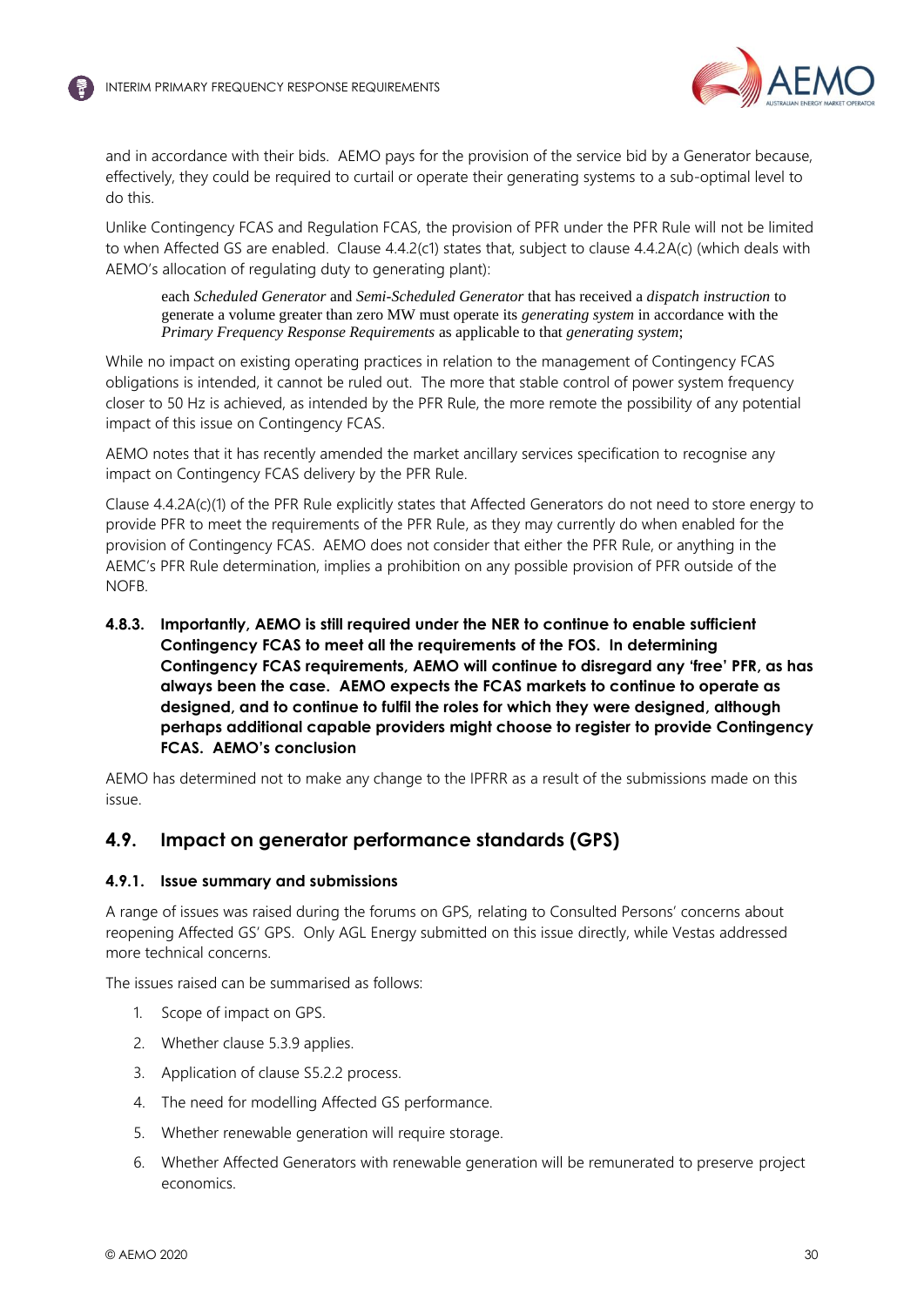and in accordance with their bids. AEMO pays for the provision of the service bid by a Generator because, effectively, they could be required to curtail or operate their generating systems to a sub-optimal level to do this.

Unlike Contingency FCAS and Regulation FCAS, the provision of PFR under the PFR Rule will not be limited to when Affected GS are enabled. Clause 4.4.2(c1) states that, subject to clause 4.4.2A(c) (which deals with AEMO's allocation of regulating duty to generating plant):

> each *Scheduled Generator* and *Semi-Scheduled Generator* that has received a *dispatch instruction* to generate a volume greater than zero MW must operate its *generating system* in accordance with the *Primary Frequency Response Requirements* as applicable to that *generating system*;

While no impact on existing operating practices in relation to the management of Contingency FCAS obligations is intended, it cannot be ruled out. The more that stable control of power system frequency closer to 50 Hz is achieved, as intended by the PFR Rule, the more remote the possibility of any potential impact of this issue on Contingency FCAS.

AEMO notes that it has recently amended the market ancillary services specification to recognise any impact on Contingency FCAS delivery by the PFR Rule.

Clause 4.4.2A(c)(1) of the PFR Rule explicitly states that Affected Generators do not need to store energy to provide PFR to meet the requirements of the PFR Rule, as they may currently do when enabled for the provision of Contingency FCAS. AEMO does not consider that either the PFR Rule, or anything in the AEMC's PFR Rule determination, implies a prohibition on any possible provision of PFR outside of the NOFB.

**4.8.3. Importantly, AEMO is still required under the NER to continue to enable sufficient Contingency FCAS to meet all the requirements of the FOS. In determining Contingency FCAS requirements, AEMO will continue to disregard any 'free' PFR, as has always been the case. AEMO expects the FCAS markets to continue to operate as designed, and to continue to fulfil the roles for which they were designed, although perhaps additional capable providers might choose to register to provide Contingency FCAS. AEMO's conclusion**

AEMO has determined not to make any change to the IPFRR as a result of the submissions made on this issue.

## 4.9. Impact on generator performance standards (GPS)

### 4.9.1. Issue summary and submissions

A range of issues was raised during the forums on GPS, relating to Consulted Persons' concerns about reopening Affected GS' GPS. Only AGL Energy submitted on this issue directly, while Vestas addressed more technical concerns.

The issues raised can be summarised as follows:

1. Scope of impact on GPS.
2. Whether clause 5.3.9 applies.
3. Application of clause S5.2.2 process.
4. The need for modelling Affected GS performance.
5. Whether renewable generation will require storage.
6. Whether Affected Generators with renewable generation will be remunerated to preserve project economics.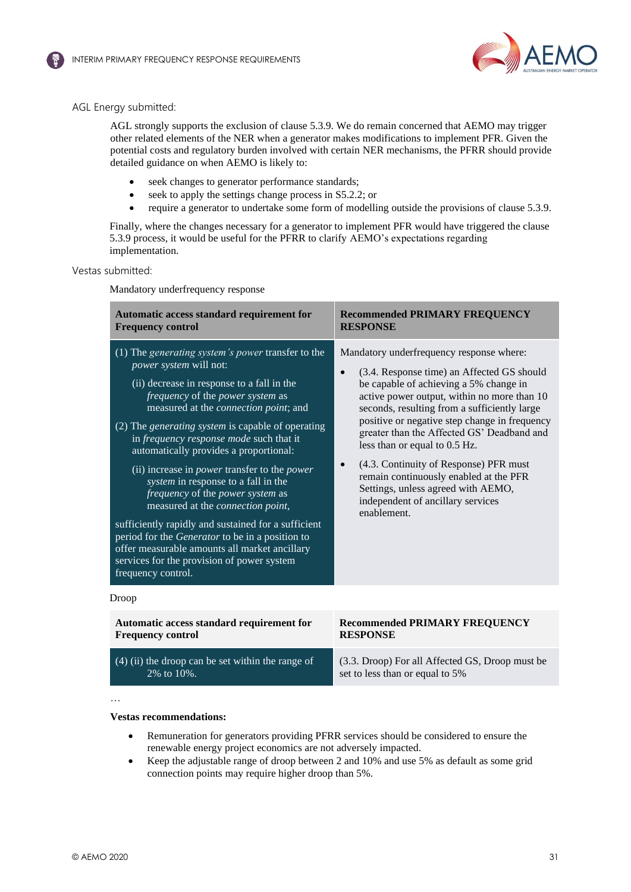AGL Energy submitted:

> AGL strongly supports the exclusion of clause 5.3.9. We do remain concerned that AEMO may trigger other related elements of the NER when a generator makes modifications to implement PFR. Given the potential costs and regulatory burden involved with certain NER mechanisms, the PFRR should provide detailed guidance on when AEMO is likely to:
>
> - seek changes to generator performance standards;
> - seek to apply the settings change process in S5.2.2; or
> - require a generator to undertake some form of modelling outside the provisions of clause 5.3.9.
>
> Finally, where the changes necessary for a generator to implement PFR would have triggered the clause 5.3.9 process, it would be useful for the PFRR to clarify AEMO's expectations regarding implementation.

Vestas submitted:

> Mandatory underfrequency response
>
> | Automatic access standard requirement for Frequency control | Recommended PRIMARY FREQUENCY RESPONSE |
> |---|---|
> | (1) The *generating system's power* transfer to the *power system* will not:<br>(ii) decrease in response to a fall in the *frequency* of the *power system* as measured at the *connection point*; and<br>(2) The *generating system* is capable of operating in *frequency response mode* such that it automatically provides a proportional:<br>(ii) increase in *power* transfer to the *power system* in response to a fall in the *frequency* of the *power system* as measured at the *connection point*,<br>sufficiently rapidly and sustained for a sufficient period for the *Generator* to be in a position to offer measurable amounts all market ancillary services for the provision of power system frequency control. | Mandatory underfrequency response where:<br>• (3.4. Response time) an Affected GS should be capable of achieving a 5% change in active power output, within no more than 10 seconds, resulting from a sufficiently large positive or negative step change in frequency greater than the Affected GS' Deadband and less than or equal to 0.5 Hz.<br>• (4.3. Continuity of Response) PFR must remain continuously enabled at the PFR Settings, unless agreed with AEMO, independent of ancillary services enablement. |
>
> Droop
>
> | Automatic access standard requirement for Frequency control | Recommended PRIMARY FREQUENCY RESPONSE |
> |---|---|
> | (4) (ii) the droop can be set within the range of 2% to 10%. | (3.3. Droop) For all Affected GS, Droop must be set to less than or equal to 5% |
>
> …
>
> **Vestas recommendations:**
>
> - Remuneration for generators providing PFRR services should be considered to ensure the renewable energy project economics are not adversely impacted.
> - Keep the adjustable range of droop between 2 and 10% and use 5% as default as some grid connection points may require higher droop than 5%.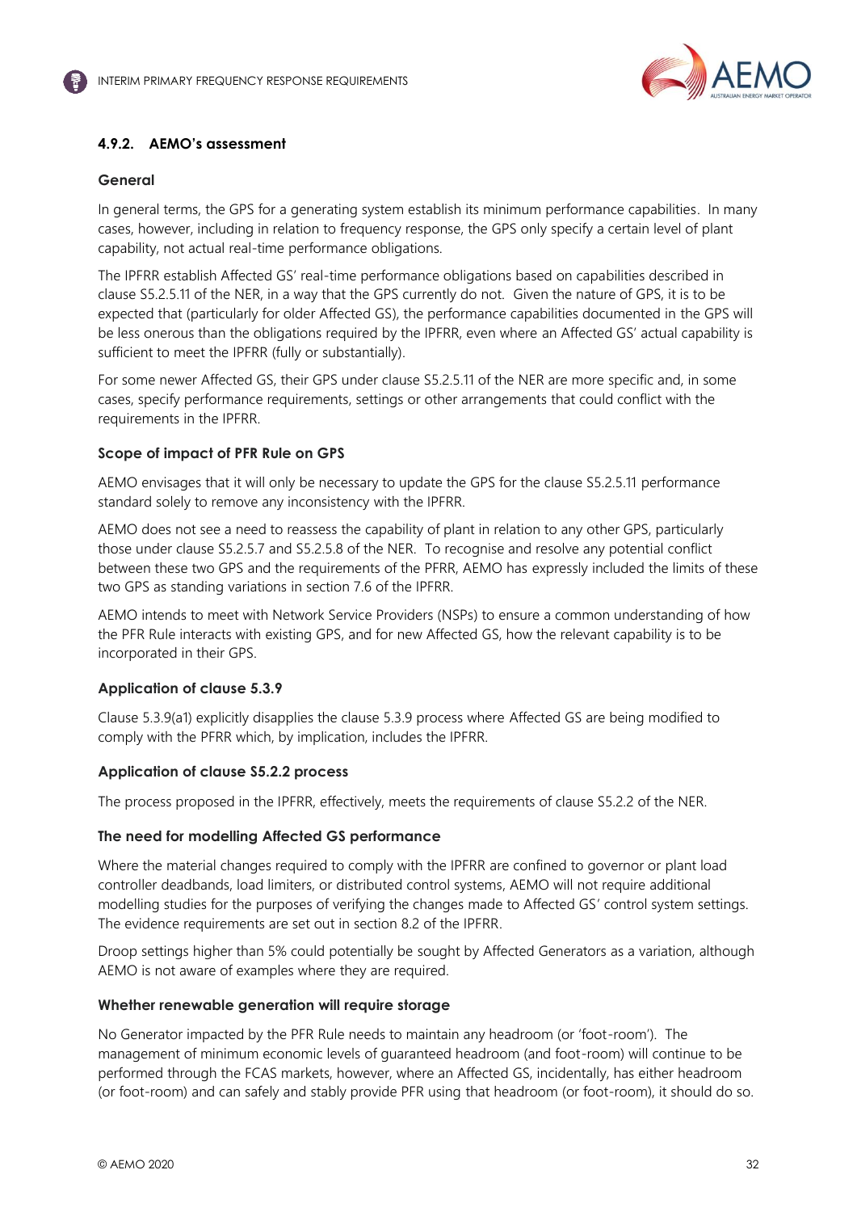### 4.9.2. AEMO's assessment

#### General

In general terms, the GPS for a generating system establish its minimum performance capabilities. In many cases, however, including in relation to frequency response, the GPS only specify a certain level of plant capability, not actual real-time performance obligations.

The IPFRR establish Affected GS' real-time performance obligations based on capabilities described in clause S5.2.5.11 of the NER, in a way that the GPS currently do not. Given the nature of GPS, it is to be expected that (particularly for older Affected GS), the performance capabilities documented in the GPS will be less onerous than the obligations required by the IPFRR, even where an Affected GS' actual capability is sufficient to meet the IPFRR (fully or substantially).

For some newer Affected GS, their GPS under clause S5.2.5.11 of the NER are more specific and, in some cases, specify performance requirements, settings or other arrangements that could conflict with the requirements in the IPFRR.

#### Scope of impact of PFR Rule on GPS

AEMO envisages that it will only be necessary to update the GPS for the clause S5.2.5.11 performance standard solely to remove any inconsistency with the IPFRR.

AEMO does not see a need to reassess the capability of plant in relation to any other GPS, particularly those under clause S5.2.5.7 and S5.2.5.8 of the NER. To recognise and resolve any potential conflict between these two GPS and the requirements of the PFRR, AEMO has expressly included the limits of these two GPS as standing variations in section 7.6 of the IPFRR.

AEMO intends to meet with Network Service Providers (NSPs) to ensure a common understanding of how the PFR Rule interacts with existing GPS, and for new Affected GS, how the relevant capability is to be incorporated in their GPS.

#### Application of clause 5.3.9

Clause 5.3.9(a1) explicitly disapplies the clause 5.3.9 process where Affected GS are being modified to comply with the PFRR which, by implication, includes the IPFRR.

#### Application of clause S5.2.2 process

The process proposed in the IPFRR, effectively, meets the requirements of clause S5.2.2 of the NER.

#### The need for modelling Affected GS performance

Where the material changes required to comply with the IPFRR are confined to governor or plant load controller deadbands, load limiters, or distributed control systems, AEMO will not require additional modelling studies for the purposes of verifying the changes made to Affected GS' control system settings. The evidence requirements are set out in section 8.2 of the IPFRR.

Droop settings higher than 5% could potentially be sought by Affected Generators as a variation, although AEMO is not aware of examples where they are required.

#### Whether renewable generation will require storage

No Generator impacted by the PFR Rule needs to maintain any headroom (or 'foot-room'). The management of minimum economic levels of guaranteed headroom (and foot-room) will continue to be performed through the FCAS markets, however, where an Affected GS, incidentally, has either headroom (or foot-room) and can safely and stably provide PFR using that headroom (or foot-room), it should do so.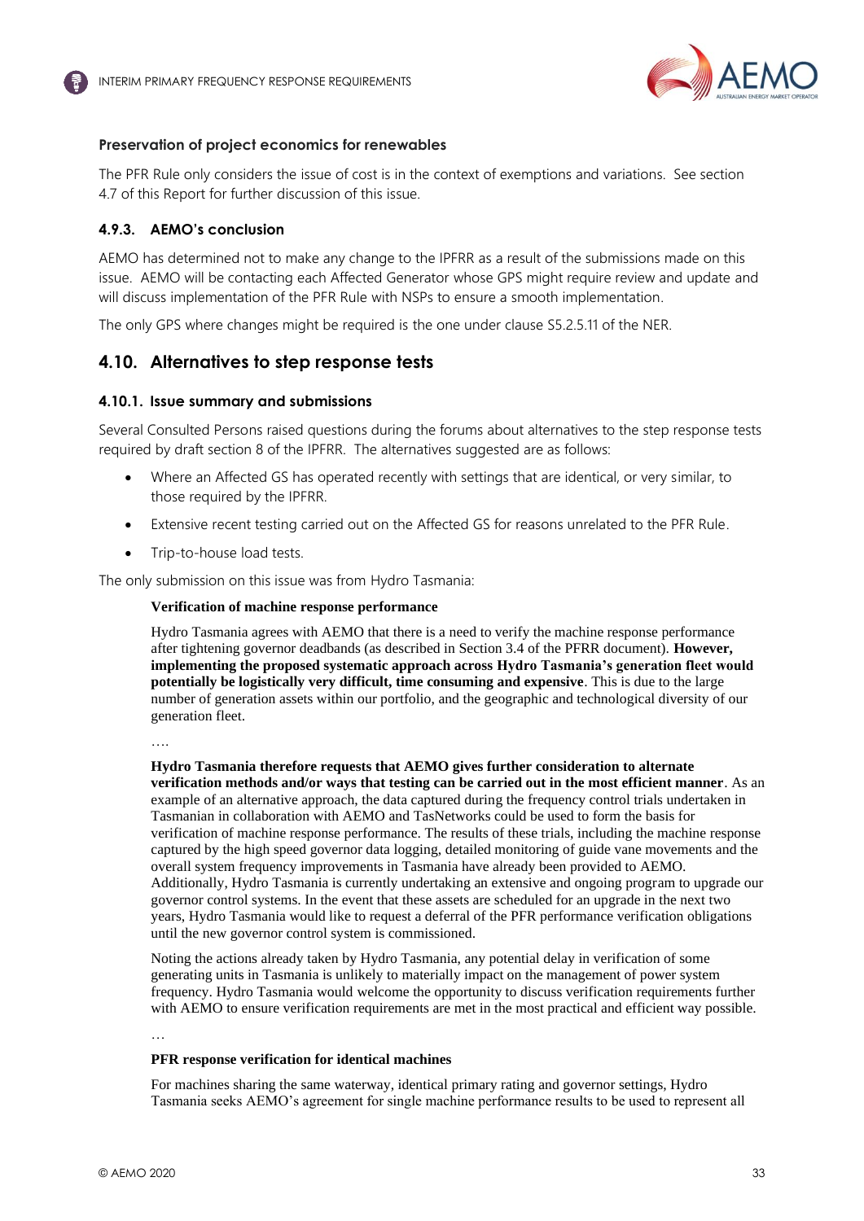**Preservation of project economics for renewables**

The PFR Rule only considers the issue of cost is in the context of exemptions and variations. See section 4.7 of this Report for further discussion of this issue.

### 4.9.3. AEMO's conclusion

AEMO has determined not to make any change to the IPFRR as a result of the submissions made on this issue. AEMO will be contacting each Affected Generator whose GPS might require review and update and will discuss implementation of the PFR Rule with NSPs to ensure a smooth implementation.

The only GPS where changes might be required is the one under clause S5.2.5.11 of the NER.

## 4.10. Alternatives to step response tests

### 4.10.1. Issue summary and submissions

Several Consulted Persons raised questions during the forums about alternatives to the step response tests required by draft section 8 of the IPFRR. The alternatives suggested are as follows:

- Where an Affected GS has operated recently with settings that are identical, or very similar, to those required by the IPFRR.
- Extensive recent testing carried out on the Affected GS for reasons unrelated to the PFR Rule.
- Trip-to-house load tests.

The only submission on this issue was from Hydro Tasmania:

> **Verification of machine response performance**
>
> Hydro Tasmania agrees with AEMO that there is a need to verify the machine response performance after tightening governor deadbands (as described in Section 3.4 of the PFRR document). **However, implementing the proposed systematic approach across Hydro Tasmania's generation fleet would potentially be logistically very difficult, time consuming and expensive**. This is due to the large number of generation assets within our portfolio, and the geographic and technological diversity of our generation fleet.
>
> ….
>
> **Hydro Tasmania therefore requests that AEMO gives further consideration to alternate verification methods and/or ways that testing can be carried out in the most efficient manner**. As an example of an alternative approach, the data captured during the frequency control trials undertaken in Tasmanian in collaboration with AEMO and TasNetworks could be used to form the basis for verification of machine response performance. The results of these trials, including the machine response captured by the high speed governor data logging, detailed monitoring of guide vane movements and the overall system frequency improvements in Tasmania have already been provided to AEMO. Additionally, Hydro Tasmania is currently undertaking an extensive and ongoing program to upgrade our governor control systems. In the event that these assets are scheduled for an upgrade in the next two years, Hydro Tasmania would like to request a deferral of the PFR performance verification obligations until the new governor control system is commissioned.
>
> Noting the actions already taken by Hydro Tasmania, any potential delay in verification of some generating units in Tasmania is unlikely to materially impact on the management of power system frequency. Hydro Tasmania would welcome the opportunity to discuss verification requirements further with AEMO to ensure verification requirements are met in the most practical and efficient way possible.
>
> …
>
> **PFR response verification for identical machines**
>
> For machines sharing the same waterway, identical primary rating and governor settings, Hydro Tasmania seeks AEMO's agreement for single machine performance results to be used to represent all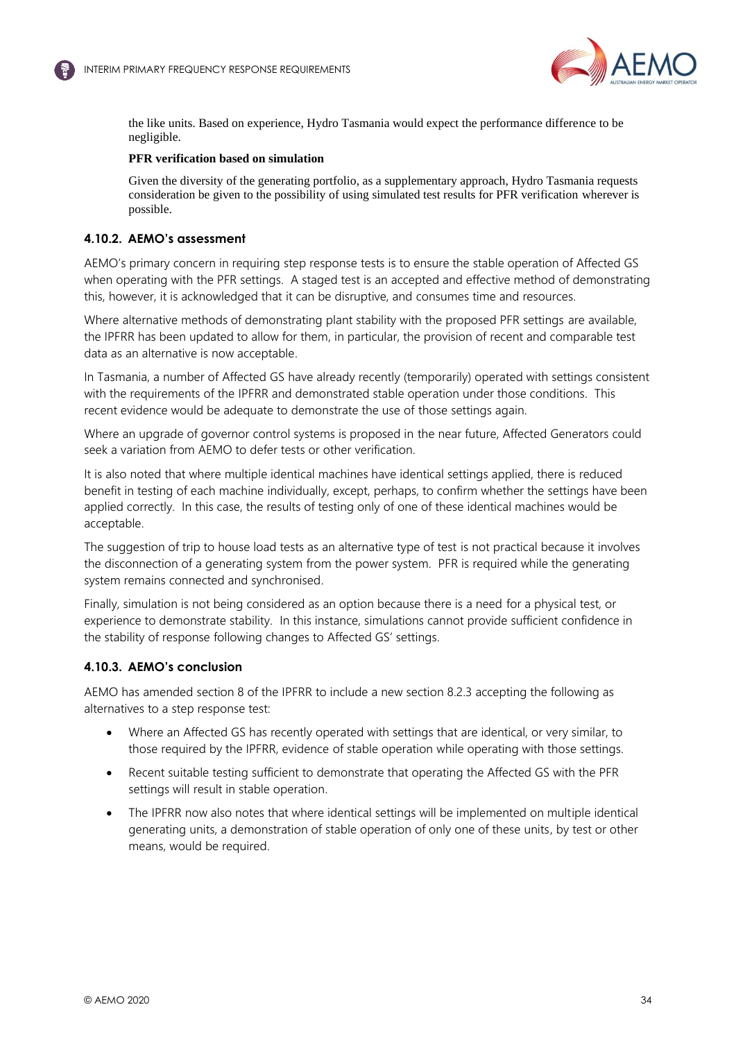the like units. Based on experience, Hydro Tasmania would expect the performance difference to be negligible.

**PFR verification based on simulation**

Given the diversity of the generating portfolio, as a supplementary approach, Hydro Tasmania requests consideration be given to the possibility of using simulated test results for PFR verification wherever is possible.

### 4.10.2. AEMO's assessment

AEMO's primary concern in requiring step response tests is to ensure the stable operation of Affected GS when operating with the PFR settings. A staged test is an accepted and effective method of demonstrating this, however, it is acknowledged that it can be disruptive, and consumes time and resources.

Where alternative methods of demonstrating plant stability with the proposed PFR settings are available, the IPFRR has been updated to allow for them, in particular, the provision of recent and comparable test data as an alternative is now acceptable.

In Tasmania, a number of Affected GS have already recently (temporarily) operated with settings consistent with the requirements of the IPFRR and demonstrated stable operation under those conditions. This recent evidence would be adequate to demonstrate the use of those settings again.

Where an upgrade of governor control systems is proposed in the near future, Affected Generators could seek a variation from AEMO to defer tests or other verification.

It is also noted that where multiple identical machines have identical settings applied, there is reduced benefit in testing of each machine individually, except, perhaps, to confirm whether the settings have been applied correctly. In this case, the results of testing only of one of these identical machines would be acceptable.

The suggestion of trip to house load tests as an alternative type of test is not practical because it involves the disconnection of a generating system from the power system. PFR is required while the generating system remains connected and synchronised.

Finally, simulation is not being considered as an option because there is a need for a physical test, or experience to demonstrate stability. In this instance, simulations cannot provide sufficient confidence in the stability of response following changes to Affected GS' settings.

### 4.10.3. AEMO's conclusion

AEMO has amended section 8 of the IPFRR to include a new section 8.2.3 accepting the following as alternatives to a step response test:

- Where an Affected GS has recently operated with settings that are identical, or very similar, to those required by the IPFRR, evidence of stable operation while operating with those settings.
- Recent suitable testing sufficient to demonstrate that operating the Affected GS with the PFR settings will result in stable operation.
- The IPFRR now also notes that where identical settings will be implemented on multiple identical generating units, a demonstration of stable operation of only one of these units, by test or other means, would be required.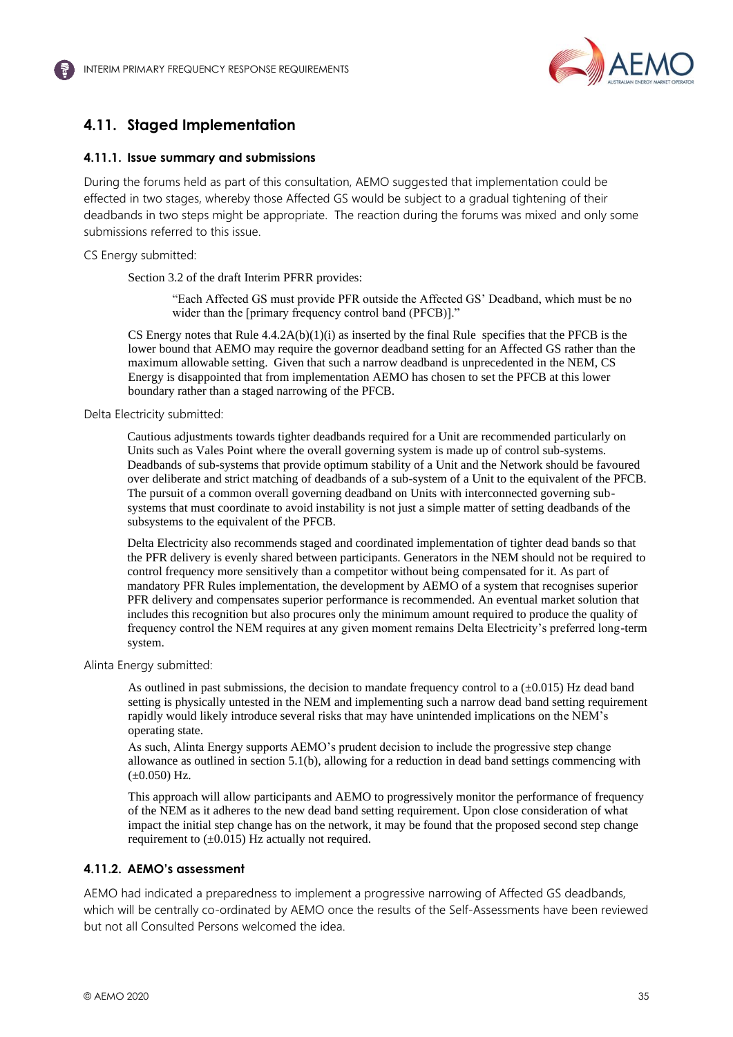## 4.11. Staged Implementation

### 4.11.1. Issue summary and submissions

During the forums held as part of this consultation, AEMO suggested that implementation could be effected in two stages, whereby those Affected GS would be subject to a gradual tightening of their deadbands in two steps might be appropriate. The reaction during the forums was mixed and only some submissions referred to this issue.

CS Energy submitted:

> Section 3.2 of the draft Interim PFRR provides:
>
> > "Each Affected GS must provide PFR outside the Affected GS' Deadband, which must be no wider than the [primary frequency control band (PFCB)]."
>
> CS Energy notes that Rule 4.4.2A(b)(1)(i) as inserted by the final Rule specifies that the PFCB is the lower bound that AEMO may require the governor deadband setting for an Affected GS rather than the maximum allowable setting. Given that such a narrow deadband is unprecedented in the NEM, CS Energy is disappointed that from implementation AEMO has chosen to set the PFCB at this lower boundary rather than a staged narrowing of the PFCB.

Delta Electricity submitted:

> Cautious adjustments towards tighter deadbands required for a Unit are recommended particularly on Units such as Vales Point where the overall governing system is made up of control sub-systems. Deadbands of sub-systems that provide optimum stability of a Unit and the Network should be favoured over deliberate and strict matching of deadbands of a sub-system of a Unit to the equivalent of the PFCB. The pursuit of a common overall governing deadband on Units with interconnected governing sub-systems that must coordinate to avoid instability is not just a simple matter of setting deadbands of the subsystems to the equivalent of the PFCB.
>
> Delta Electricity also recommends staged and coordinated implementation of tighter dead bands so that the PFR delivery is evenly shared between participants. Generators in the NEM should not be required to control frequency more sensitively than a competitor without being compensated for it. As part of mandatory PFR Rules implementation, the development by AEMO of a system that recognises superior PFR delivery and compensates superior performance is recommended. An eventual market solution that includes this recognition but also procures only the minimum amount required to produce the quality of frequency control the NEM requires at any given moment remains Delta Electricity's preferred long-term system.

Alinta Energy submitted:

> As outlined in past submissions, the decision to mandate frequency control to a (±0.015) Hz dead band setting is physically untested in the NEM and implementing such a narrow dead band setting requirement rapidly would likely introduce several risks that may have unintended implications on the NEM's operating state.
>
> As such, Alinta Energy supports AEMO's prudent decision to include the progressive step change allowance as outlined in section 5.1(b), allowing for a reduction in dead band settings commencing with (±0.050) Hz.
>
> This approach will allow participants and AEMO to progressively monitor the performance of frequency of the NEM as it adheres to the new dead band setting requirement. Upon close consideration of what impact the initial step change has on the network, it may be found that the proposed second step change requirement to (±0.015) Hz actually not required.

### 4.11.2. AEMO's assessment

AEMO had indicated a preparedness to implement a progressive narrowing of Affected GS deadbands, which will be centrally co-ordinated by AEMO once the results of the Self-Assessments have been reviewed but not all Consulted Persons welcomed the idea.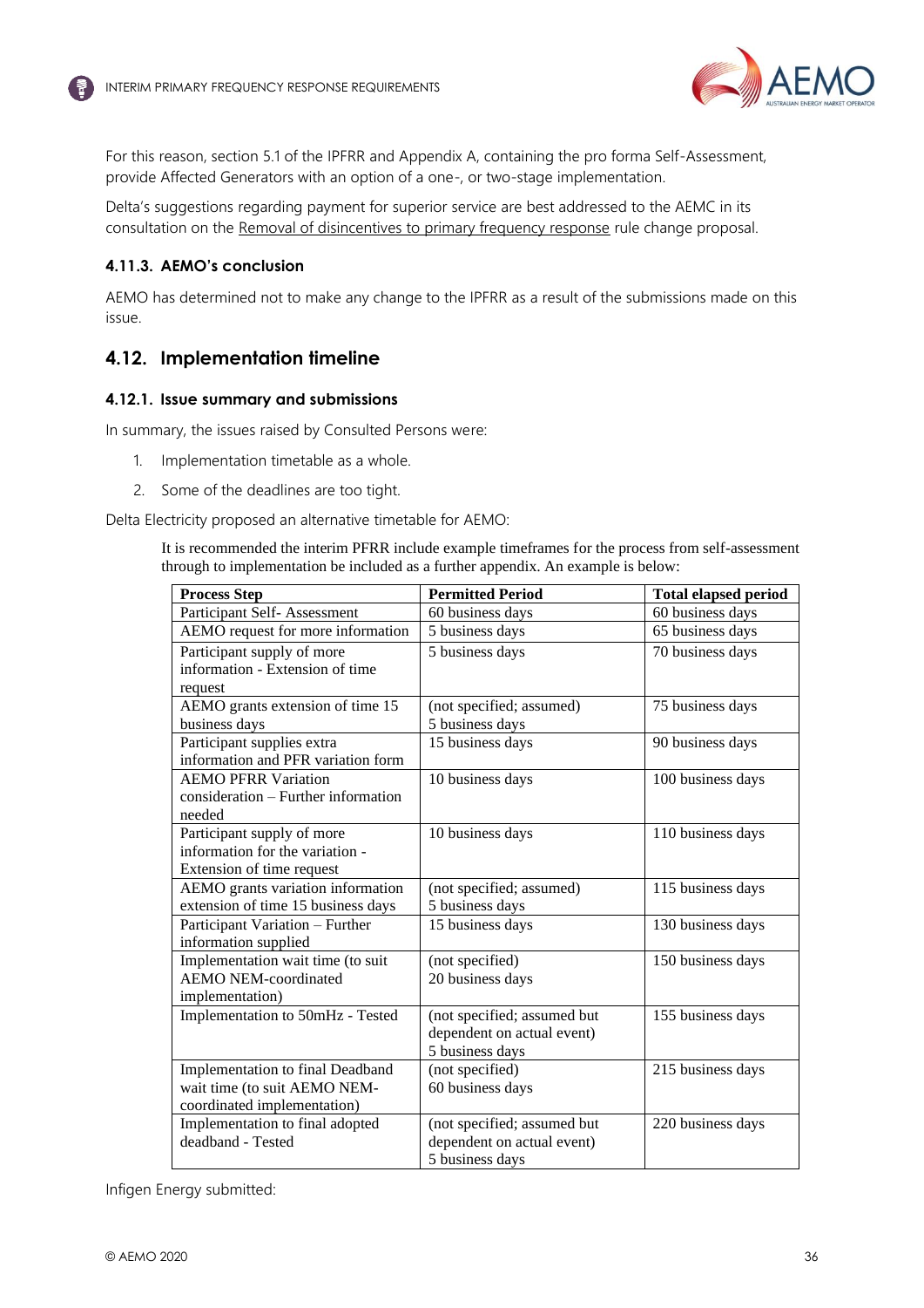For this reason, section 5.1 of the IPFRR and Appendix A, containing the pro forma Self-Assessment, provide Affected Generators with an option of a one-, or two-stage implementation.

Delta's suggestions regarding payment for superior service are best addressed to the AEMC in its consultation on the Removal of disincentives to primary frequency response rule change proposal.

#### 4.11.3. AEMO's conclusion

AEMO has determined not to make any change to the IPFRR as a result of the submissions made on this issue.

## 4.12. Implementation timeline

#### 4.12.1. Issue summary and submissions

In summary, the issues raised by Consulted Persons were:

1. Implementation timetable as a whole.
2. Some of the deadlines are too tight.

Delta Electricity proposed an alternative timetable for AEMO:

> It is recommended the interim PFRR include example timeframes for the process from self-assessment through to implementation be included as a further appendix. An example is below:

| Process Step | Permitted Period | Total elapsed period |
|---|---|---|
| Participant Self- Assessment | 60 business days | 60 business days |
| AEMO request for more information | 5 business days | 65 business days |
| Participant supply of more information - Extension of time request | 5 business days | 70 business days |
| AEMO grants extension of time 15 business days | (not specified; assumed) 5 business days | 75 business days |
| Participant supplies extra information and PFR variation form | 15 business days | 90 business days |
| AEMO PFRR Variation consideration – Further information needed | 10 business days | 100 business days |
| Participant supply of more information for the variation - Extension of time request | 10 business days | 110 business days |
| AEMO grants variation information extension of time 15 business days | (not specified; assumed) 5 business days | 115 business days |
| Participant Variation – Further information supplied | 15 business days | 130 business days |
| Implementation wait time (to suit AEMO NEM-coordinated implementation) | (not specified) 20 business days | 150 business days |
| Implementation to 50mHz - Tested | (not specified; assumed but dependent on actual event) 5 business days | 155 business days |
| Implementation to final Deadband wait time (to suit AEMO NEM-coordinated implementation) | (not specified) 60 business days | 215 business days |
| Implementation to final adopted deadband - Tested | (not specified; assumed but dependent on actual event) 5 business days | 220 business days |

Infigen Energy submitted: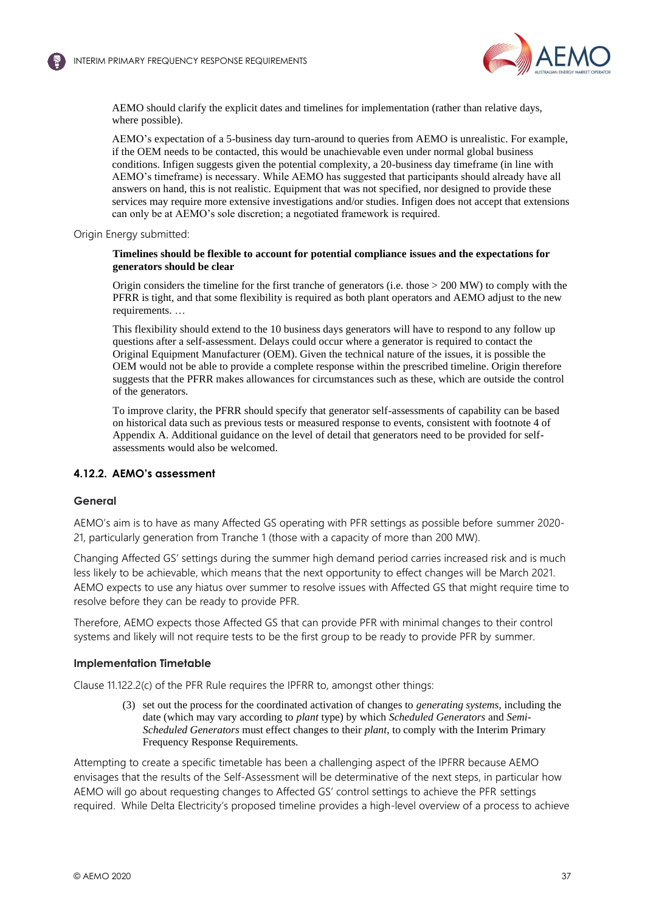> AEMO should clarify the explicit dates and timelines for implementation (rather than relative days, where possible).
>
> AEMO's expectation of a 5-business day turn-around to queries from AEMO is unrealistic. For example, if the OEM needs to be contacted, this would be unachievable even under normal global business conditions. Infigen suggests given the potential complexity, a 20-business day timeframe (in line with AEMO's timeframe) is necessary. While AEMO has suggested that participants should already have all answers on hand, this is not realistic. Equipment that was not specified, nor designed to provide these services may require more extensive investigations and/or studies. Infigen does not accept that extensions can only be at AEMO's sole discretion; a negotiated framework is required.

Origin Energy submitted:

> **Timelines should be flexible to account for potential compliance issues and the expectations for generators should be clear**
>
> Origin considers the timeline for the first tranche of generators (i.e. those > 200 MW) to comply with the PFRR is tight, and that some flexibility is required as both plant operators and AEMO adjust to the new requirements. …
>
> This flexibility should extend to the 10 business days generators will have to respond to any follow up questions after a self-assessment. Delays could occur where a generator is required to contact the Original Equipment Manufacturer (OEM). Given the technical nature of the issues, it is possible the OEM would not be able to provide a complete response within the prescribed timeline. Origin therefore suggests that the PFRR makes allowances for circumstances such as these, which are outside the control of the generators.
>
> To improve clarity, the PFRR should specify that generator self-assessments of capability can be based on historical data such as previous tests or measured response to events, consistent with footnote 4 of Appendix A. Additional guidance on the level of detail that generators need to be provided for self-assessments would also be welcomed.

### 4.12.2. AEMO's assessment

#### General

AEMO's aim is to have as many Affected GS operating with PFR settings as possible before summer 2020-21, particularly generation from Tranche 1 (those with a capacity of more than 200 MW).

Changing Affected GS' settings during the summer high demand period carries increased risk and is much less likely to be achievable, which means that the next opportunity to effect changes will be March 2021. AEMO expects to use any hiatus over summer to resolve issues with Affected GS that might require time to resolve before they can be ready to provide PFR.

Therefore, AEMO expects those Affected GS that can provide PFR with minimal changes to their control systems and likely will not require tests to be the first group to be ready to provide PFR by summer.

#### Implementation Timetable

Clause 11.122.2(c) of the PFR Rule requires the IPFRR to, amongst other things:

> (3) set out the process for the coordinated activation of changes to *generating systems*, including the date (which may vary according to *plant* type) by which *Scheduled Generators* and *Semi-Scheduled Generators* must effect changes to their *plant*, to comply with the Interim Primary Frequency Response Requirements.

Attempting to create a specific timetable has been a challenging aspect of the IPFRR because AEMO envisages that the results of the Self-Assessment will be determinative of the next steps, in particular how AEMO will go about requesting changes to Affected GS' control settings to achieve the PFR settings required. While Delta Electricity's proposed timeline provides a high-level overview of a process to achieve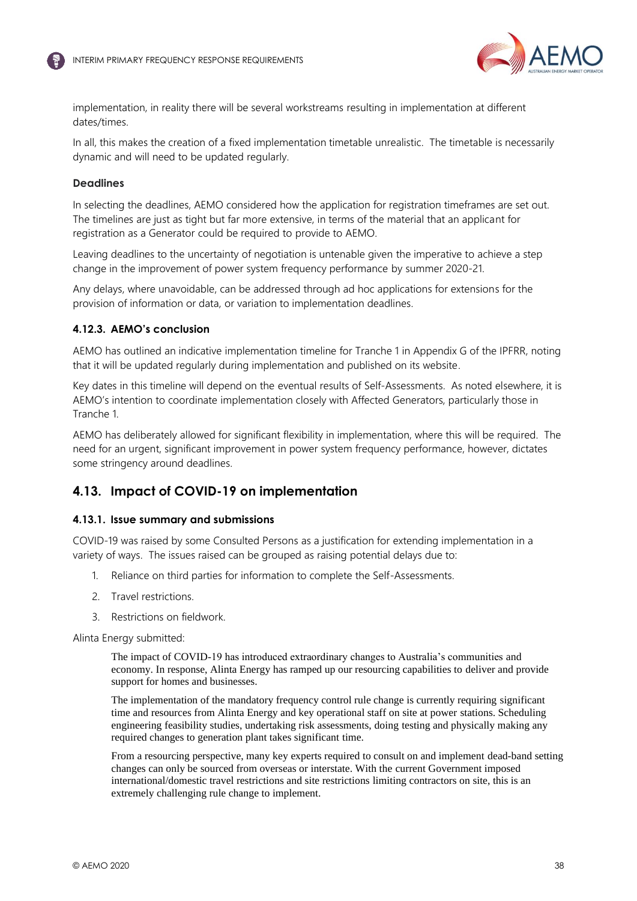implementation, in reality there will be several workstreams resulting in implementation at different dates/times.

In all, this makes the creation of a fixed implementation timetable unrealistic. The timetable is necessarily dynamic and will need to be updated regularly.

#### Deadlines

In selecting the deadlines, AEMO considered how the application for registration timeframes are set out. The timelines are just as tight but far more extensive, in terms of the material that an applicant for registration as a Generator could be required to provide to AEMO.

Leaving deadlines to the uncertainty of negotiation is untenable given the imperative to achieve a step change in the improvement of power system frequency performance by summer 2020-21.

Any delays, where unavoidable, can be addressed through ad hoc applications for extensions for the provision of information or data, or variation to implementation deadlines.

### 4.12.3. AEMO's conclusion

AEMO has outlined an indicative implementation timeline for Tranche 1 in Appendix G of the IPFRR, noting that it will be updated regularly during implementation and published on its website.

Key dates in this timeline will depend on the eventual results of Self-Assessments. As noted elsewhere, it is AEMO's intention to coordinate implementation closely with Affected Generators, particularly those in Tranche 1.

AEMO has deliberately allowed for significant flexibility in implementation, where this will be required. The need for an urgent, significant improvement in power system frequency performance, however, dictates some stringency around deadlines.

## 4.13. Impact of COVID-19 on implementation

### 4.13.1. Issue summary and submissions

COVID-19 was raised by some Consulted Persons as a justification for extending implementation in a variety of ways. The issues raised can be grouped as raising potential delays due to:

1. Reliance on third parties for information to complete the Self-Assessments.
2. Travel restrictions.
3. Restrictions on fieldwork.

Alinta Energy submitted:

> The impact of COVID-19 has introduced extraordinary changes to Australia's communities and economy. In response, Alinta Energy has ramped up our resourcing capabilities to deliver and provide support for homes and businesses.
>
> The implementation of the mandatory frequency control rule change is currently requiring significant time and resources from Alinta Energy and key operational staff on site at power stations. Scheduling engineering feasibility studies, undertaking risk assessments, doing testing and physically making any required changes to generation plant takes significant time.
>
> From a resourcing perspective, many key experts required to consult on and implement dead-band setting changes can only be sourced from overseas or interstate. With the current Government imposed international/domestic travel restrictions and site restrictions limiting contractors on site, this is an extremely challenging rule change to implement.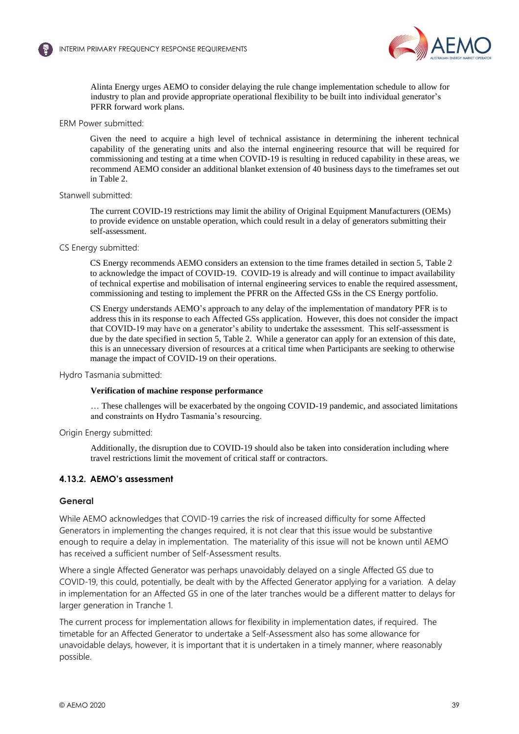> Alinta Energy urges AEMO to consider delaying the rule change implementation schedule to allow for industry to plan and provide appropriate operational flexibility to be built into individual generator's PFRR forward work plans.

ERM Power submitted:

> Given the need to acquire a high level of technical assistance in determining the inherent technical capability of the generating units and also the internal engineering resource that will be required for commissioning and testing at a time when COVID-19 is resulting in reduced capability in these areas, we recommend AEMO consider an additional blanket extension of 40 business days to the timeframes set out in Table 2.

Stanwell submitted:

> The current COVID-19 restrictions may limit the ability of Original Equipment Manufacturers (OEMs) to provide evidence on unstable operation, which could result in a delay of generators submitting their self-assessment.

CS Energy submitted:

> CS Energy recommends AEMO considers an extension to the time frames detailed in section 5, Table 2 to acknowledge the impact of COVID-19. COVID-19 is already and will continue to impact availability of technical expertise and mobilisation of internal engineering services to enable the required assessment, commissioning and testing to implement the PFRR on the Affected GSs in the CS Energy portfolio.
>
> CS Energy understands AEMO's approach to any delay of the implementation of mandatory PFR is to address this in its response to each Affected GSs application. However, this does not consider the impact that COVID-19 may have on a generator's ability to undertake the assessment. This self-assessment is due by the date specified in section 5, Table 2. While a generator can apply for an extension of this date, this is an unnecessary diversion of resources at a critical time when Participants are seeking to otherwise manage the impact of COVID-19 on their operations.

Hydro Tasmania submitted:

> **Verification of machine response performance**
>
> … These challenges will be exacerbated by the ongoing COVID-19 pandemic, and associated limitations and constraints on Hydro Tasmania's resourcing.

Origin Energy submitted:

> Additionally, the disruption due to COVID-19 should also be taken into consideration including where travel restrictions limit the movement of critical staff or contractors.

### 4.13.2. AEMO's assessment

#### General

While AEMO acknowledges that COVID-19 carries the risk of increased difficulty for some Affected Generators in implementing the changes required, it is not clear that this issue would be substantive enough to require a delay in implementation. The materiality of this issue will not be known until AEMO has received a sufficient number of Self-Assessment results.

Where a single Affected Generator was perhaps unavoidably delayed on a single Affected GS due to COVID-19, this could, potentially, be dealt with by the Affected Generator applying for a variation. A delay in implementation for an Affected GS in one of the later tranches would be a different matter to delays for larger generation in Tranche 1.

The current process for implementation allows for flexibility in implementation dates, if required. The timetable for an Affected Generator to undertake a Self-Assessment also has some allowance for unavoidable delays, however, it is important that it is undertaken in a timely manner, where reasonably possible.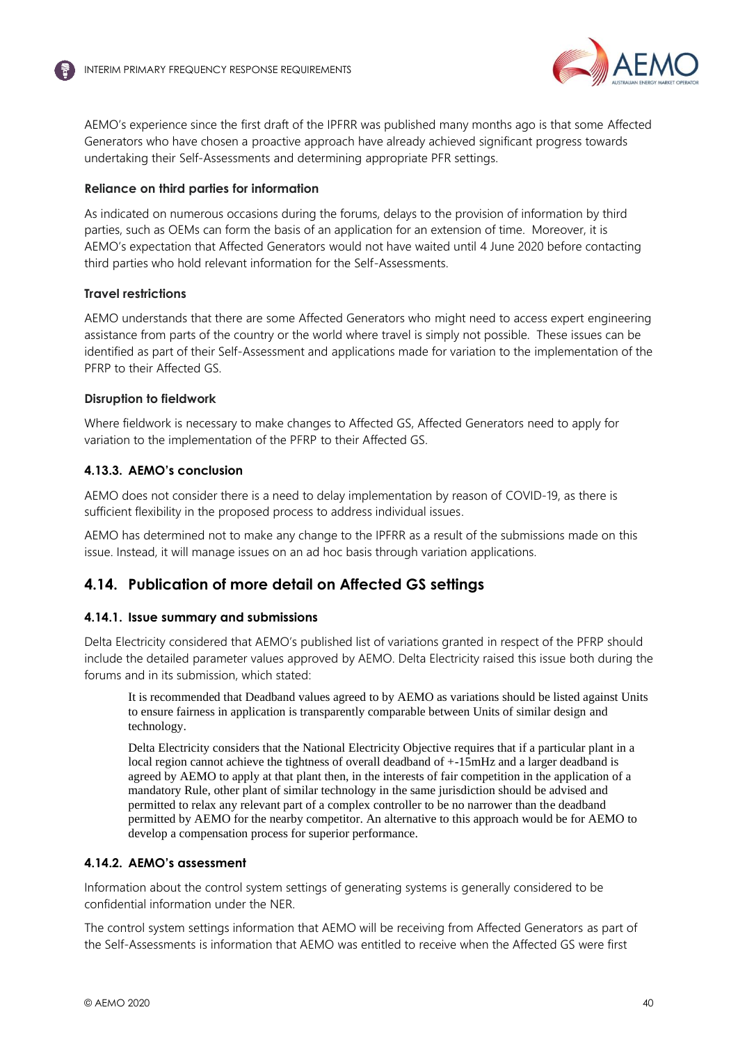AEMO's experience since the first draft of the IPFRR was published many months ago is that some Affected Generators who have chosen a proactive approach have already achieved significant progress towards undertaking their Self-Assessments and determining appropriate PFR settings.

#### Reliance on third parties for information

As indicated on numerous occasions during the forums, delays to the provision of information by third parties, such as OEMs can form the basis of an application for an extension of time. Moreover, it is AEMO's expectation that Affected Generators would not have waited until 4 June 2020 before contacting third parties who hold relevant information for the Self-Assessments.

#### Travel restrictions

AEMO understands that there are some Affected Generators who might need to access expert engineering assistance from parts of the country or the world where travel is simply not possible. These issues can be identified as part of their Self-Assessment and applications made for variation to the implementation of the PFRP to their Affected GS.

#### Disruption to fieldwork

Where fieldwork is necessary to make changes to Affected GS, Affected Generators need to apply for variation to the implementation of the PFRP to their Affected GS.

### 4.13.3. AEMO's conclusion

AEMO does not consider there is a need to delay implementation by reason of COVID-19, as there is sufficient flexibility in the proposed process to address individual issues.

AEMO has determined not to make any change to the IPFRR as a result of the submissions made on this issue. Instead, it will manage issues on an ad hoc basis through variation applications.

## 4.14. Publication of more detail on Affected GS settings

### 4.14.1. Issue summary and submissions

Delta Electricity considered that AEMO's published list of variations granted in respect of the PFRP should include the detailed parameter values approved by AEMO. Delta Electricity raised this issue both during the forums and in its submission, which stated:

> It is recommended that Deadband values agreed to by AEMO as variations should be listed against Units to ensure fairness in application is transparently comparable between Units of similar design and technology.
>
> Delta Electricity considers that the National Electricity Objective requires that if a particular plant in a local region cannot achieve the tightness of overall deadband of +-15mHz and a larger deadband is agreed by AEMO to apply at that plant then, in the interests of fair competition in the application of a mandatory Rule, other plant of similar technology in the same jurisdiction should be advised and permitted to relax any relevant part of a complex controller to be no narrower than the deadband permitted by AEMO for the nearby competitor. An alternative to this approach would be for AEMO to develop a compensation process for superior performance.

### 4.14.2. AEMO's assessment

Information about the control system settings of generating systems is generally considered to be confidential information under the NER.

The control system settings information that AEMO will be receiving from Affected Generators as part of the Self-Assessments is information that AEMO was entitled to receive when the Affected GS were first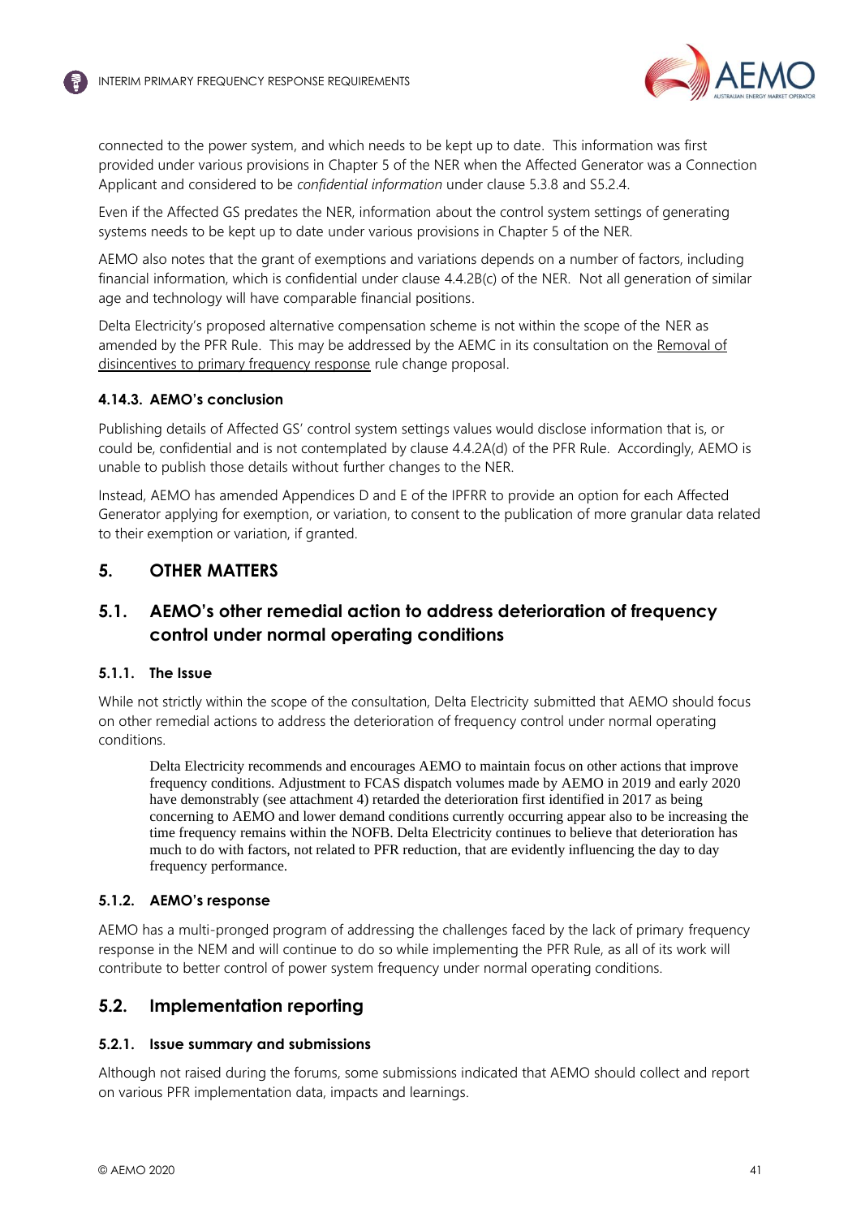connected to the power system, and which needs to be kept up to date. This information was first provided under various provisions in Chapter 5 of the NER when the Affected Generator was a Connection Applicant and considered to be *confidential information* under clause 5.3.8 and S5.2.4.

Even if the Affected GS predates the NER, information about the control system settings of generating systems needs to be kept up to date under various provisions in Chapter 5 of the NER.

AEMO also notes that the grant of exemptions and variations depends on a number of factors, including financial information, which is confidential under clause 4.4.2B(c) of the NER. Not all generation of similar age and technology will have comparable financial positions.

Delta Electricity's proposed alternative compensation scheme is not within the scope of the NER as amended by the PFR Rule. This may be addressed by the AEMC in its consultation on the Removal of disincentives to primary frequency response rule change proposal.

#### 4.14.3. AEMO's conclusion

Publishing details of Affected GS' control system settings values would disclose information that is, or could be, confidential and is not contemplated by clause 4.4.2A(d) of the PFR Rule. Accordingly, AEMO is unable to publish those details without further changes to the NER.

Instead, AEMO has amended Appendices D and E of the IPFRR to provide an option for each Affected Generator applying for exemption, or variation, to consent to the publication of more granular data related to their exemption or variation, if granted.

## 5. OTHER MATTERS

### 5.1. AEMO's other remedial action to address deterioration of frequency control under normal operating conditions

#### 5.1.1. The Issue

While not strictly within the scope of the consultation, Delta Electricity submitted that AEMO should focus on other remedial actions to address the deterioration of frequency control under normal operating conditions.

> Delta Electricity recommends and encourages AEMO to maintain focus on other actions that improve frequency conditions. Adjustment to FCAS dispatch volumes made by AEMO in 2019 and early 2020 have demonstrably (see attachment 4) retarded the deterioration first identified in 2017 as being concerning to AEMO and lower demand conditions currently occurring appear also to be increasing the time frequency remains within the NOFB. Delta Electricity continues to believe that deterioration has much to do with factors, not related to PFR reduction, that are evidently influencing the day to day frequency performance.

#### 5.1.2. AEMO's response

AEMO has a multi-pronged program of addressing the challenges faced by the lack of primary frequency response in the NEM and will continue to do so while implementing the PFR Rule, as all of its work will contribute to better control of power system frequency under normal operating conditions.

### 5.2. Implementation reporting

#### 5.2.1. Issue summary and submissions

Although not raised during the forums, some submissions indicated that AEMO should collect and report on various PFR implementation data, impacts and learnings.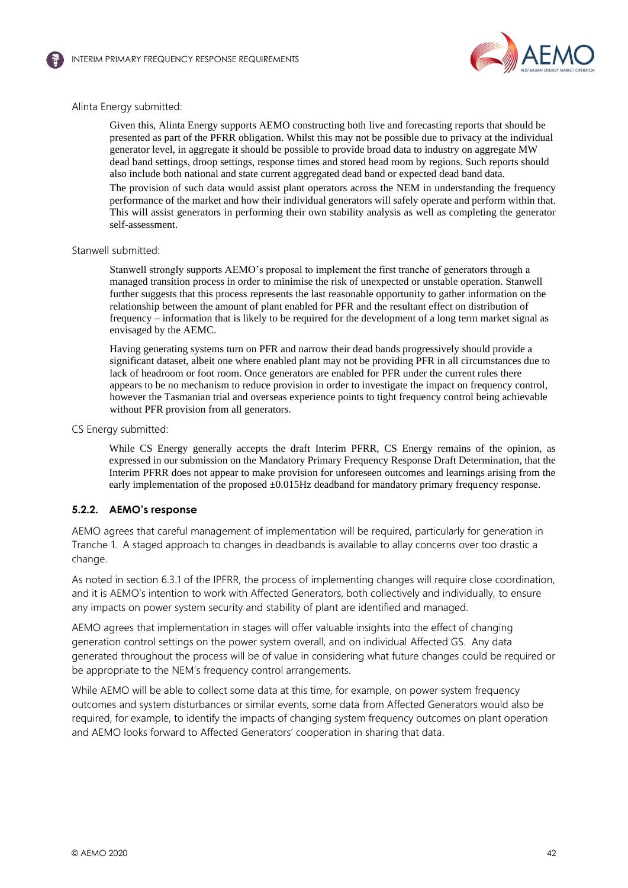Alinta Energy submitted:

> Given this, Alinta Energy supports AEMO constructing both live and forecasting reports that should be presented as part of the PFRR obligation. Whilst this may not be possible due to privacy at the individual generator level, in aggregate it should be possible to provide broad data to industry on aggregate MW dead band settings, droop settings, response times and stored head room by regions. Such reports should also include both national and state current aggregated dead band or expected dead band data.
>
> The provision of such data would assist plant operators across the NEM in understanding the frequency performance of the market and how their individual generators will safely operate and perform within that. This will assist generators in performing their own stability analysis as well as completing the generator self-assessment.

Stanwell submitted:

> Stanwell strongly supports AEMO's proposal to implement the first tranche of generators through a managed transition process in order to minimise the risk of unexpected or unstable operation. Stanwell further suggests that this process represents the last reasonable opportunity to gather information on the relationship between the amount of plant enabled for PFR and the resultant effect on distribution of frequency – information that is likely to be required for the development of a long term market signal as envisaged by the AEMC.
>
> Having generating systems turn on PFR and narrow their dead bands progressively should provide a significant dataset, albeit one where enabled plant may not be providing PFR in all circumstances due to lack of headroom or foot room. Once generators are enabled for PFR under the current rules there appears to be no mechanism to reduce provision in order to investigate the impact on frequency control, however the Tasmanian trial and overseas experience points to tight frequency control being achievable without PFR provision from all generators.

CS Energy submitted:

> While CS Energy generally accepts the draft Interim PFRR, CS Energy remains of the opinion, as expressed in our submission on the Mandatory Primary Frequency Response Draft Determination, that the Interim PFRR does not appear to make provision for unforeseen outcomes and learnings arising from the early implementation of the proposed ±0.015Hz deadband for mandatory primary frequency response.

### 5.2.2. AEMO's response

AEMO agrees that careful management of implementation will be required, particularly for generation in Tranche 1. A staged approach to changes in deadbands is available to allay concerns over too drastic a change.

As noted in section 6.3.1 of the IPFRR, the process of implementing changes will require close coordination, and it is AEMO's intention to work with Affected Generators, both collectively and individually, to ensure any impacts on power system security and stability of plant are identified and managed.

AEMO agrees that implementation in stages will offer valuable insights into the effect of changing generation control settings on the power system overall, and on individual Affected GS. Any data generated throughout the process will be of value in considering what future changes could be required or be appropriate to the NEM's frequency control arrangements.

While AEMO will be able to collect some data at this time, for example, on power system frequency outcomes and system disturbances or similar events, some data from Affected Generators would also be required, for example, to identify the impacts of changing system frequency outcomes on plant operation and AEMO looks forward to Affected Generators' cooperation in sharing that data.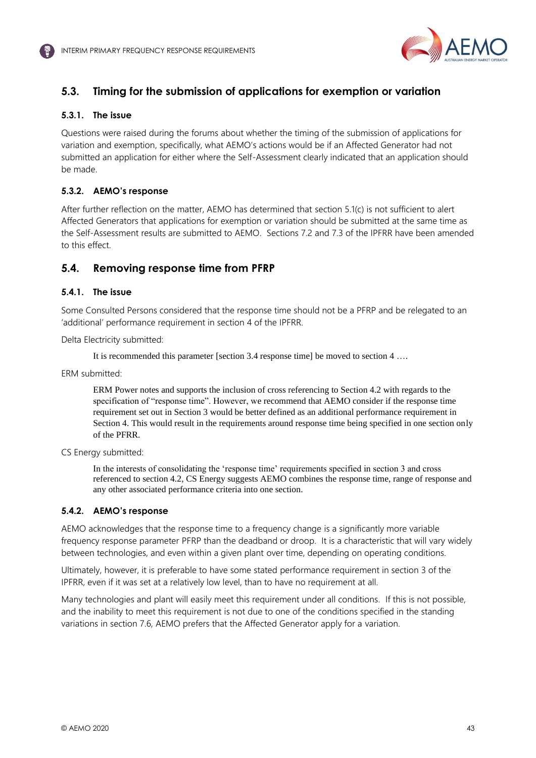## 5.3. Timing for the submission of applications for exemption or variation

### 5.3.1. The issue

Questions were raised during the forums about whether the timing of the submission of applications for variation and exemption, specifically, what AEMO's actions would be if an Affected Generator had not submitted an application for either where the Self-Assessment clearly indicated that an application should be made.

### 5.3.2. AEMO's response

After further reflection on the matter, AEMO has determined that section 5.1(c) is not sufficient to alert Affected Generators that applications for exemption or variation should be submitted at the same time as the Self-Assessment results are submitted to AEMO. Sections 7.2 and 7.3 of the IPFRR have been amended to this effect.

## 5.4. Removing response time from PFRP

### 5.4.1. The issue

Some Consulted Persons considered that the response time should not be a PFRP and be relegated to an 'additional' performance requirement in section 4 of the IPFRR.

Delta Electricity submitted:

> It is recommended this parameter [section 3.4 response time] be moved to section 4 ….

ERM submitted:

> ERM Power notes and supports the inclusion of cross referencing to Section 4.2 with regards to the specification of "response time". However, we recommend that AEMO consider if the response time requirement set out in Section 3 would be better defined as an additional performance requirement in Section 4. This would result in the requirements around response time being specified in one section only of the PFRR.

CS Energy submitted:

> In the interests of consolidating the 'response time' requirements specified in section 3 and cross referenced to section 4.2, CS Energy suggests AEMO combines the response time, range of response and any other associated performance criteria into one section.

### 5.4.2. AEMO's response

AEMO acknowledges that the response time to a frequency change is a significantly more variable frequency response parameter PFRP than the deadband or droop. It is a characteristic that will vary widely between technologies, and even within a given plant over time, depending on operating conditions.

Ultimately, however, it is preferable to have some stated performance requirement in section 3 of the IPFRR, even if it was set at a relatively low level, than to have no requirement at all.

Many technologies and plant will easily meet this requirement under all conditions. If this is not possible, and the inability to meet this requirement is not due to one of the conditions specified in the standing variations in section 7.6, AEMO prefers that the Affected Generator apply for a variation.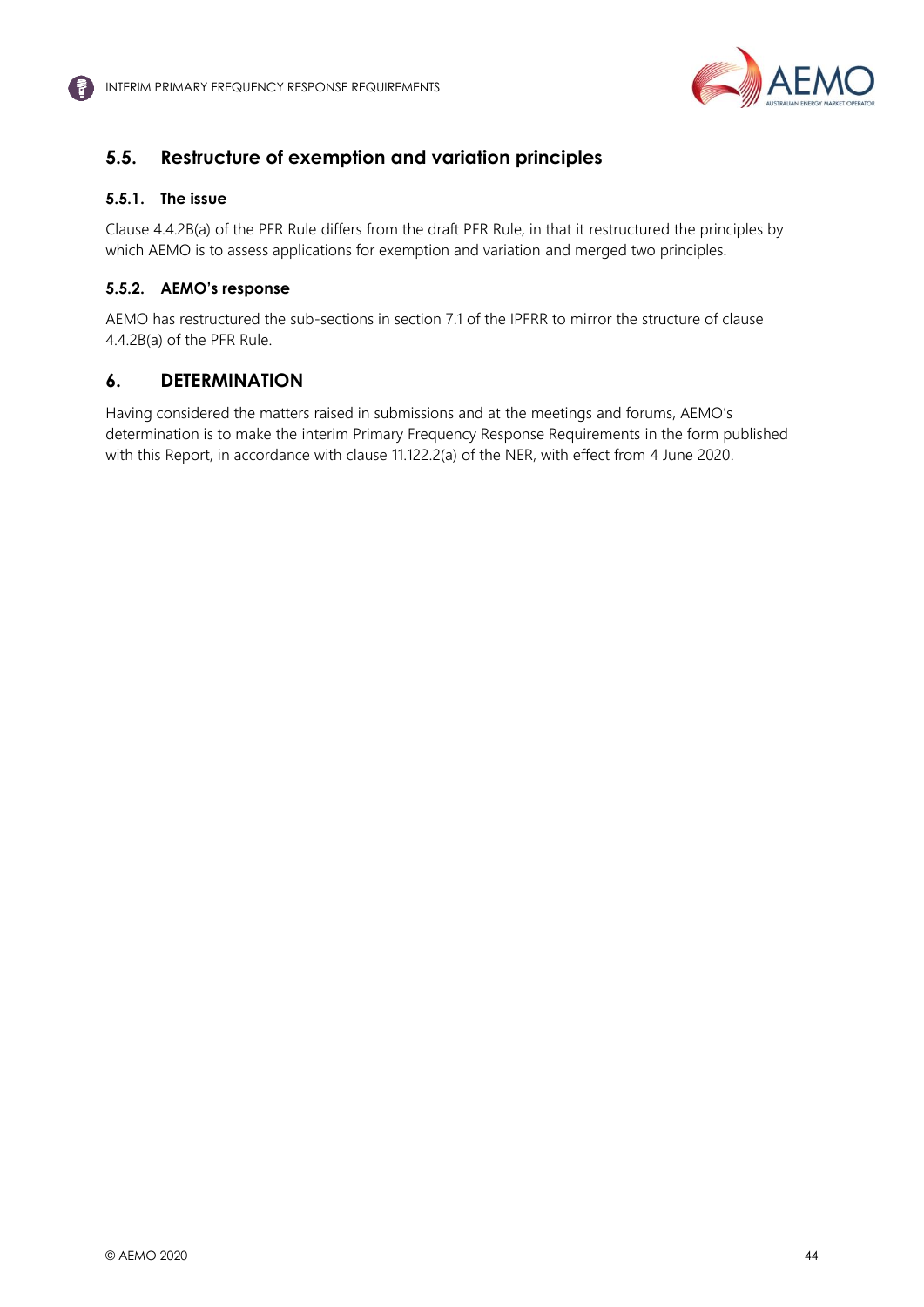## 5.5. Restructure of exemption and variation principles

### 5.5.1. The issue

Clause 4.4.2B(a) of the PFR Rule differs from the draft PFR Rule, in that it restructured the principles by which AEMO is to assess applications for exemption and variation and merged two principles.

### 5.5.2. AEMO's response

AEMO has restructured the sub-sections in section 7.1 of the IPFRR to mirror the structure of clause 4.4.2B(a) of the PFR Rule.

# 6. DETERMINATION

Having considered the matters raised in submissions and at the meetings and forums, AEMO's determination is to make the interim Primary Frequency Response Requirements in the form published with this Report, in accordance with clause 11.122.2(a) of the NER, with effect from 4 June 2020.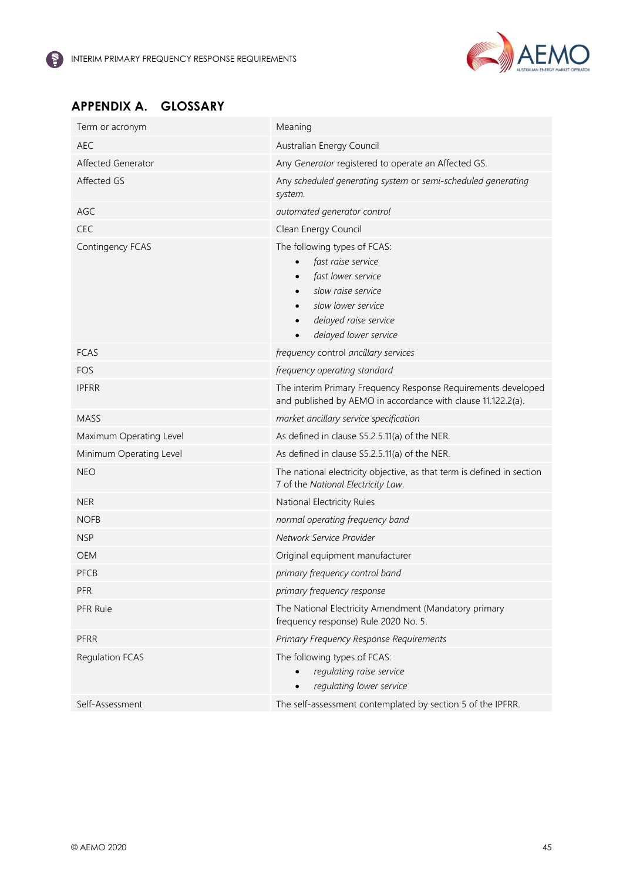# APPENDIX A. GLOSSARY

| Term or acronym | Meaning |
|---|---|
| AEC | Australian Energy Council |
| Affected Generator | Any *Generator* registered to operate an Affected GS. |
| Affected GS | Any *scheduled generating system* or *semi-scheduled generating system*. |
| AGC | *automated generator control* |
| CEC | Clean Energy Council |
| Contingency FCAS | The following types of FCAS:<br>• *fast raise service*<br>• *fast lower service*<br>• *slow raise service*<br>• *slow lower service*<br>• *delayed raise service*<br>• *delayed lower service* |
| FCAS | *frequency control ancillary services* |
| FOS | *frequency operating standard* |
| IPFRR | The interim Primary Frequency Response Requirements developed and published by AEMO in accordance with clause 11.122.2(a). |
| MASS | *market ancillary service specification* |
| Maximum Operating Level | As defined in clause S5.2.5.11(a) of the NER. |
| Minimum Operating Level | As defined in clause S5.2.5.11(a) of the NER. |
| NEO | The national electricity objective, as that term is defined in section 7 of the *National Electricity Law*. |
| NER | National Electricity Rules |
| NOFB | *normal operating frequency band* |
| NSP | *Network Service Provider* |
| OEM | Original equipment manufacturer |
| PFCB | *primary frequency control band* |
| PFR | *primary frequency response* |
| PFR Rule | The National Electricity Amendment (Mandatory primary frequency response) Rule 2020 No. 5. |
| PFRR | *Primary Frequency Response Requirements* |
| Regulation FCAS | The following types of FCAS:<br>• *regulating raise service*<br>• *regulating lower service* |
| Self-Assessment | The self-assessment contemplated by section 5 of the IPFRR. |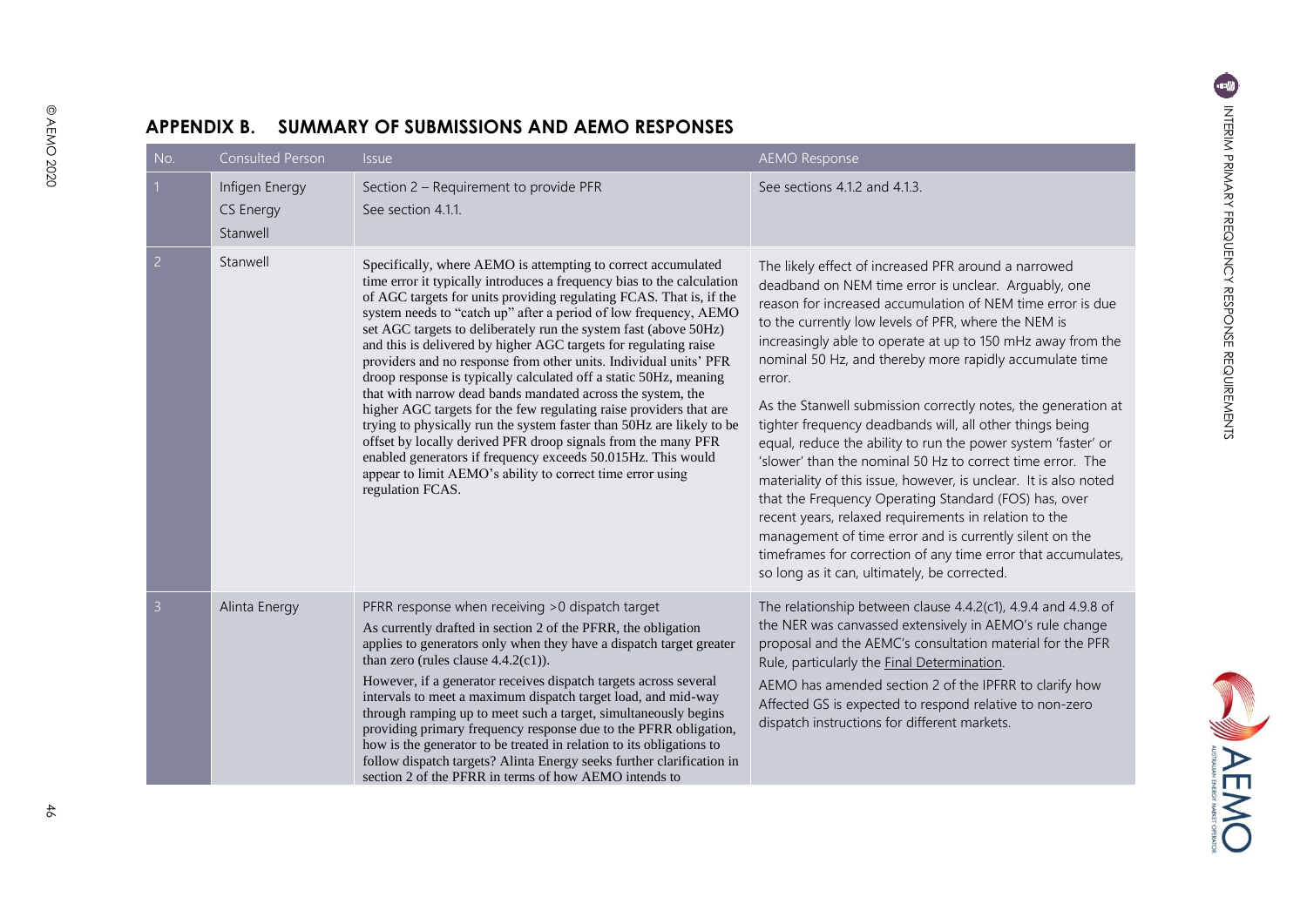## APPENDIX B. SUMMARY OF SUBMISSIONS AND AEMO RESPONSES

| No. | Consulted Person | Issue | AEMO Response |
|---|---|---|---|
| 1 | Infigen Energy<br>CS Energy<br>Stanwell | Section 2 – Requirement to provide PFR<br>See section 4.1.1. | See sections 4.1.2 and 4.1.3. |
| 2 | Stanwell | Specifically, where AEMO is attempting to correct accumulated time error it typically introduces a frequency bias to the calculation of AGC targets for units providing regulating FCAS. That is, if the system needs to "catch up" after a period of low frequency, AEMO set AGC targets to deliberately run the system fast (above 50Hz) and this is delivered by higher AGC targets for regulating raise providers and no response from other units. Individual units' PFR droop response is typically calculated off a static 50Hz, meaning that with narrow dead bands mandated across the system, the higher AGC targets for the few regulating raise providers that are trying to physically run the system faster than 50Hz are likely to be offset by locally derived PFR droop signals from the many PFR enabled generators if frequency exceeds 50.015Hz. This would appear to limit AEMO's ability to correct time error using regulation FCAS. | The likely effect of increased PFR around a narrowed deadband on NEM time error is unclear. Arguably, one reason for increased accumulation of NEM time error is due to the currently low levels of PFR, where the NEM is increasingly able to operate at up to 150 mHz away from the nominal 50 Hz, and thereby more rapidly accumulate time error.<br><br>As the Stanwell submission correctly notes, the generation at tighter frequency deadbands will, all other things being equal, reduce the ability to run the power system 'faster' or 'slower' than the nominal 50 Hz to correct time error. The materiality of this issue, however, is unclear. It is also noted that the Frequency Operating Standard (FOS) has, over recent years, relaxed requirements in relation to the management of time error and is currently silent on the timeframes for correction of any time error that accumulates, so long as it can, ultimately, be corrected. |
| 3 | Alinta Energy | PFRR response when receiving >0 dispatch target<br><br>As currently drafted in section 2 of the PFRR, the obligation applies to generators only when they have a dispatch target greater than zero (rules clause 4.4.2(c1)).<br><br>However, if a generator receives dispatch targets across several intervals to meet a maximum dispatch target load, and mid-way through ramping up to meet such a target, simultaneously begins providing primary frequency response due to the PFRR obligation, how is the generator to be treated in relation to its obligations to follow dispatch targets? Alinta Energy seeks further clarification in section 2 of the PFRR in terms of how AEMO intends to | The relationship between clause 4.4.2(c1), 4.9.4 and 4.9.8 of the NER was canvassed extensively in AEMO's rule change proposal and the AEMC's consultation material for the PFR Rule, particularly the Final Determination.<br><br>AEMO has amended section 2 of the IPFRR to clarify how Affected GS is expected to respond relative to non-zero dispatch instructions for different markets. |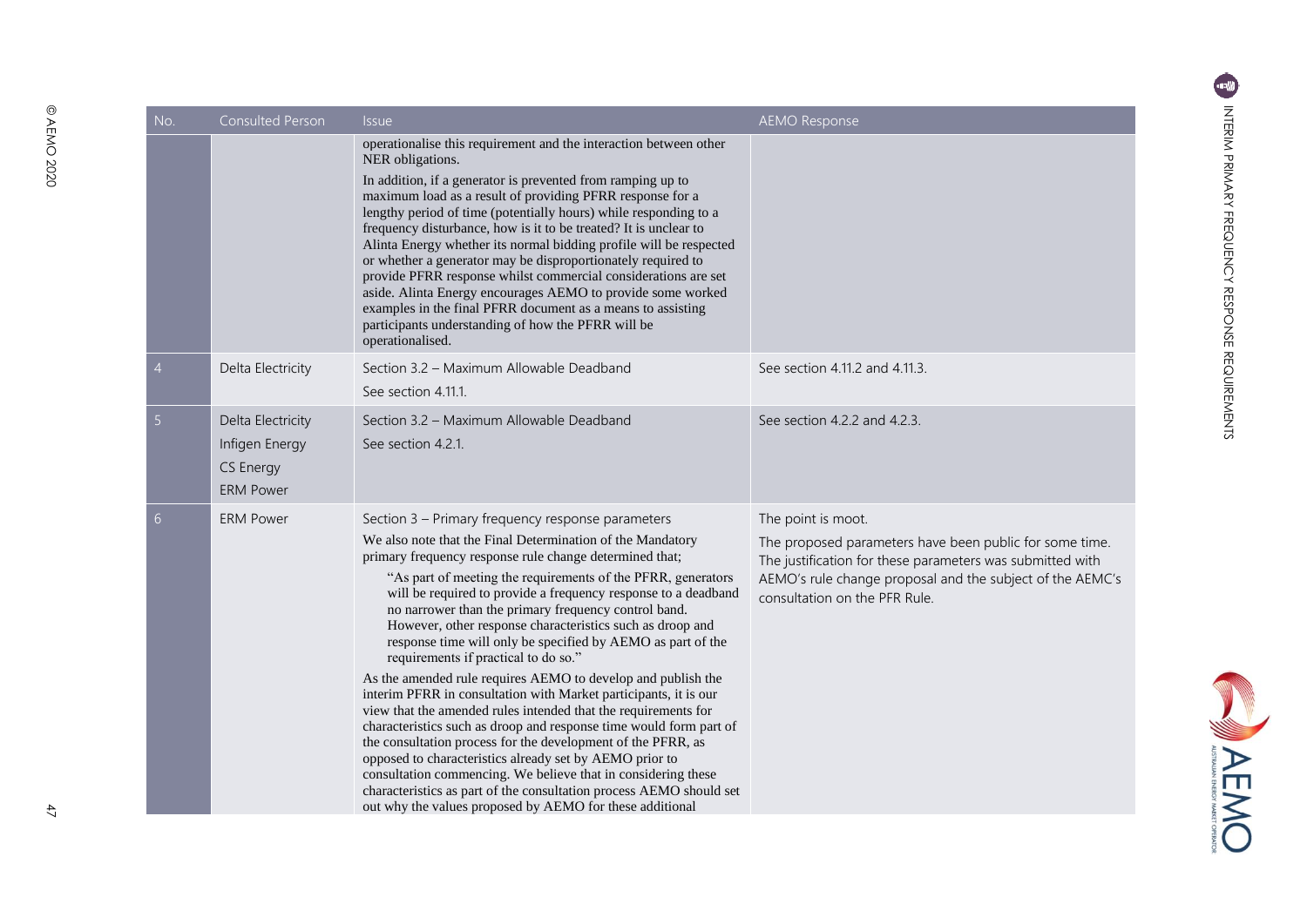| No. | Consulted Person | Issue | AEMO Response |
|---|---|---|---|
| | | operationalise this requirement and the interaction between other NER obligations.<br><br>In addition, if a generator is prevented from ramping up to maximum load as a result of providing PFRR response for a lengthy period of time (potentially hours) while responding to a frequency disturbance, how is it to be treated? It is unclear to Alinta Energy whether its normal bidding profile will be respected or whether a generator may be disproportionately required to provide PFRR response whilst commercial considerations are set aside. Alinta Energy encourages AEMO to provide some worked examples in the final PFRR document as a means to assisting participants understanding of how the PFRR will be operationalised. | |
| 4 | Delta Electricity | Section 3.2 – Maximum Allowable Deadband<br><br>See section 4.11.1. | See section 4.11.2 and 4.11.3. |
| 5 | Delta Electricity<br><br>Infigen Energy<br><br>CS Energy<br><br>ERM Power | Section 3.2 – Maximum Allowable Deadband<br><br>See section 4.2.1. | See section 4.2.2 and 4.2.3. |
| 6 | ERM Power | Section 3 – Primary frequency response parameters<br><br>We also note that the Final Determination of the Mandatory primary frequency response rule change determined that;<br><br>"As part of meeting the requirements of the PFRR, generators will be required to provide a frequency response to a deadband no narrower than the primary frequency control band. However, other response characteristics such as droop and response time will only be specified by AEMO as part of the requirements if practical to do so."<br><br>As the amended rule requires AEMO to develop and publish the interim PFRR in consultation with Market participants, it is our view that the amended rules intended that the requirements for characteristics such as droop and response time would form part of the consultation process for the development of the PFRR, as opposed to characteristics already set by AEMO prior to consultation commencing. We believe that in considering these characteristics as part of the consultation process AEMO should set out why the values proposed by AEMO for these additional | The point is moot.<br><br>The proposed parameters have been public for some time. The justification for these parameters was submitted with AEMO's rule change proposal and the subject of the AEMC's consultation on the PFR Rule. |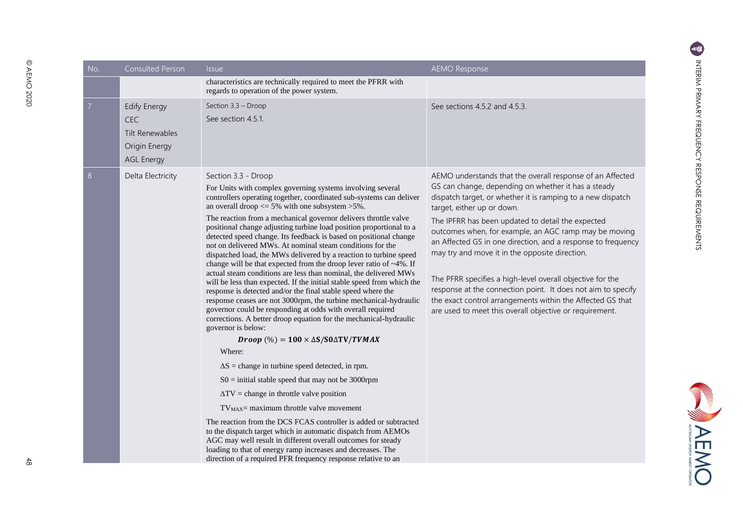| No. | Consulted Person | Issue | AEMO Response |
| --- | --- | --- | --- |
| | | characteristics are technically required to meet the PFRR with regards to operation of the power system. | |
| 7 | Edify Energy<br>CEC<br>Tilt Renewables<br>Origin Energy<br>AGL Energy | Section 3.3 – Droop<br>See section 4.5.1. | See sections 4.5.2 and 4.5.3. |
| 8 | Delta Electricity | Section 3.3 - Droop<br>For Units with complex governing systems involving several controllers operating together, coordinated sub-systems can deliver an overall droop <= 5% with one subsystem >5%.<br>The reaction from a mechanical governor delivers throttle valve positional change adjusting turbine load position proportional to a detected speed change. Its feedback is based on positional change not on delivered MWs. At nominal steam conditions for the dispatched load, the MWs delivered by a reaction to turbine speed change will be that expected from the droop lever ratio of ~4%. If actual steam conditions are less than nominal, the delivered MWs will be less than expected. If the initial stable speed from which the response is detected and/or the final stable speed where the response ceases are not 3000rpm, the turbine mechanical-hydraulic governor could be responding at odds with overall required corrections. A better droop equation for the mechanical-hydraulic governor is below:<br>$\boldsymbol{Droop}\ (\%) = \mathbf{100} \times \Delta\mathbf{S}/\mathbf{S0}\Delta\mathbf{TV}/\boldsymbol{TVMAX}$<br>Where:<br>ΔS = change in turbine speed detected, in rpm.<br>S0 = initial stable speed that may not be 3000rpm<br>ΔTV = change in throttle valve position<br>$TV_{MAX}$= maximum throttle valve movement<br>The reaction from the DCS FCAS controller is added or subtracted to the dispatch target which in automatic dispatch from AEMOs AGC may well result in different overall outcomes for steady loading to that of energy ramp increases and decreases. The direction of a required PFR frequency response relative to an | AEMO understands that the overall response of an Affected GS can change, depending on whether it has a steady dispatch target, or whether it is ramping to a new dispatch target, either up or down.<br>The IPFRR has been updated to detail the expected outcomes when, for example, an AGC ramp may be moving an Affected GS in one direction, and a response to frequency may try and move it in the opposite direction.<br><br>The PFRR specifies a high-level overall objective for the response at the connection point. It does not aim to specify the exact control arrangements within the Affected GS that are used to meet this overall objective or requirement. |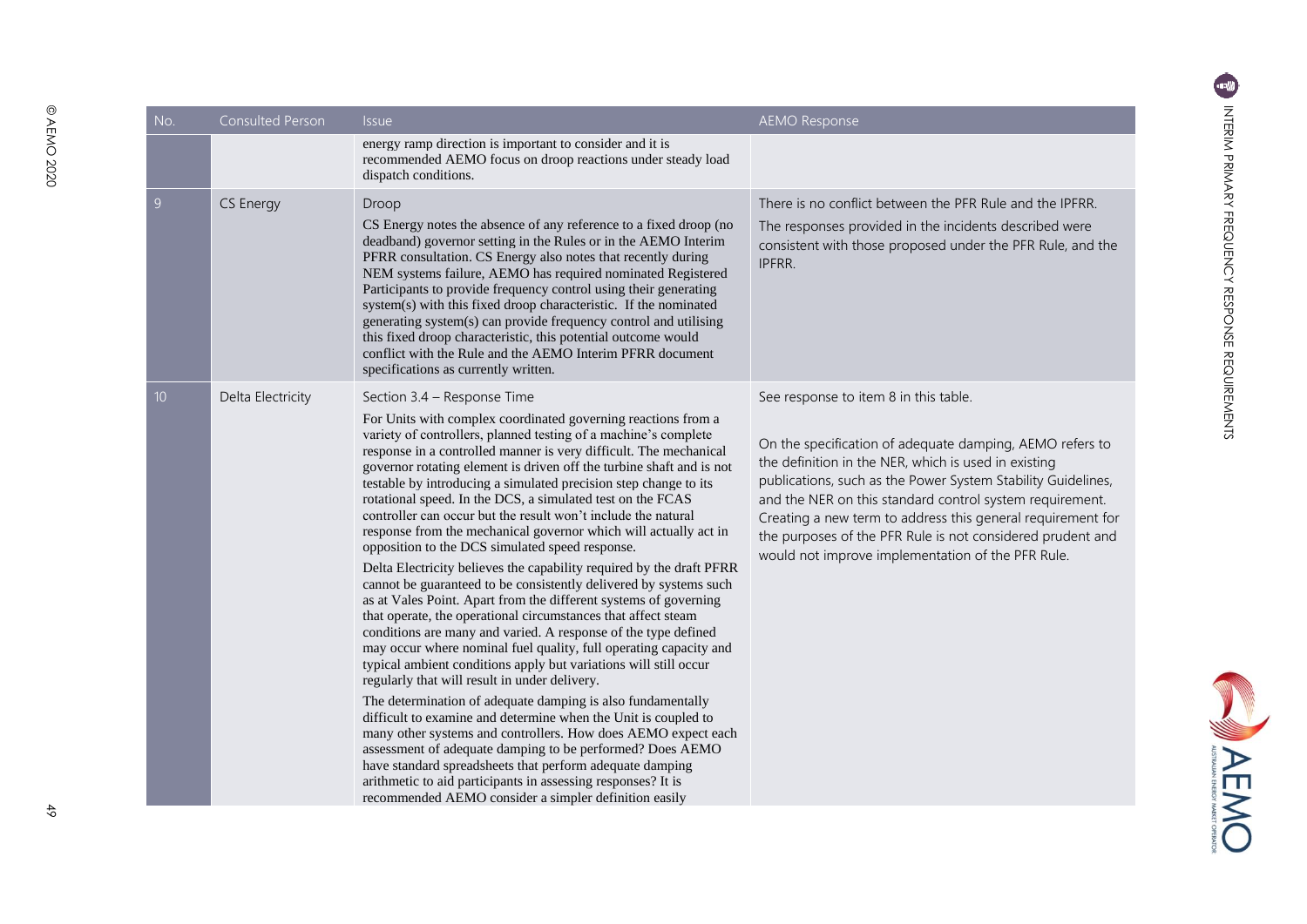| No. | Consulted Person | Issue | AEMO Response |
| --- | --- | --- | --- |
| | | energy ramp direction is important to consider and it is recommended AEMO focus on droop reactions under steady load dispatch conditions. | |
| 9 | CS Energy | Droop<br><br>CS Energy notes the absence of any reference to a fixed droop (no deadband) governor setting in the Rules or in the AEMO Interim PFRR consultation. CS Energy also notes that recently during NEM systems failure, AEMO has required nominated Registered Participants to provide frequency control using their generating system(s) with this fixed droop characteristic. If the nominated generating system(s) can provide frequency control and utilising this fixed droop characteristic, this potential outcome would conflict with the Rule and the AEMO Interim PFRR document specifications as currently written. | There is no conflict between the PFR Rule and the IPFRR.<br><br>The responses provided in the incidents described were consistent with those proposed under the PFR Rule, and the IPFRR. |
| 10 | Delta Electricity | Section 3.4 – Response Time<br><br>For Units with complex coordinated governing reactions from a variety of controllers, planned testing of a machine's complete response in a controlled manner is very difficult. The mechanical governor rotating element is driven off the turbine shaft and is not testable by introducing a simulated precision step change to its rotational speed. In the DCS, a simulated test on the FCAS controller can occur but the result won't include the natural response from the mechanical governor which will actually act in opposition to the DCS simulated speed response.<br><br>Delta Electricity believes the capability required by the draft PFRR cannot be guaranteed to be consistently delivered by systems such as at Vales Point. Apart from the different systems of governing that operate, the operational circumstances that affect steam conditions are many and varied. A response of the type defined may occur where nominal fuel quality, full operating capacity and typical ambient conditions apply but variations will still occur regularly that will result in under delivery.<br><br>The determination of adequate damping is also fundamentally difficult to examine and determine when the Unit is coupled to many other systems and controllers. How does AEMO expect each assessment of adequate damping to be performed? Does AEMO have standard spreadsheets that perform adequate damping arithmetic to aid participants in assessing responses? It is recommended AEMO consider a simpler definition easily | See response to item 8 in this table.<br><br>On the specification of adequate damping, AEMO refers to the definition in the NER, which is used in existing publications, such as the Power System Stability Guidelines, and the NER on this standard control system requirement. Creating a new term to address this general requirement for the purposes of the PFR Rule is not considered prudent and would not improve implementation of the PFR Rule. |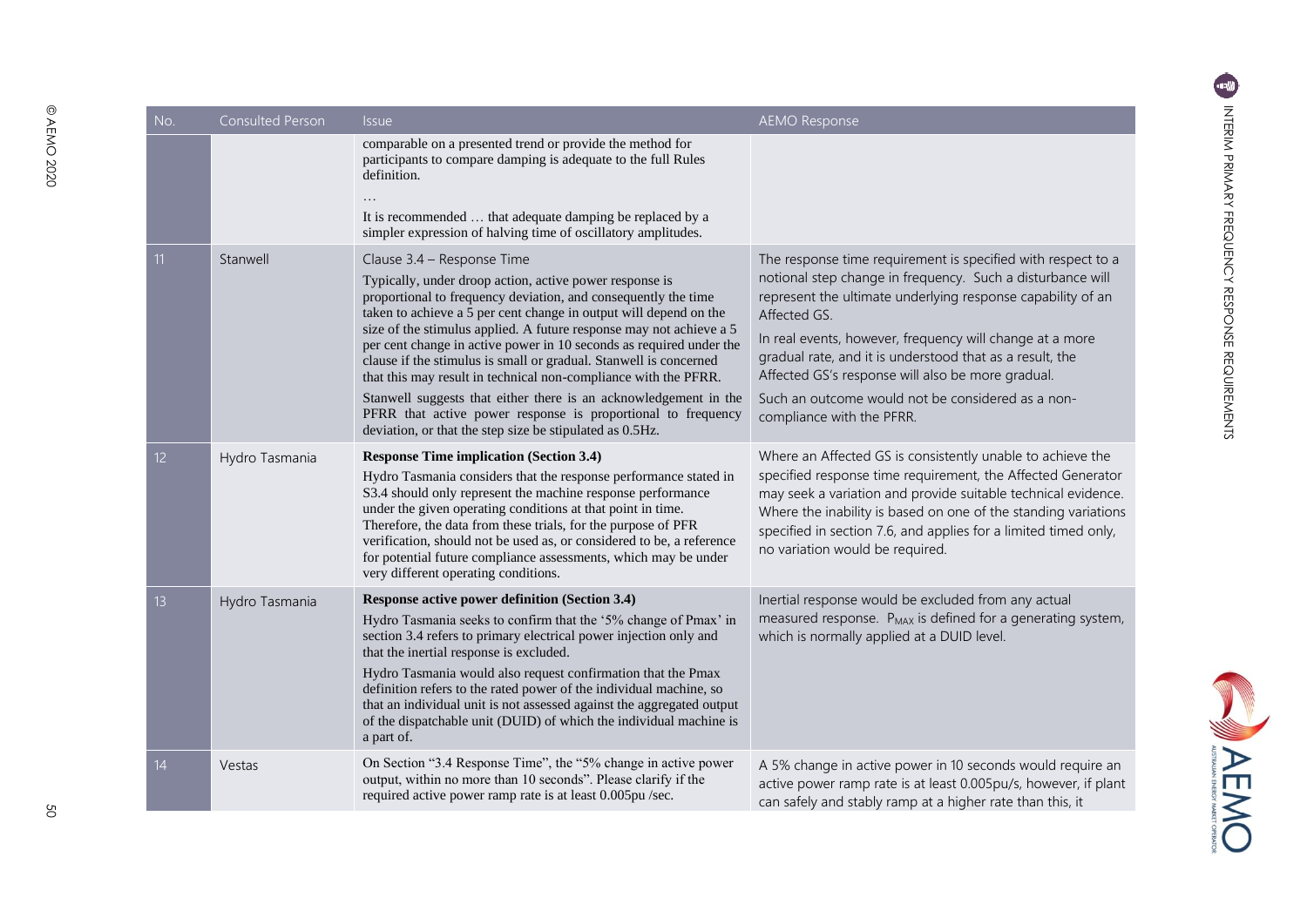| No. | Consulted Person | Issue | AEMO Response |
|---|---|---|---|
| | | comparable on a presented trend or provide the method for participants to compare damping is adequate to the full Rules definition.<br>…<br>It is recommended … that adequate damping be replaced by a simpler expression of halving time of oscillatory amplitudes. | |
| 11 | Stanwell | Clause 3.4 – Response Time<br>Typically, under droop action, active power response is proportional to frequency deviation, and consequently the time taken to achieve a 5 per cent change in output will depend on the size of the stimulus applied. A future response may not achieve a 5 per cent change in active power in 10 seconds as required under the clause if the stimulus is small or gradual. Stanwell is concerned that this may result in technical non-compliance with the PFRR.<br>Stanwell suggests that either there is an acknowledgement in the PFRR that active power response is proportional to frequency deviation, or that the step size be stipulated as 0.5Hz. | The response time requirement is specified with respect to a notional step change in frequency. Such a disturbance will represent the ultimate underlying response capability of an Affected GS.<br>In real events, however, frequency will change at a more gradual rate, and it is understood that as a result, the Affected GS's response will also be more gradual.<br>Such an outcome would not be considered as a non-compliance with the PFRR. |
| 12 | Hydro Tasmania | **Response Time implication (Section 3.4)**<br>Hydro Tasmania considers that the response performance stated in S3.4 should only represent the machine response performance under the given operating conditions at that point in time. Therefore, the data from these trials, for the purpose of PFR verification, should not be used as, or considered to be, a reference for potential future compliance assessments, which may be under very different operating conditions. | Where an Affected GS is consistently unable to achieve the specified response time requirement, the Affected Generator may seek a variation and provide suitable technical evidence. Where the inability is based on one of the standing variations specified in section 7.6, and applies for a limited timed only, no variation would be required. |
| 13 | Hydro Tasmania | **Response active power definition (Section 3.4)**<br>Hydro Tasmania seeks to confirm that the '5% change of Pmax' in section 3.4 refers to primary electrical power injection only and that the inertial response is excluded.<br>Hydro Tasmania would also request confirmation that the Pmax definition refers to the rated power of the individual machine, so that an individual unit is not assessed against the aggregated output of the dispatchable unit (DUID) of which the individual machine is a part of. | Inertial response would be excluded from any actual measured response. $P_{MAX}$ is defined for a generating system, which is normally applied at a DUID level. |
| 14 | Vestas | On Section "3.4 Response Time", the "5% change in active power output, within no more than 10 seconds". Please clarify if the required active power ramp rate is at least 0.005pu /sec. | A 5% change in active power in 10 seconds would require an active power ramp rate is at least 0.005pu/s, however, if plant can safely and stably ramp at a higher rate than this, it |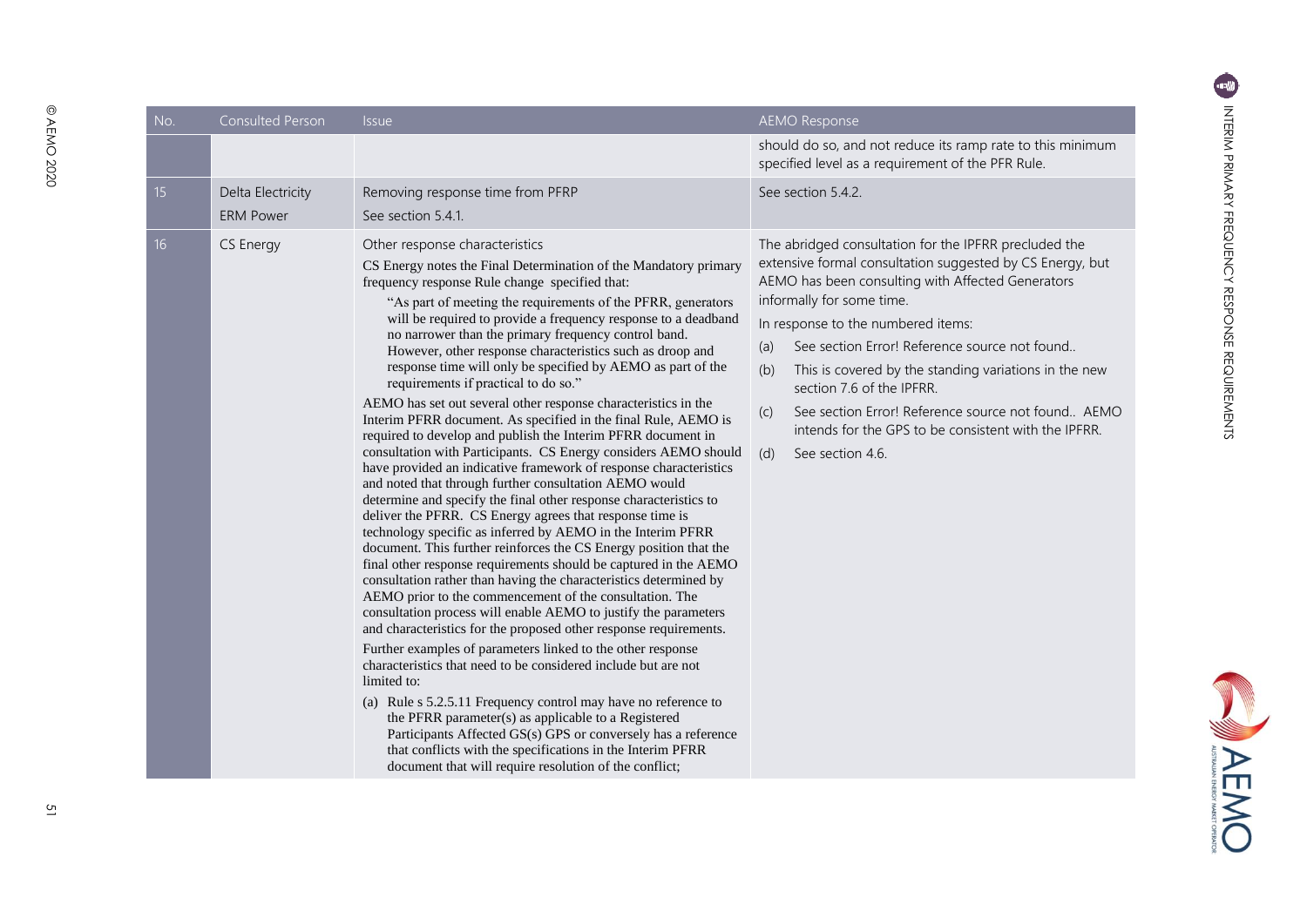| No. | Consulted Person | Issue | AEMO Response |
|---|---|---|---|
| | | | should do so, and not reduce its ramp rate to this minimum specified level as a requirement of the PFR Rule. |
| 15 | Delta Electricity<br>ERM Power | Removing response time from PFRP<br>See section 5.4.1. | See section 5.4.2. |
| 16 | CS Energy | Other response characteristics<br>CS Energy notes the Final Determination of the Mandatory primary frequency response Rule change specified that:<br>"As part of meeting the requirements of the PFRR, generators will be required to provide a frequency response to a deadband no narrower than the primary frequency control band. However, other response characteristics such as droop and response time will only be specified by AEMO as part of the requirements if practical to do so."<br>AEMO has set out several other response characteristics in the Interim PFRR document. As specified in the final Rule, AEMO is required to develop and publish the Interim PFRR document in consultation with Participants. CS Energy considers AEMO should have provided an indicative framework of response characteristics and noted that through further consultation AEMO would determine and specify the final other response characteristics to deliver the PFRR. CS Energy agrees that response time is technology specific as inferred by AEMO in the Interim PFRR document. This further reinforces the CS Energy position that the final other response requirements should be captured in the AEMO consultation rather than having the characteristics determined by AEMO prior to the commencement of the consultation. The consultation process will enable AEMO to justify the parameters and characteristics for the proposed other response requirements.<br>Further examples of parameters linked to the other response characteristics that need to be considered include but are not limited to:<br>(a) Rule s 5.2.5.11 Frequency control may have no reference to the PFRR parameter(s) as applicable to a Registered Participants Affected GS(s) GPS or conversely has a reference that conflicts with the specifications in the Interim PFRR document that will require resolution of the conflict; | The abridged consultation for the IPFRR precluded the extensive formal consultation suggested by CS Energy, but AEMO has been consulting with Affected Generators informally for some time.<br>In response to the numbered items:<br>(a) See section Error! Reference source not found..<br>(b) This is covered by the standing variations in the new section 7.6 of the IPFRR.<br>(c) See section Error! Reference source not found.. AEMO intends for the GPS to be consistent with the IPFRR.<br>(d) See section 4.6. |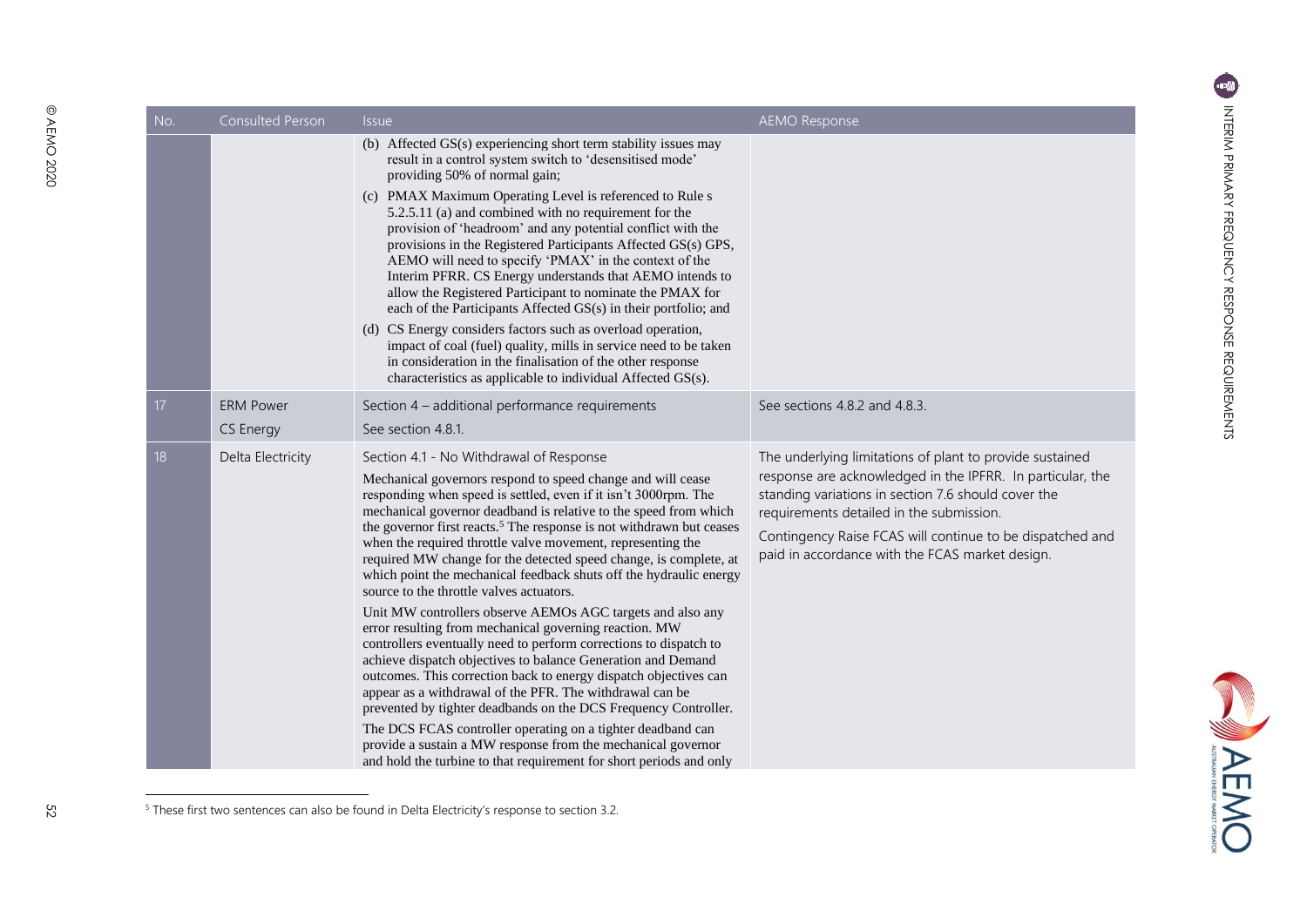| No. | Consulted Person | Issue | AEMO Response |
|---|---|---|---|
| | | (b) Affected GS(s) experiencing short term stability issues may result in a control system switch to 'desensitised mode' providing 50% of normal gain;<br><br>(c) PMAX Maximum Operating Level is referenced to Rule s 5.2.5.11 (a) and combined with no requirement for the provision of 'headroom' and any potential conflict with the provisions in the Registered Participants Affected GS(s) GPS, AEMO will need to specify 'PMAX' in the context of the Interim PFRR. CS Energy understands that AEMO intends to allow the Registered Participant to nominate the PMAX for each of the Participants Affected GS(s) in their portfolio; and<br><br>(d) CS Energy considers factors such as overload operation, impact of coal (fuel) quality, mills in service need to be taken in consideration in the finalisation of the other response characteristics as applicable to individual Affected GS(s). | |
| 17 | ERM Power<br><br>CS Energy | Section 4 – additional performance requirements<br><br>See section 4.8.1. | See sections 4.8.2 and 4.8.3. |
| 18 | Delta Electricity | Section 4.1 - No Withdrawal of Response<br><br>Mechanical governors respond to speed change and will cease responding when speed is settled, even if it isn't 3000rpm. The mechanical governor deadband is relative to the speed from which the governor first reacts.[5] The response is not withdrawn but ceases when the required throttle valve movement, representing the required MW change for the detected speed change, is complete, at which point the mechanical feedback shuts off the hydraulic energy source to the throttle valves actuators.<br><br>Unit MW controllers observe AEMOs AGC targets and also any error resulting from mechanical governing reaction. MW controllers eventually need to perform corrections to dispatch to achieve dispatch objectives to balance Generation and Demand outcomes. This correction back to energy dispatch objectives can appear as a withdrawal of the PFR. The withdrawal can be prevented by tighter deadbands on the DCS Frequency Controller.<br><br>The DCS FCAS controller operating on a tighter deadband can provide a sustain a MW response from the mechanical governor and hold the turbine to that requirement for short periods and only | The underlying limitations of plant to provide sustained response are acknowledged in the IPFRR. In particular, the standing variations in section 7.6 should cover the requirements detailed in the submission.<br><br>Contingency Raise FCAS will continue to be dispatched and paid in accordance with the FCAS market design. |

[5] These first two sentences can also be found in Delta Electricity's response to section 3.2.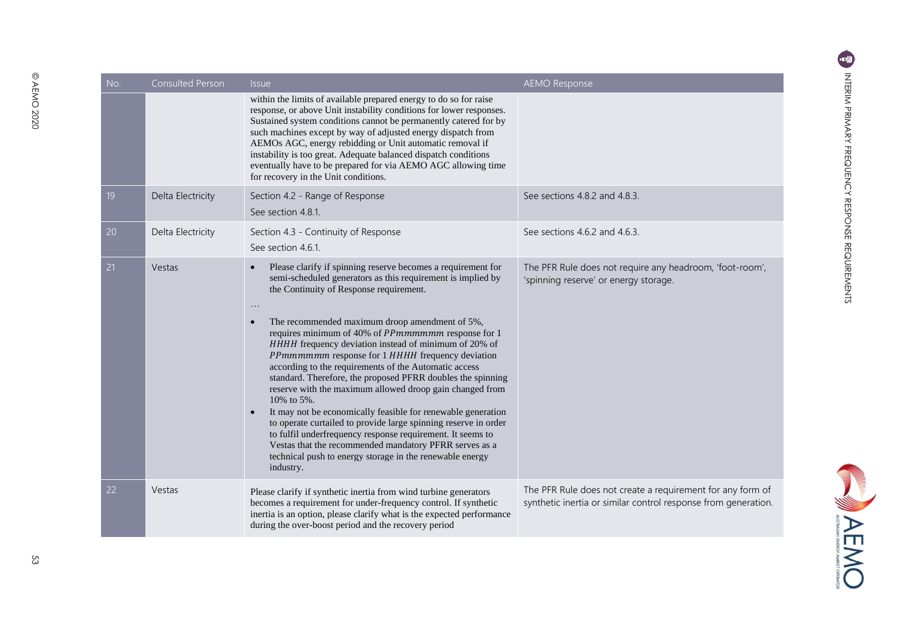| No. | Consulted Person | Issue | AEMO Response |
| --- | --- | --- | --- |
| | | within the limits of available prepared energy to do so for raise response, or above Unit instability conditions for lower responses. Sustained system conditions cannot be permanently catered for by such machines except by way of adjusted energy dispatch from AEMOs AGC, energy rebidding or Unit automatic removal if instability is too great. Adequate balanced dispatch conditions eventually have to be prepared for via AEMO AGC allowing time for recovery in the Unit conditions. | |
| 19 | Delta Electricity | Section 4.2 - Range of Response<br><br>See section 4.8.1. | See sections 4.8.2 and 4.8.3. |
| 20 | Delta Electricity | Section 4.3 - Continuity of Response<br><br>See section 4.6.1. | See sections 4.6.2 and 4.6.3. |
| 21 | Vestas | • Please clarify if spinning reserve becomes a requirement for semi-scheduled generators as this requirement is implied by the Continuity of Response requirement.<br><br>…<br><br>• The recommended maximum droop amendment of 5%, requires minimum of 40% of $PPmmmmmm$ response for 1 $HHHH$ frequency deviation instead of minimum of 20% of $PPmmmmmm$ response for 1 $HHHH$ frequency deviation according to the requirements of the Automatic access standard. Therefore, the proposed PFRR doubles the spinning reserve with the maximum allowed droop gain changed from 10% to 5%.<br>• It may not be economically feasible for renewable generation to operate curtailed to provide large spinning reserve in order to fulfil underfrequency response requirement. It seems to Vestas that the recommended mandatory PFRR serves as a technical push to energy storage in the renewable energy industry. | The PFR Rule does not require any headroom, 'foot-room', 'spinning reserve' or energy storage. |
| 22 | Vestas | Please clarify if synthetic inertia from wind turbine generators becomes a requirement for under-frequency control. If synthetic inertia is an option, please clarify what is the expected performance during the over-boost period and the recovery period | The PFR Rule does not create a requirement for any form of synthetic inertia or similar control response from generation. |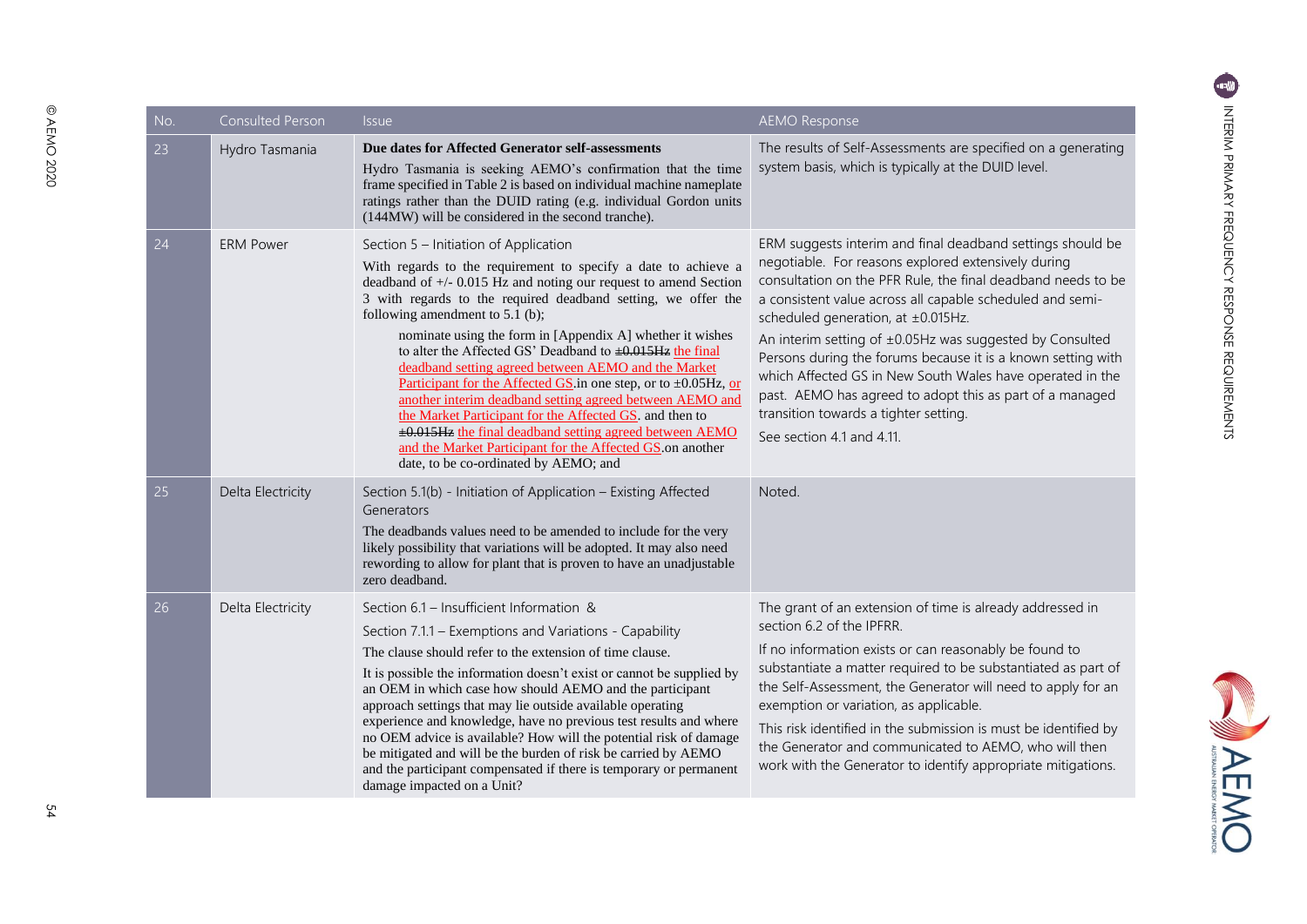| No. | Consulted Person | Issue | AEMO Response |
|---|---|---|---|
| 23 | Hydro Tasmania | **Due dates for Affected Generator self-assessments**<br>Hydro Tasmania is seeking AEMO's confirmation that the time frame specified in Table 2 is based on individual machine nameplate ratings rather than the DUID rating (e.g. individual Gordon units (144MW) will be considered in the second tranche). | The results of Self-Assessments are specified on a generating system basis, which is typically at the DUID level. |
| 24 | ERM Power | Section 5 – Initiation of Application<br>With regards to the requirement to specify a date to achieve a deadband of +/- 0.015 Hz and noting our request to amend Section 3 with regards to the required deadband setting, we offer the following amendment to 5.1 (b);<br>nominate using the form in [Appendix A] whether it wishes to alter the Affected GS' Deadband to ~~±0.015Hz~~ the final deadband setting agreed between AEMO and the Market Participant for the Affected GS.in one step, or to ±0.05Hz, or another interim deadband setting agreed between AEMO and the Market Participant for the Affected GS. and then to ~~±0.015Hz~~ the final deadband setting agreed between AEMO and the Market Participant for the Affected GS.on another date, to be co-ordinated by AEMO; and | ERM suggests interim and final deadband settings should be negotiable. For reasons explored extensively during consultation on the PFR Rule, the final deadband needs to be a consistent value across all capable scheduled and semi-scheduled generation, at ±0.015Hz.<br>An interim setting of ±0.05Hz was suggested by Consulted Persons during the forums because it is a known setting with which Affected GS in New South Wales have operated in the past. AEMO has agreed to adopt this as part of a managed transition towards a tighter setting.<br>See section 4.1 and 4.11. |
| 25 | Delta Electricity | Section 5.1(b) - Initiation of Application – Existing Affected Generators<br>The deadbands values need to be amended to include for the very likely possibility that variations will be adopted. It may also need rewording to allow for plant that is proven to have an unadjustable zero deadband. | Noted. |
| 26 | Delta Electricity | Section 6.1 – Insufficient Information &<br>Section 7.1.1 – Exemptions and Variations - Capability<br>The clause should refer to the extension of time clause.<br>It is possible the information doesn't exist or cannot be supplied by an OEM in which case how should AEMO and the participant approach settings that may lie outside available operating experience and knowledge, have no previous test results and where no OEM advice is available? How will the potential risk of damage be mitigated and will be the burden of risk be carried by AEMO and the participant compensated if there is temporary or permanent damage impacted on a Unit? | The grant of an extension of time is already addressed in section 6.2 of the IPFRR.<br>If no information exists or can reasonably be found to substantiate a matter required to be substantiated as part of the Self-Assessment, the Generator will need to apply for an exemption or variation, as applicable.<br>This risk identified in the submission is must be identified by the Generator and communicated to AEMO, who will then work with the Generator to identify appropriate mitigations. |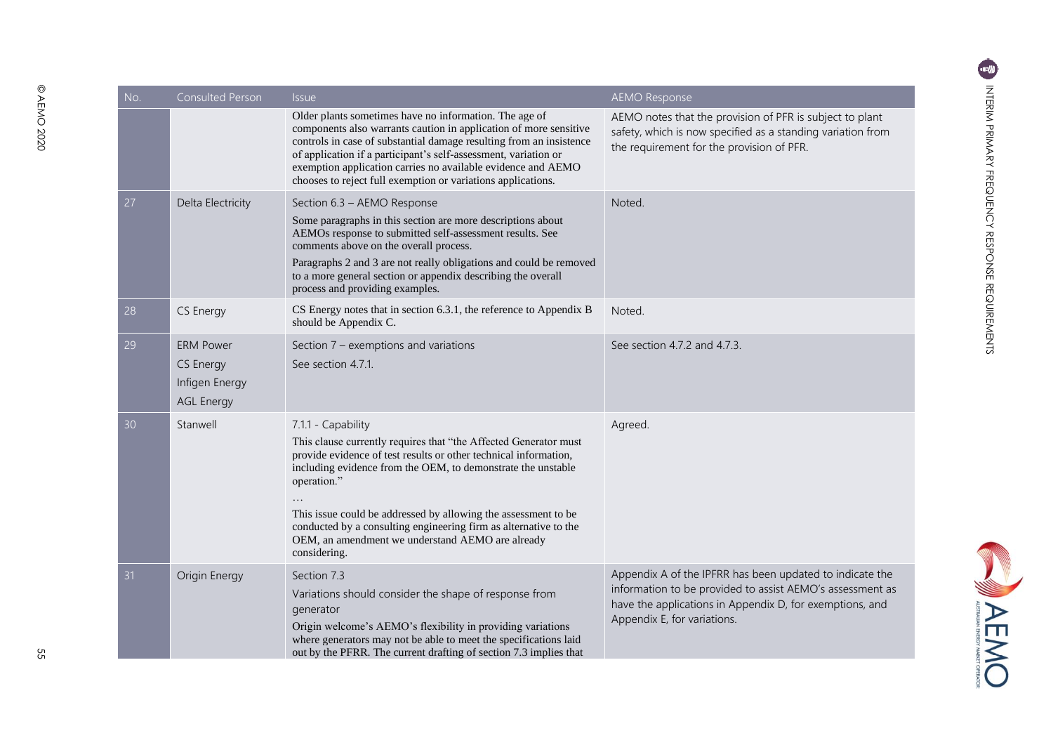| No. | Consulted Person | Issue | AEMO Response |
| --- | --- | --- | --- |
| | | Older plants sometimes have no information. The age of components also warrants caution in application of more sensitive controls in case of substantial damage resulting from an insistence of application if a participant's self-assessment, variation or exemption application carries no available evidence and AEMO chooses to reject full exemption or variations applications. | AEMO notes that the provision of PFR is subject to plant safety, which is now specified as a standing variation from the requirement for the provision of PFR. |
| 27 | Delta Electricity | Section 6.3 – AEMO Response<br><br>Some paragraphs in this section are more descriptions about AEMOs response to submitted self-assessment results. See comments above on the overall process.<br><br>Paragraphs 2 and 3 are not really obligations and could be removed to a more general section or appendix describing the overall process and providing examples. | Noted. |
| 28 | CS Energy | CS Energy notes that in section 6.3.1, the reference to Appendix B should be Appendix C. | Noted. |
| 29 | ERM Power<br>CS Energy<br>Infigen Energy<br>AGL Energy | Section 7 – exemptions and variations<br><br>See section 4.7.1. | See section 4.7.2 and 4.7.3. |
| 30 | Stanwell | 7.1.1 - Capability<br><br>This clause currently requires that "the Affected Generator must provide evidence of test results or other technical information, including evidence from the OEM, to demonstrate the unstable operation."<br><br>…<br><br>This issue could be addressed by allowing the assessment to be conducted by a consulting engineering firm as alternative to the OEM, an amendment we understand AEMO are already considering. | Agreed. |
| 31 | Origin Energy | Section 7.3<br><br>Variations should consider the shape of response from generator<br><br>Origin welcome's AEMO's flexibility in providing variations where generators may not be able to meet the specifications laid out by the PFRR. The current drafting of section 7.3 implies that | Appendix A of the IPFRR has been updated to indicate the information to be provided to assist AEMO's assessment as have the applications in Appendix D, for exemptions, and Appendix E, for variations. |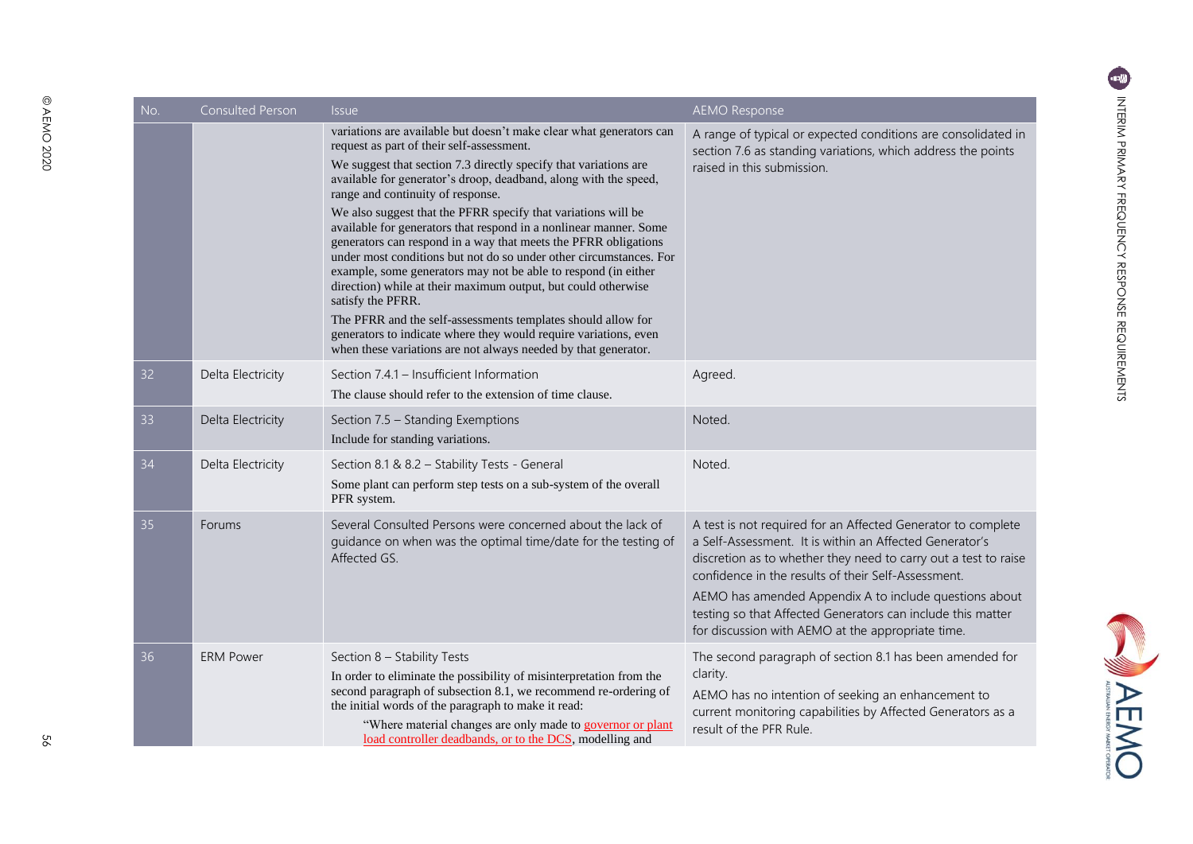| No. | Consulted Person | Issue | AEMO Response |
|---|---|---|---|
| | | variations are available but doesn't make clear what generators can request as part of their self-assessment.<br><br>We suggest that section 7.3 directly specify that variations are available for generator's droop, deadband, along with the speed, range and continuity of response.<br><br>We also suggest that the PFRR specify that variations will be available for generators that respond in a nonlinear manner. Some generators can respond in a way that meets the PFRR obligations under most conditions but not do so under other circumstances. For example, some generators may not be able to respond (in either direction) while at their maximum output, but could otherwise satisfy the PFRR.<br><br>The PFRR and the self-assessments templates should allow for generators to indicate where they would require variations, even when these variations are not always needed by that generator. | A range of typical or expected conditions are consolidated in section 7.6 as standing variations, which address the points raised in this submission. |
| 32 | Delta Electricity | Section 7.4.1 – Insufficient Information<br><br>The clause should refer to the extension of time clause. | Agreed. |
| 33 | Delta Electricity | Section 7.5 – Standing Exemptions<br><br>Include for standing variations. | Noted. |
| 34 | Delta Electricity | Section 8.1 & 8.2 – Stability Tests - General<br><br>Some plant can perform step tests on a sub-system of the overall PFR system. | Noted. |
| 35 | Forums | Several Consulted Persons were concerned about the lack of guidance on when was the optimal time/date for the testing of Affected GS. | A test is not required for an Affected Generator to complete a Self-Assessment. It is within an Affected Generator's discretion as to whether they need to carry out a test to raise confidence in the results of their Self-Assessment.<br><br>AEMO has amended Appendix A to include questions about testing so that Affected Generators can include this matter for discussion with AEMO at the appropriate time. |
| 36 | ERM Power | Section 8 – Stability Tests<br><br>In order to eliminate the possibility of misinterpretation from the second paragraph of subsection 8.1, we recommend re-ordering of the initial words of the paragraph to make it read:<br><br>"Where material changes are only made to governor or plant load controller deadbands, or to the DCS, modelling and | The second paragraph of section 8.1 has been amended for clarity.<br><br>AEMO has no intention of seeking an enhancement to current monitoring capabilities by Affected Generators as a result of the PFR Rule. |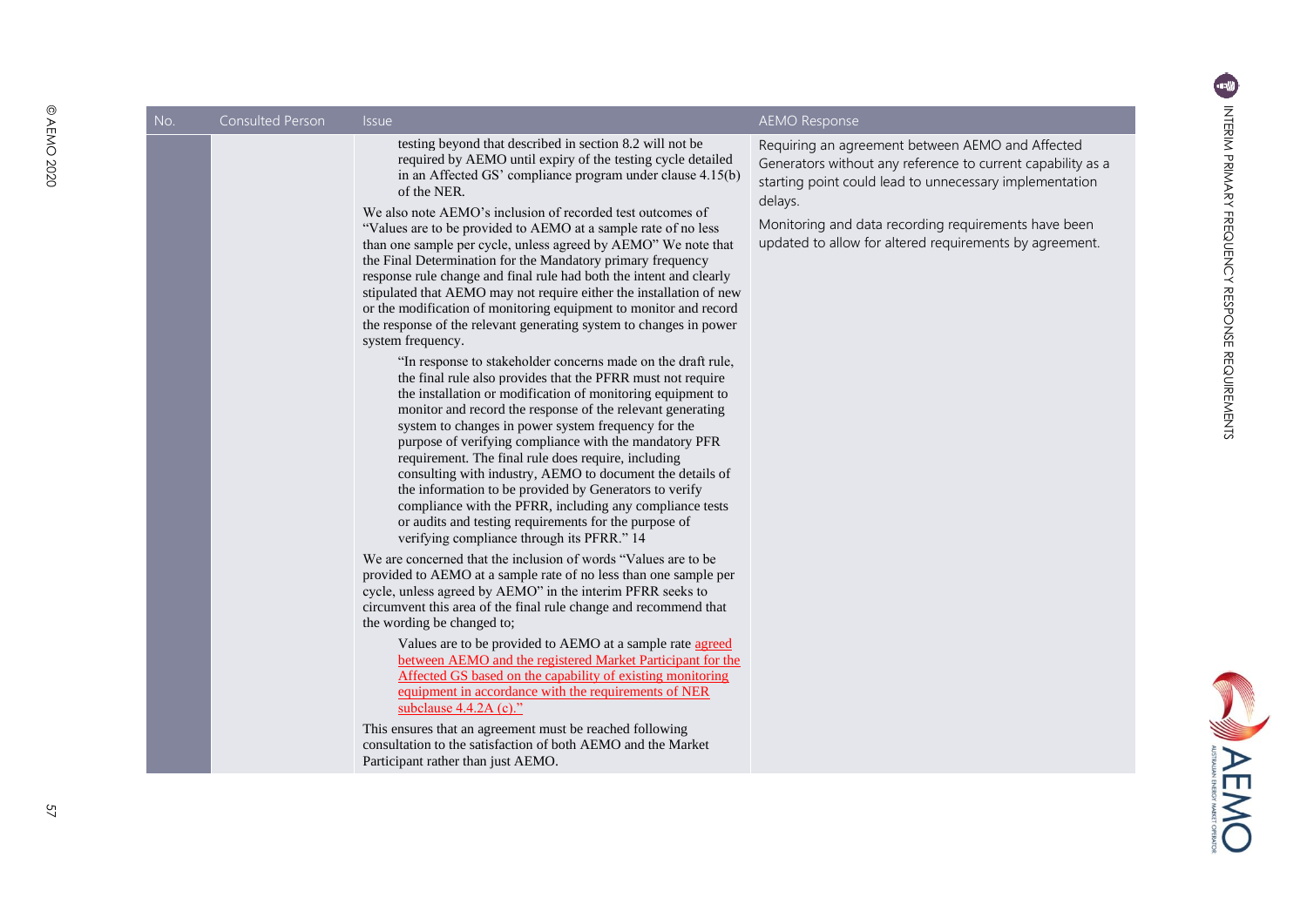| No. | Consulted Person | Issue | AEMO Response |
|---|---|---|---|
| | | testing beyond that described in section 8.2 will not be required by AEMO until expiry of the testing cycle detailed in an Affected GS' compliance program under clause 4.15(b) of the NER.<br><br>We also note AEMO's inclusion of recorded test outcomes of "Values are to be provided to AEMO at a sample rate of no less than one sample per cycle, unless agreed by AEMO" We note that the Final Determination for the Mandatory primary frequency response rule change and final rule had both the intent and clearly stipulated that AEMO may not require either the installation of new or the modification of monitoring equipment to monitor and record the response of the relevant generating system to changes in power system frequency.<br><br>"In response to stakeholder concerns made on the draft rule, the final rule also provides that the PFRR must not require the installation or modification of monitoring equipment to monitor and record the response of the relevant generating system to changes in power system frequency for the purpose of verifying compliance with the mandatory PFR requirement. The final rule does require, including consulting with industry, AEMO to document the details of the information to be provided by Generators to verify compliance with the PFRR, including any compliance tests or audits and testing requirements for the purpose of verifying compliance through its PFRR." 14<br><br>We are concerned that the inclusion of words "Values are to be provided to AEMO at a sample rate of no less than one sample per cycle, unless agreed by AEMO" in the interim PFRR seeks to circumvent this area of the final rule change and recommend that the wording be changed to;<br><br>Values are to be provided to AEMO at a sample rate agreed between AEMO and the registered Market Participant for the Affected GS based on the capability of existing monitoring equipment in accordance with the requirements of NER subclause 4.4.2A (c)."<br><br>This ensures that an agreement must be reached following consultation to the satisfaction of both AEMO and the Market Participant rather than just AEMO. | Requiring an agreement between AEMO and Affected Generators without any reference to current capability as a starting point could lead to unnecessary implementation delays.<br><br>Monitoring and data recording requirements have been updated to allow for altered requirements by agreement. |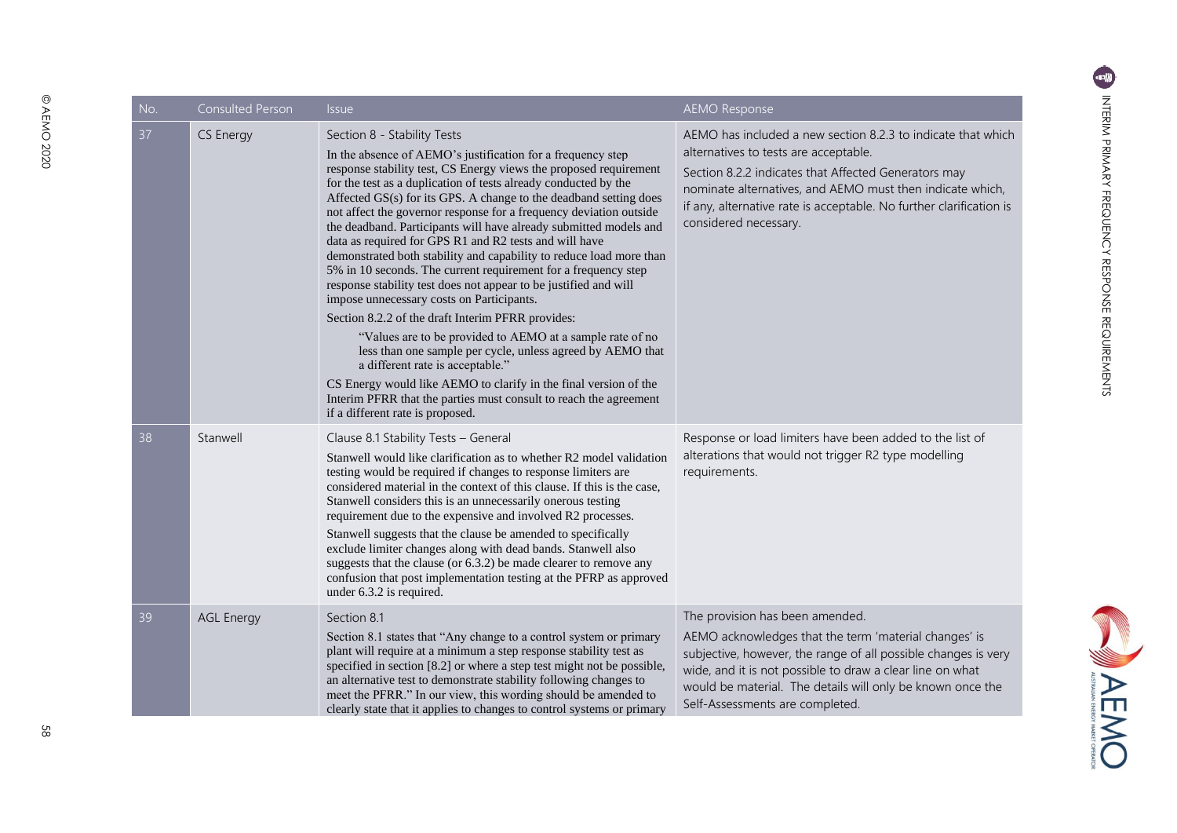| No. | Consulted Person | Issue | AEMO Response |
| --- | --- | --- | --- |
| 37 | CS Energy | Section 8 - Stability Tests<br>In the absence of AEMO's justification for a frequency step response stability test, CS Energy views the proposed requirement for the test as a duplication of tests already conducted by the Affected GS(s) for its GPS. A change to the deadband setting does not affect the governor response for a frequency deviation outside the deadband. Participants will have already submitted models and data as required for GPS R1 and R2 tests and will have demonstrated both stability and capability to reduce load more than 5% in 10 seconds. The current requirement for a frequency step response stability test does not appear to be justified and will impose unnecessary costs on Participants.<br>Section 8.2.2 of the draft Interim PFRR provides:<br>"Values are to be provided to AEMO at a sample rate of no less than one sample per cycle, unless agreed by AEMO that a different rate is acceptable."<br>CS Energy would like AEMO to clarify in the final version of the Interim PFRR that the parties must consult to reach the agreement if a different rate is proposed. | AEMO has included a new section 8.2.3 to indicate that which alternatives to tests are acceptable.<br>Section 8.2.2 indicates that Affected Generators may nominate alternatives, and AEMO must then indicate which, if any, alternative rate is acceptable. No further clarification is considered necessary. |
| 38 | Stanwell | Clause 8.1 Stability Tests – General<br>Stanwell would like clarification as to whether R2 model validation testing would be required if changes to response limiters are considered material in the context of this clause. If this is the case, Stanwell considers this is an unnecessarily onerous testing requirement due to the expensive and involved R2 processes.<br>Stanwell suggests that the clause be amended to specifically exclude limiter changes along with dead bands. Stanwell also suggests that the clause (or 6.3.2) be made clearer to remove any confusion that post implementation testing at the PFRP as approved under 6.3.2 is required. | Response or load limiters have been added to the list of alterations that would not trigger R2 type modelling requirements. |
| 39 | AGL Energy | Section 8.1<br>Section 8.1 states that "Any change to a control system or primary plant will require at a minimum a step response stability test as specified in section [8.2] or where a step test might not be possible, an alternative test to demonstrate stability following changes to meet the PFRR." In our view, this wording should be amended to clearly state that it applies to changes to control systems or primary | The provision has been amended.<br>AEMO acknowledges that the term 'material changes' is subjective, however, the range of all possible changes is very wide, and it is not possible to draw a clear line on what would be material. The details will only be known once the Self-Assessments are completed. |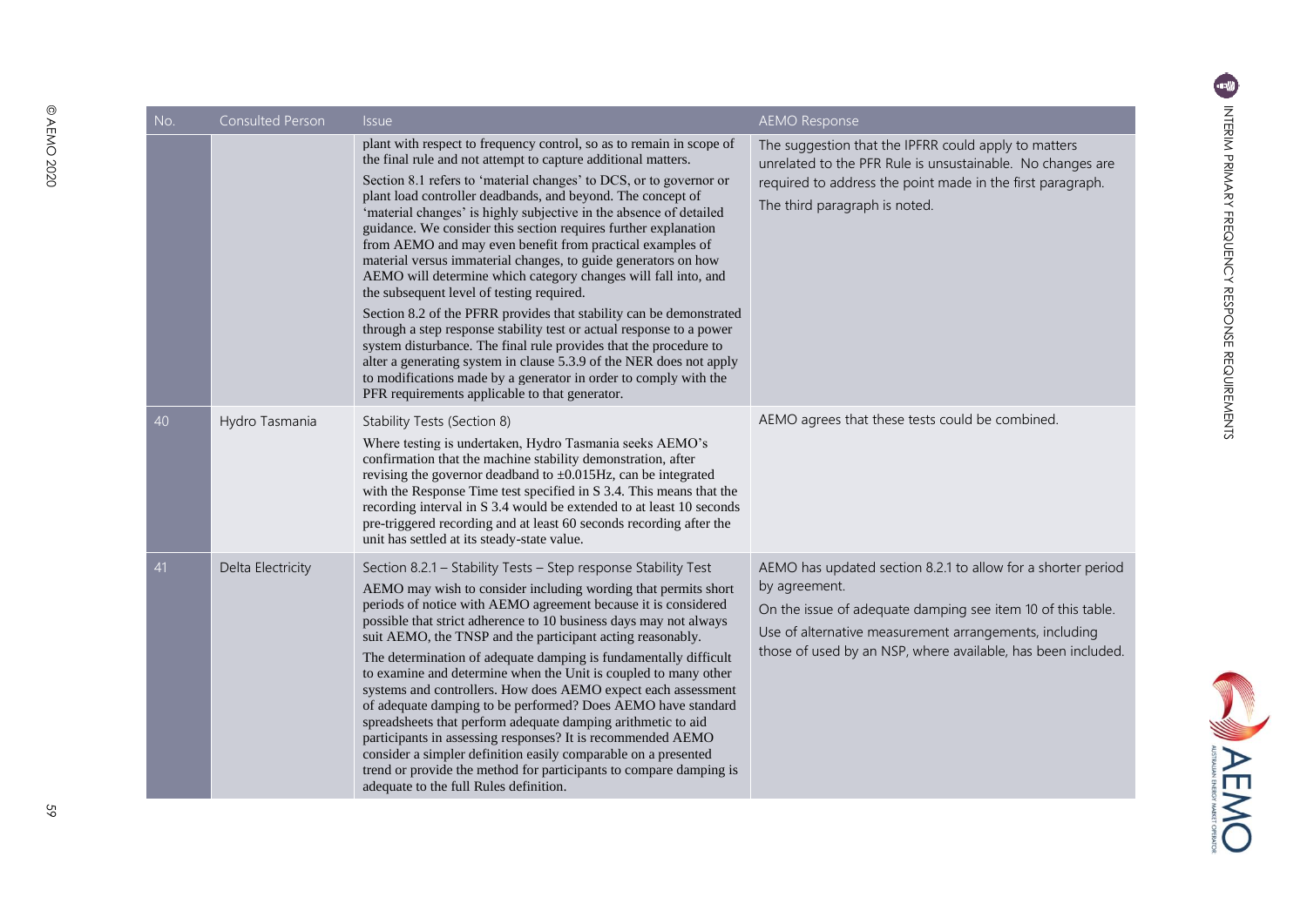| No. | Consulted Person | Issue | AEMO Response |
| --- | --- | --- | --- |
| | | plant with respect to frequency control, so as to remain in scope of the final rule and not attempt to capture additional matters.<br><br>Section 8.1 refers to 'material changes' to DCS, or to governor or plant load controller deadbands, and beyond. The concept of 'material changes' is highly subjective in the absence of detailed guidance. We consider this section requires further explanation from AEMO and may even benefit from practical examples of material versus immaterial changes, to guide generators on how AEMO will determine which category changes will fall into, and the subsequent level of testing required.<br><br>Section 8.2 of the PFRR provides that stability can be demonstrated through a step response stability test or actual response to a power system disturbance. The final rule provides that the procedure to alter a generating system in clause 5.3.9 of the NER does not apply to modifications made by a generator in order to comply with the PFR requirements applicable to that generator. | The suggestion that the IPFRR could apply to matters unrelated to the PFR Rule is unsustainable. No changes are required to address the point made in the first paragraph.<br><br>The third paragraph is noted. |
| 40 | Hydro Tasmania | Stability Tests (Section 8)<br><br>Where testing is undertaken, Hydro Tasmania seeks AEMO's confirmation that the machine stability demonstration, after revising the governor deadband to ±0.015Hz, can be integrated with the Response Time test specified in S 3.4. This means that the recording interval in S 3.4 would be extended to at least 10 seconds pre-triggered recording and at least 60 seconds recording after the unit has settled at its steady-state value. | AEMO agrees that these tests could be combined. |
| 41 | Delta Electricity | Section 8.2.1 – Stability Tests – Step response Stability Test<br><br>AEMO may wish to consider including wording that permits short periods of notice with AEMO agreement because it is considered possible that strict adherence to 10 business days may not always suit AEMO, the TNSP and the participant acting reasonably.<br><br>The determination of adequate damping is fundamentally difficult to examine and determine when the Unit is coupled to many other systems and controllers. How does AEMO expect each assessment of adequate damping to be performed? Does AEMO have standard spreadsheets that perform adequate damping arithmetic to aid participants in assessing responses? It is recommended AEMO consider a simpler definition easily comparable on a presented trend or provide the method for participants to compare damping is adequate to the full Rules definition. | AEMO has updated section 8.2.1 to allow for a shorter period by agreement.<br><br>On the issue of adequate damping see item 10 of this table.<br><br>Use of alternative measurement arrangements, including those of used by an NSP, where available, has been included. |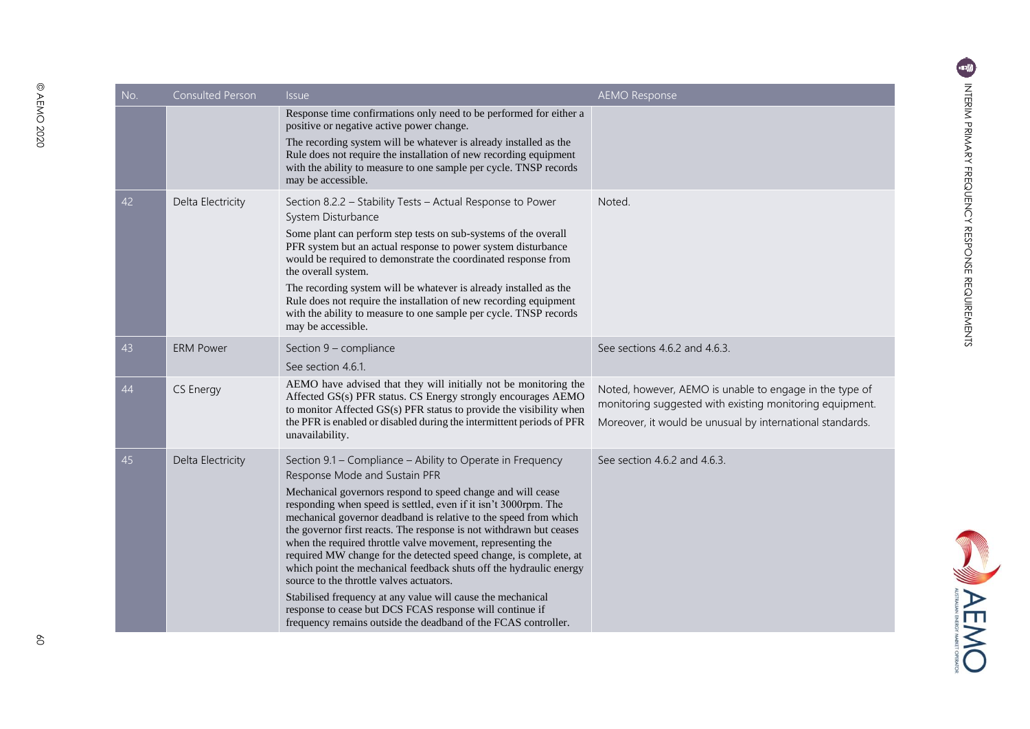| No. | Consulted Person | Issue | AEMO Response |
|---|---|---|---|
| | | Response time confirmations only need to be performed for either a positive or negative active power change.<br><br>The recording system will be whatever is already installed as the Rule does not require the installation of new recording equipment with the ability to measure to one sample per cycle. TNSP records may be accessible. | |
| 42 | Delta Electricity | Section 8.2.2 – Stability Tests – Actual Response to Power System Disturbance<br><br>Some plant can perform step tests on sub-systems of the overall PFR system but an actual response to power system disturbance would be required to demonstrate the coordinated response from the overall system.<br><br>The recording system will be whatever is already installed as the Rule does not require the installation of new recording equipment with the ability to measure to one sample per cycle. TNSP records may be accessible. | Noted. |
| 43 | ERM Power | Section 9 – compliance<br><br>See section 4.6.1. | See sections 4.6.2 and 4.6.3. |
| 44 | CS Energy | AEMO have advised that they will initially not be monitoring the Affected GS(s) PFR status. CS Energy strongly encourages AEMO to monitor Affected GS(s) PFR status to provide the visibility when the PFR is enabled or disabled during the intermittent periods of PFR unavailability. | Noted, however, AEMO is unable to engage in the type of monitoring suggested with existing monitoring equipment.<br><br>Moreover, it would be unusual by international standards. |
| 45 | Delta Electricity | Section 9.1 – Compliance – Ability to Operate in Frequency Response Mode and Sustain PFR<br><br>Mechanical governors respond to speed change and will cease responding when speed is settled, even if it isn't 3000rpm. The mechanical governor deadband is relative to the speed from which the governor first reacts. The response is not withdrawn but ceases when the required throttle valve movement, representing the required MW change for the detected speed change, is complete, at which point the mechanical feedback shuts off the hydraulic energy source to the throttle valves actuators.<br><br>Stabilised frequency at any value will cause the mechanical response to cease but DCS FCAS response will continue if frequency remains outside the deadband of the FCAS controller. | See section 4.6.2 and 4.6.3. |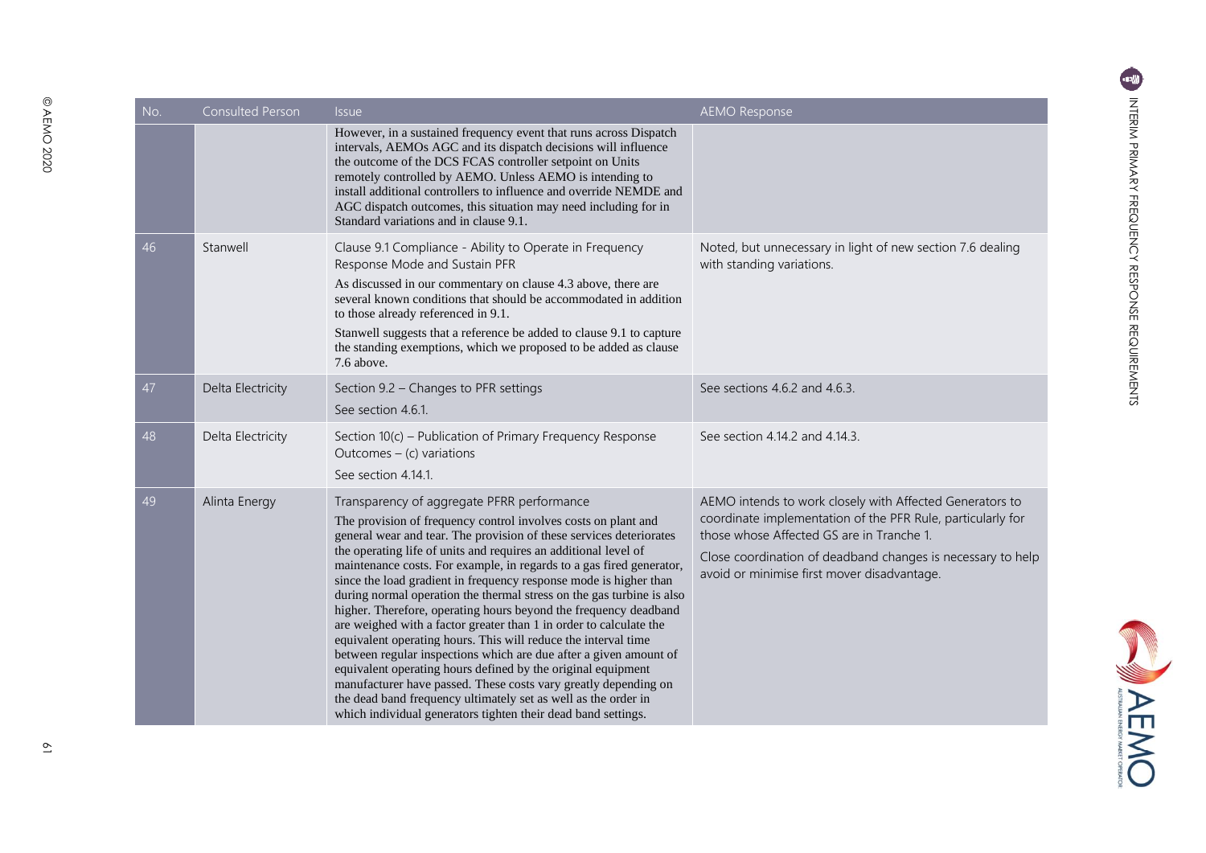| No. | Consulted Person | Issue | AEMO Response |
| --- | --- | --- | --- |
| | | However, in a sustained frequency event that runs across Dispatch intervals, AEMOs AGC and its dispatch decisions will influence the outcome of the DCS FCAS controller setpoint on Units remotely controlled by AEMO. Unless AEMO is intending to install additional controllers to influence and override NEMDE and AGC dispatch outcomes, this situation may need including for in Standard variations and in clause 9.1. | |
| 46 | Stanwell | Clause 9.1 Compliance - Ability to Operate in Frequency Response Mode and Sustain PFR<br><br>As discussed in our commentary on clause 4.3 above, there are several known conditions that should be accommodated in addition to those already referenced in 9.1.<br><br>Stanwell suggests that a reference be added to clause 9.1 to capture the standing exemptions, which we proposed to be added as clause 7.6 above. | Noted, but unnecessary in light of new section 7.6 dealing with standing variations. |
| 47 | Delta Electricity | Section 9.2 – Changes to PFR settings<br><br>See section 4.6.1. | See sections 4.6.2 and 4.6.3. |
| 48 | Delta Electricity | Section 10(c) – Publication of Primary Frequency Response Outcomes – (c) variations<br><br>See section 4.14.1. | See section 4.14.2 and 4.14.3. |
| 49 | Alinta Energy | Transparency of aggregate PFRR performance<br><br>The provision of frequency control involves costs on plant and general wear and tear. The provision of these services deteriorates the operating life of units and requires an additional level of maintenance costs. For example, in regards to a gas fired generator, since the load gradient in frequency response mode is higher than during normal operation the thermal stress on the gas turbine is also higher. Therefore, operating hours beyond the frequency deadband are weighed with a factor greater than 1 in order to calculate the equivalent operating hours. This will reduce the interval time between regular inspections which are due after a given amount of equivalent operating hours defined by the original equipment manufacturer have passed. These costs vary greatly depending on the dead band frequency ultimately set as well as the order in which individual generators tighten their dead band settings. | AEMO intends to work closely with Affected Generators to coordinate implementation of the PFR Rule, particularly for those whose Affected GS are in Tranche 1.<br><br>Close coordination of deadband changes is necessary to help avoid or minimise first mover disadvantage. |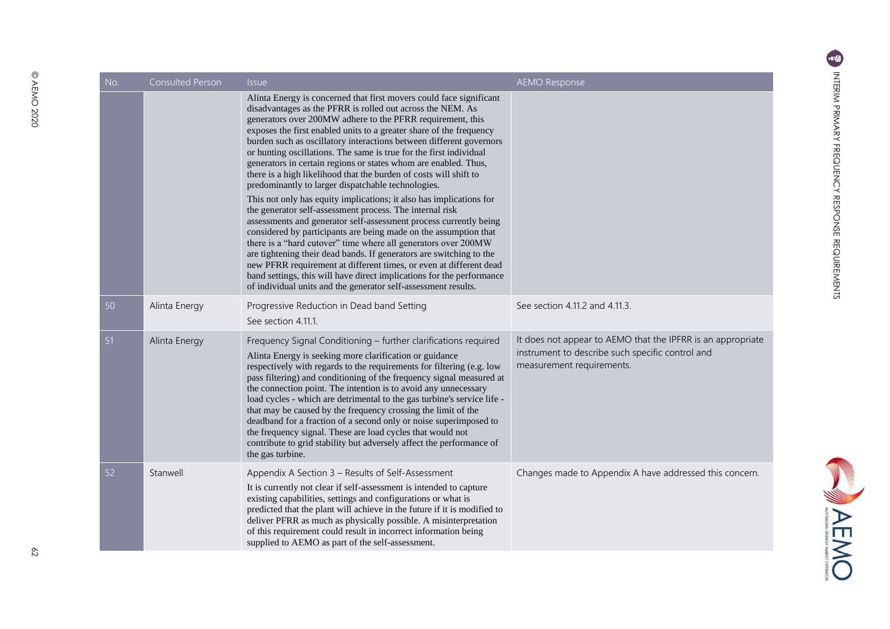| No. | Consulted Person | Issue | AEMO Response |
| --- | --- | --- | --- |
| | | Alinta Energy is concerned that first movers could face significant disadvantages as the PFRR is rolled out across the NEM. As generators over 200MW adhere to the PFRR requirement, this exposes the first enabled units to a greater share of the frequency burden such as oscillatory interactions between different governors or hunting oscillations. The same is true for the first individual generators in certain regions or states whom are enabled. Thus, there is a high likelihood that the burden of costs will shift to predominantly to larger dispatchable technologies.<br><br>This not only has equity implications; it also has implications for the generator self-assessment process. The internal risk assessments and generator self-assessment process currently being considered by participants are being made on the assumption that there is a "hard cutover" time where all generators over 200MW are tightening their dead bands. If generators are switching to the new PFRR requirement at different times, or even at different dead band settings, this will have direct implications for the performance of individual units and the generator self-assessment results. | |
| 50 | Alinta Energy | Progressive Reduction in Dead band Setting<br><br>See section 4.11.1. | See section 4.11.2 and 4.11.3. |
| 51 | Alinta Energy | Frequency Signal Conditioning – further clarifications required<br><br>Alinta Energy is seeking more clarification or guidance respectively with regards to the requirements for filtering (e.g. low pass filtering) and conditioning of the frequency signal measured at the connection point. The intention is to avoid any unnecessary load cycles - which are detrimental to the gas turbine's service life - that may be caused by the frequency crossing the limit of the deadband for a fraction of a second only or noise superimposed to the frequency signal. These are load cycles that would not contribute to grid stability but adversely affect the performance of the gas turbine. | It does not appear to AEMO that the IPFRR is an appropriate instrument to describe such specific control and measurement requirements. |
| 52 | Stanwell | Appendix A Section 3 – Results of Self-Assessment<br><br>It is currently not clear if self-assessment is intended to capture existing capabilities, settings and configurations or what is predicted that the plant will achieve in the future if it is modified to deliver PFRR as much as physically possible. A misinterpretation of this requirement could result in incorrect information being supplied to AEMO as part of the self-assessment. | Changes made to Appendix A have addressed this concern. |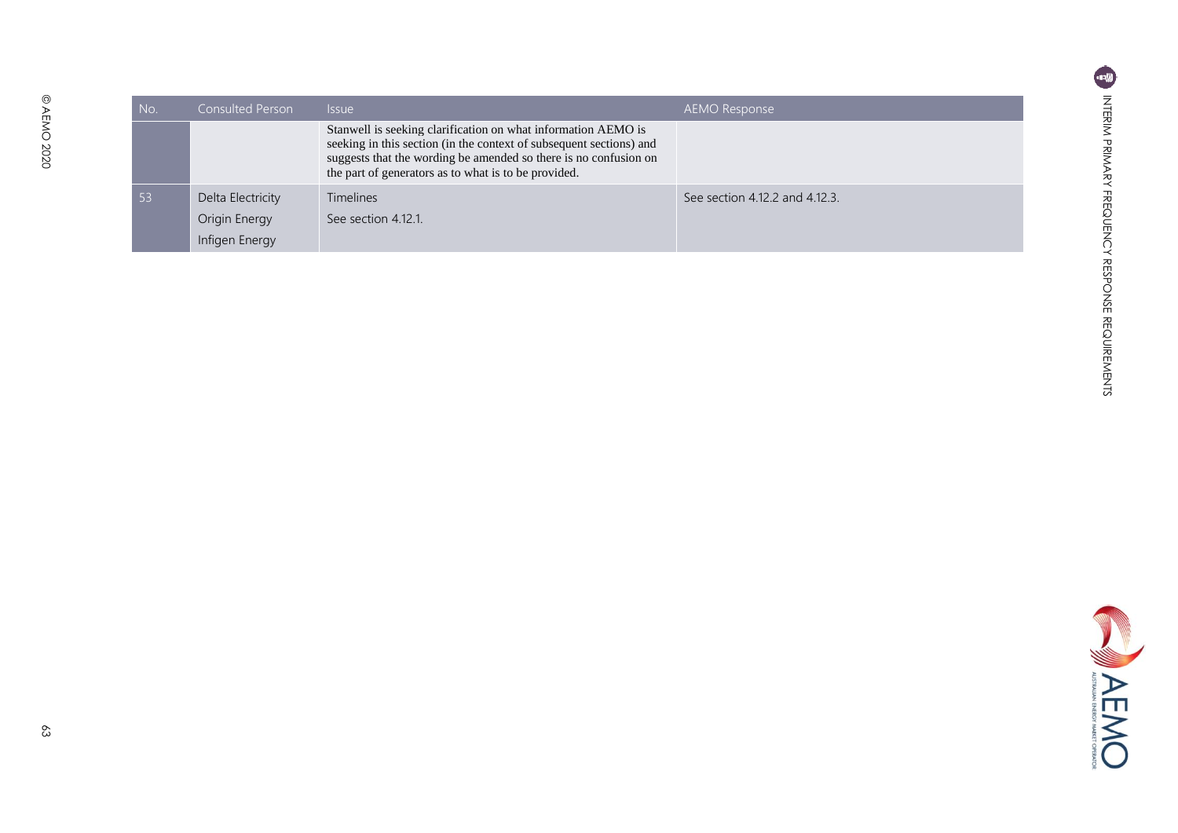| No. | Consulted Person | Issue | AEMO Response |
| --- | --- | --- | --- |
| | | Stanwell is seeking clarification on what information AEMO is seeking in this section (in the context of subsequent sections) and suggests that the wording be amended so there is no confusion on the part of generators as to what is to be provided. | |
| 53 | Delta Electricity<br>Origin Energy<br>Infigen Energy | Timelines<br>See section 4.12.1. | See section 4.12.2 and 4.12.3. |